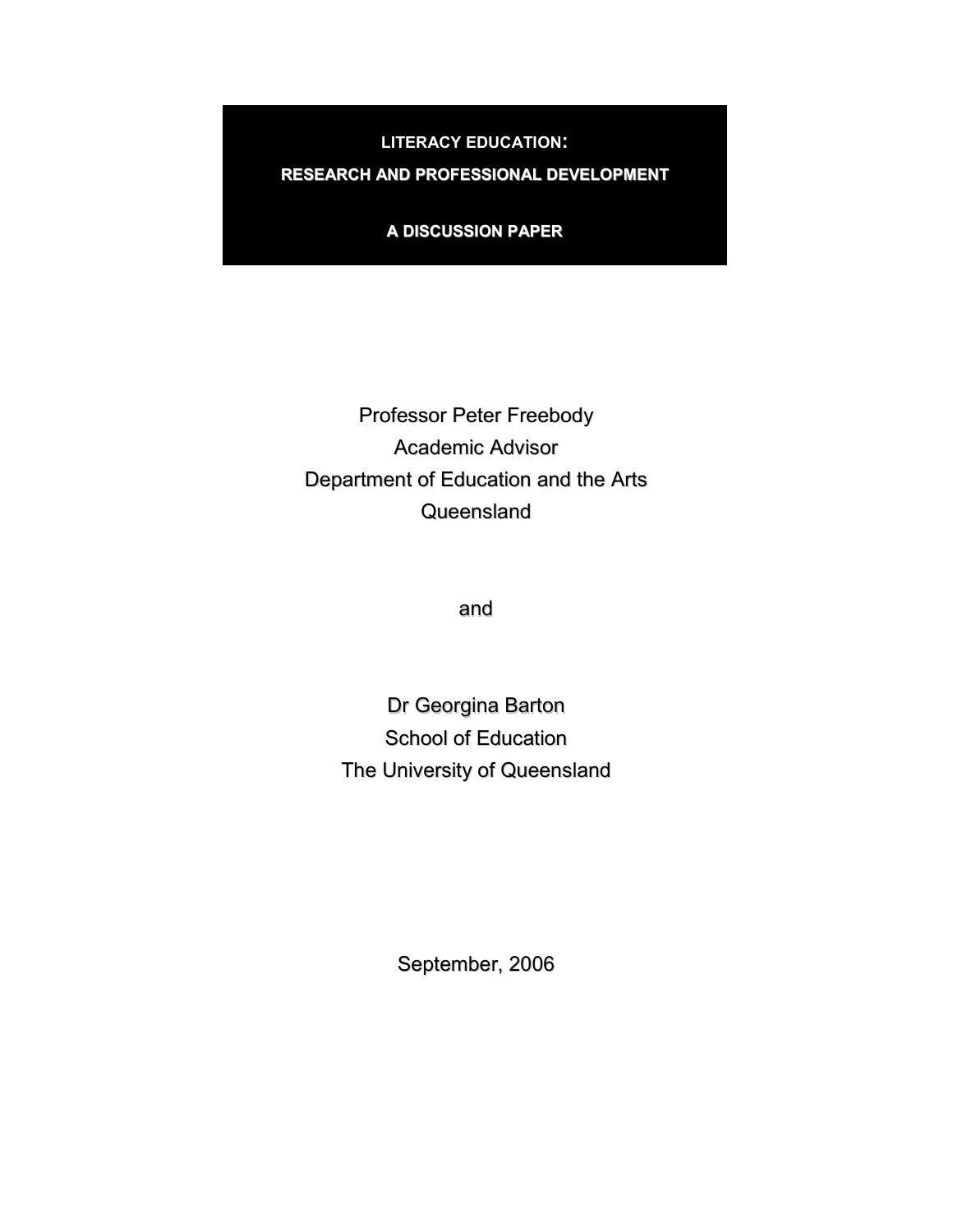# LITERACY EDUCATION:

# RESEARCH AND PROFESSIONAL DEVELOPMENT

## A DISCUSSION PAPER

Professor Peter Freebody
Academic Advisor
Department of Education and the Arts
Queensland

and

Dr Georgina Barton
School of Education
The University of Queensland

September, 2006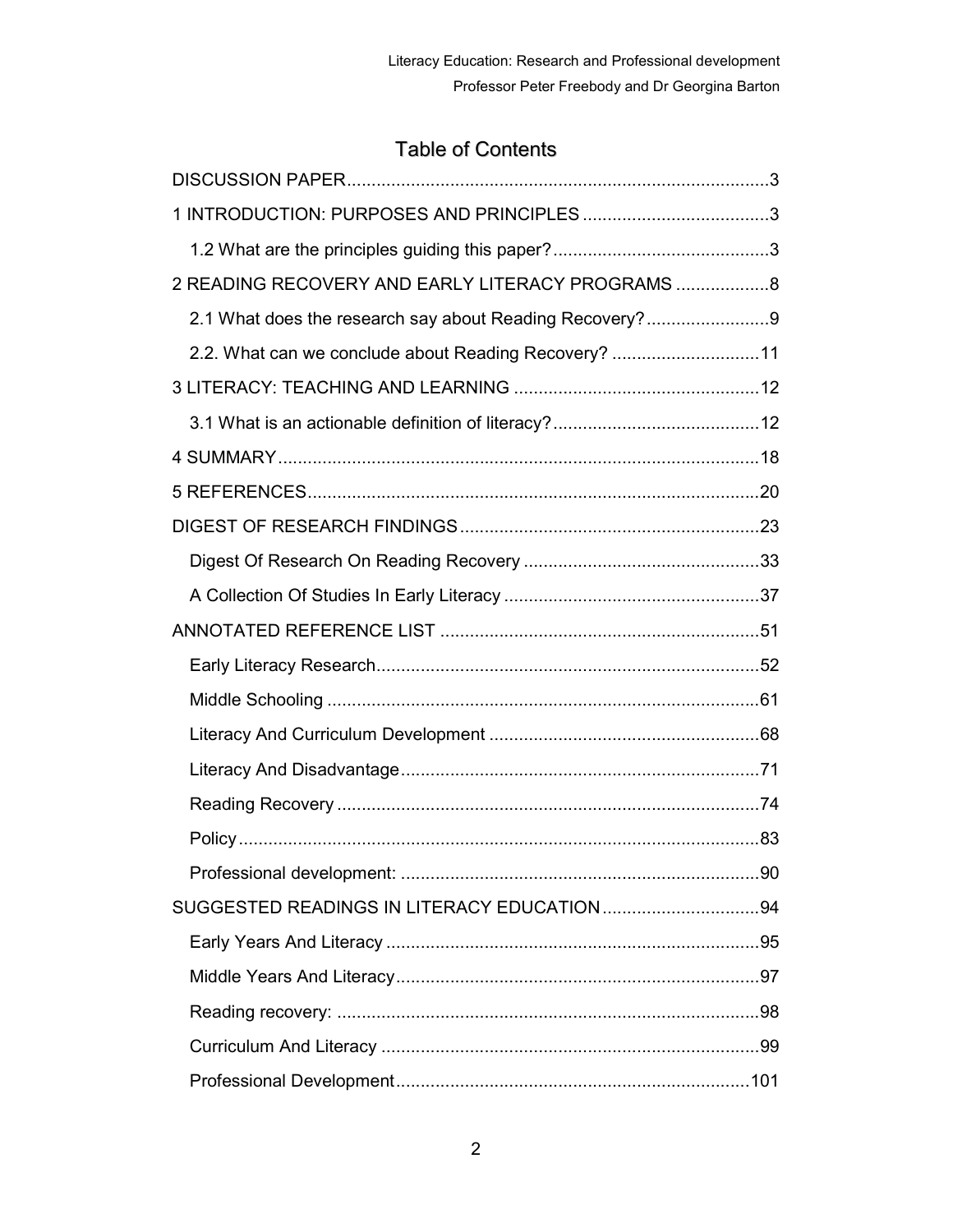# Table of Contents

DISCUSSION PAPER....................................................................................3

1 INTRODUCTION: PURPOSES AND PRINCIPLES......................................3

- 1.2 What are the principles guiding this paper?............................................3

2 READING RECOVERY AND EARLY LITERACY PROGRAMS...................8

- 2.1 What does the research say about Reading Recovery?.........................9
- 2.2. What can we conclude about Reading Recovery? .............................11

3 LITERACY: TEACHING AND LEARNING..................................................12

- 3.1 What is an actionable definition of literacy?..........................................12

4 SUMMARY.................................................................................................18

5 REFERENCES...........................................................................................20

DIGEST OF RESEARCH FINDINGS.............................................................23

- Digest Of Research On Reading Recovery................................................33
- A Collection Of Studies In Early Literacy....................................................37

ANNOTATED REFERENCE LIST.................................................................51

- Early Literacy Research.............................................................................52
- Middle Schooling........................................................................................61
- Literacy And Curriculum Development.......................................................68
- Literacy And Disadvantage.........................................................................71
- Reading Recovery......................................................................................74
- Policy.........................................................................................................83
- Professional development: .........................................................................90

SUGGESTED READINGS IN LITERACY EDUCATION................................94

- Early Years And Literacy............................................................................95
- Middle Years And Literacy..........................................................................97
- Reading recovery: ......................................................................................98
- Curriculum And Literacy.............................................................................99
- Professional Development.........................................................................101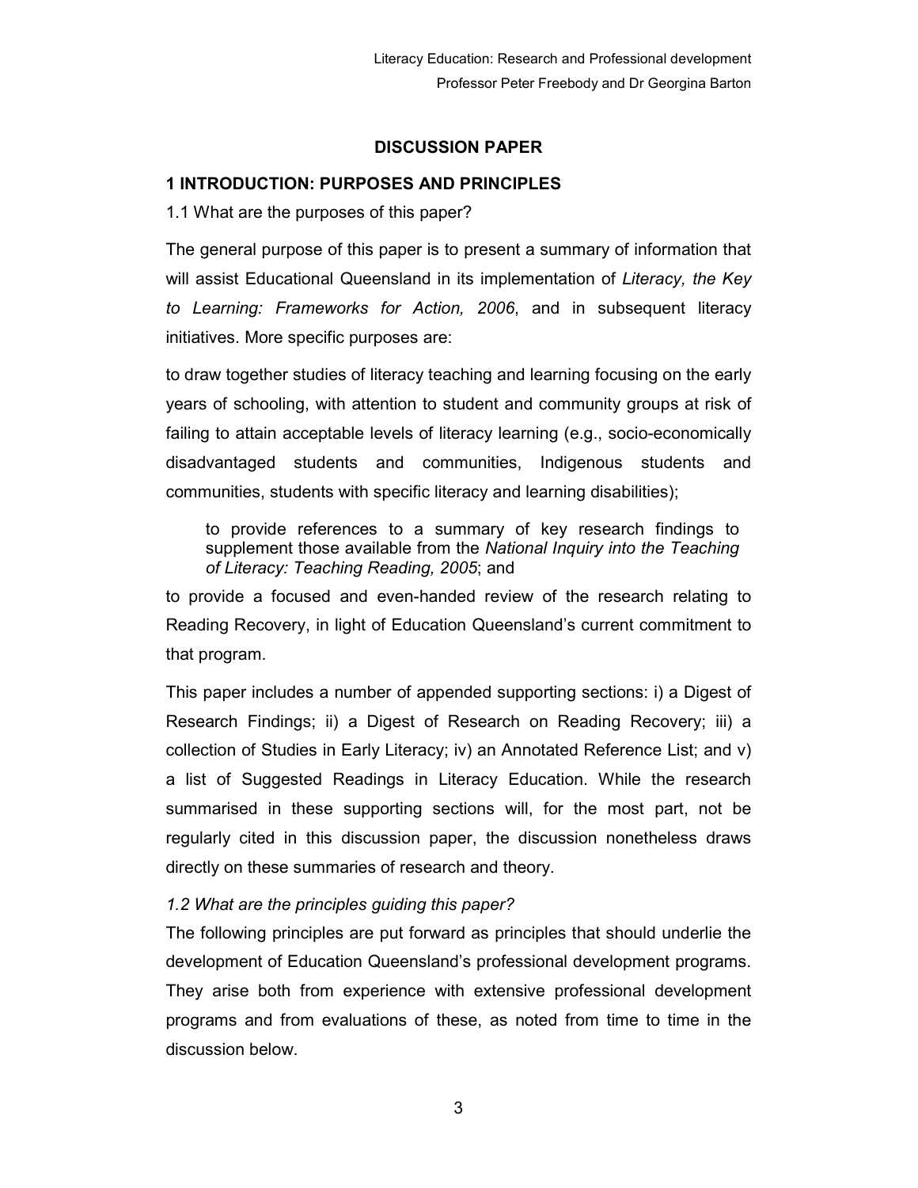## DISCUSSION PAPER

## 1 INTRODUCTION: PURPOSES AND PRINCIPLES

1.1 What are the purposes of this paper?

The general purpose of this paper is to present a summary of information that will assist Educational Queensland in its implementation of *Literacy, the Key to Learning: Frameworks for Action, 2006*, and in subsequent literacy initiatives. More specific purposes are:

to draw together studies of literacy teaching and learning focusing on the early years of schooling, with attention to student and community groups at risk of failing to attain acceptable levels of literacy learning (e.g., socio-economically disadvantaged students and communities, Indigenous students and communities, students with specific literacy and learning disabilities);

> to provide references to a summary of key research findings to supplement those available from the *National Inquiry into the Teaching of Literacy: Teaching Reading, 2005*; and

to provide a focused and even-handed review of the research relating to Reading Recovery, in light of Education Queensland's current commitment to that program.

This paper includes a number of appended supporting sections: i) a Digest of Research Findings; ii) a Digest of Research on Reading Recovery; iii) a collection of Studies in Early Literacy; iv) an Annotated Reference List; and v) a list of Suggested Readings in Literacy Education. While the research summarised in these supporting sections will, for the most part, not be regularly cited in this discussion paper, the discussion nonetheless draws directly on these summaries of research and theory.

*1.2 What are the principles guiding this paper?*

The following principles are put forward as principles that should underlie the development of Education Queensland's professional development programs. They arise both from experience with extensive professional development programs and from evaluations of these, as noted from time to time in the discussion below.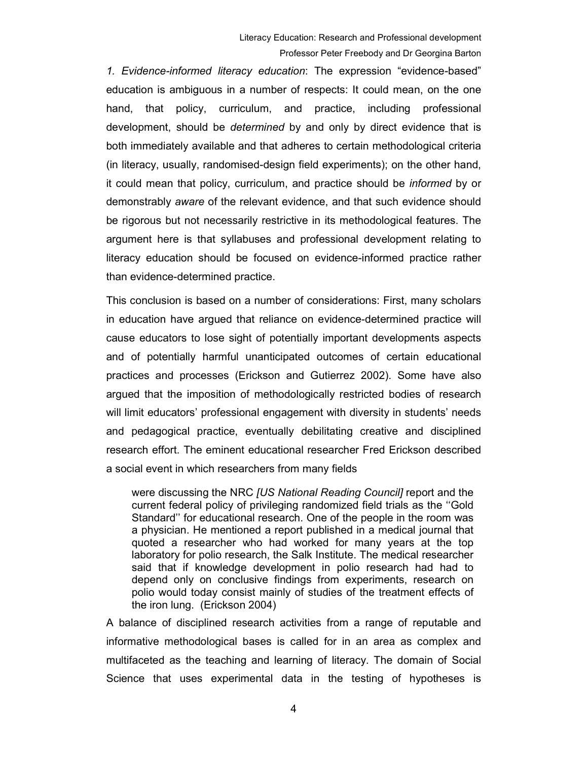*1. Evidence-informed literacy education*: The expression "evidence-based" education is ambiguous in a number of respects: It could mean, on the one hand, that policy, curriculum, and practice, including professional development, should be *determined* by and only by direct evidence that is both immediately available and that adheres to certain methodological criteria (in literacy, usually, randomised-design field experiments); on the other hand, it could mean that policy, curriculum, and practice should be *informed* by or demonstrably *aware* of the relevant evidence, and that such evidence should be rigorous but not necessarily restrictive in its methodological features. The argument here is that syllabuses and professional development relating to literacy education should be focused on evidence-informed practice rather than evidence-determined practice.

This conclusion is based on a number of considerations: First, many scholars in education have argued that reliance on evidence-determined practice will cause educators to lose sight of potentially important developments aspects and of potentially harmful unanticipated outcomes of certain educational practices and processes (Erickson and Gutierrez 2002). Some have also argued that the imposition of methodologically restricted bodies of research will limit educators' professional engagement with diversity in students' needs and pedagogical practice, eventually debilitating creative and disciplined research effort. The eminent educational researcher Fred Erickson described a social event in which researchers from many fields

> were discussing the NRC *[US National Reading Council]* report and the current federal policy of privileging randomized field trials as the ''Gold Standard'' for educational research. One of the people in the room was a physician. He mentioned a report published in a medical journal that quoted a researcher who had worked for many years at the top laboratory for polio research, the Salk Institute. The medical researcher said that if knowledge development in polio research had had to depend only on conclusive findings from experiments, research on polio would today consist mainly of studies of the treatment effects of the iron lung. (Erickson 2004)

A balance of disciplined research activities from a range of reputable and informative methodological bases is called for in an area as complex and multifaceted as the teaching and learning of literacy. The domain of Social Science that uses experimental data in the testing of hypotheses is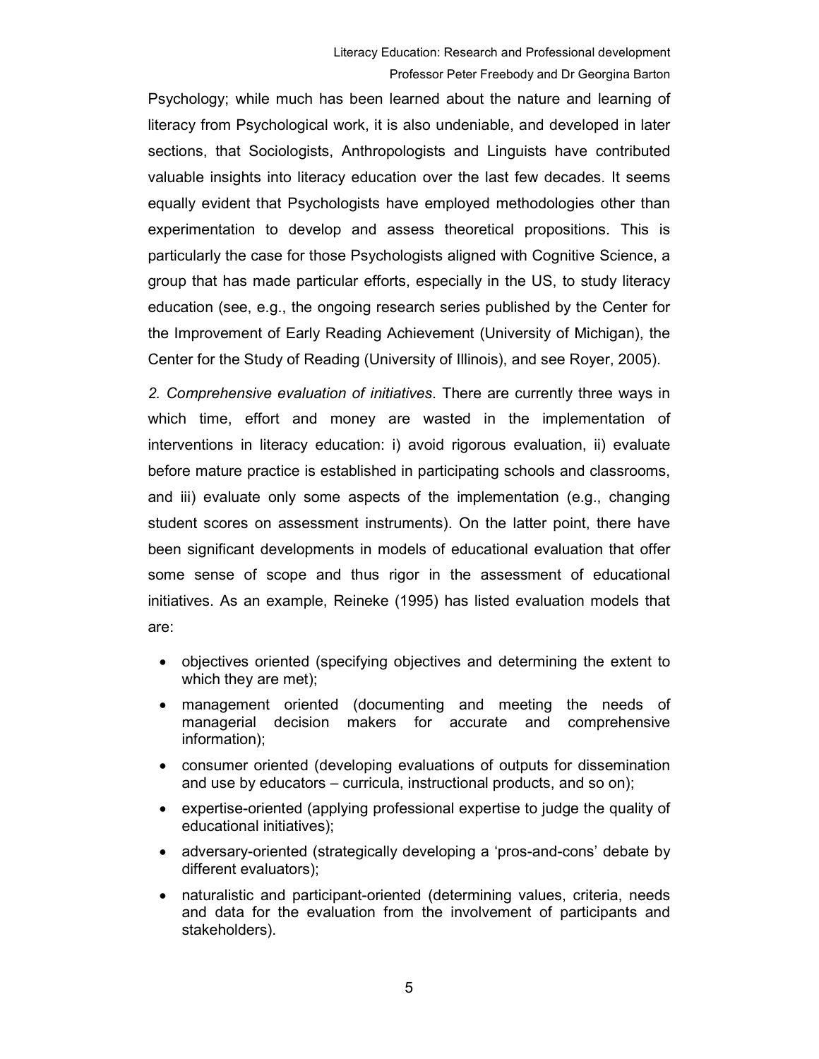Psychology; while much has been learned about the nature and learning of literacy from Psychological work, it is also undeniable, and developed in later sections, that Sociologists, Anthropologists and Linguists have contributed valuable insights into literacy education over the last few decades. It seems equally evident that Psychologists have employed methodologies other than experimentation to develop and assess theoretical propositions. This is particularly the case for those Psychologists aligned with Cognitive Science, a group that has made particular efforts, especially in the US, to study literacy education (see, e.g., the ongoing research series published by the Center for the Improvement of Early Reading Achievement (University of Michigan), the Center for the Study of Reading (University of Illinois), and see Royer, 2005).

*2. Comprehensive evaluation of initiatives*. There are currently three ways in which time, effort and money are wasted in the implementation of interventions in literacy education: i) avoid rigorous evaluation, ii) evaluate before mature practice is established in participating schools and classrooms, and iii) evaluate only some aspects of the implementation (e.g., changing student scores on assessment instruments). On the latter point, there have been significant developments in models of educational evaluation that offer some sense of scope and thus rigor in the assessment of educational initiatives. As an example, Reineke (1995) has listed evaluation models that are:

- objectives oriented (specifying objectives and determining the extent to which they are met);
- management oriented (documenting and meeting the needs of managerial decision makers for accurate and comprehensive information);
- consumer oriented (developing evaluations of outputs for dissemination and use by educators – curricula, instructional products, and so on);
- expertise-oriented (applying professional expertise to judge the quality of educational initiatives);
- adversary-oriented (strategically developing a 'pros-and-cons' debate by different evaluators);
- naturalistic and participant-oriented (determining values, criteria, needs and data for the evaluation from the involvement of participants and stakeholders).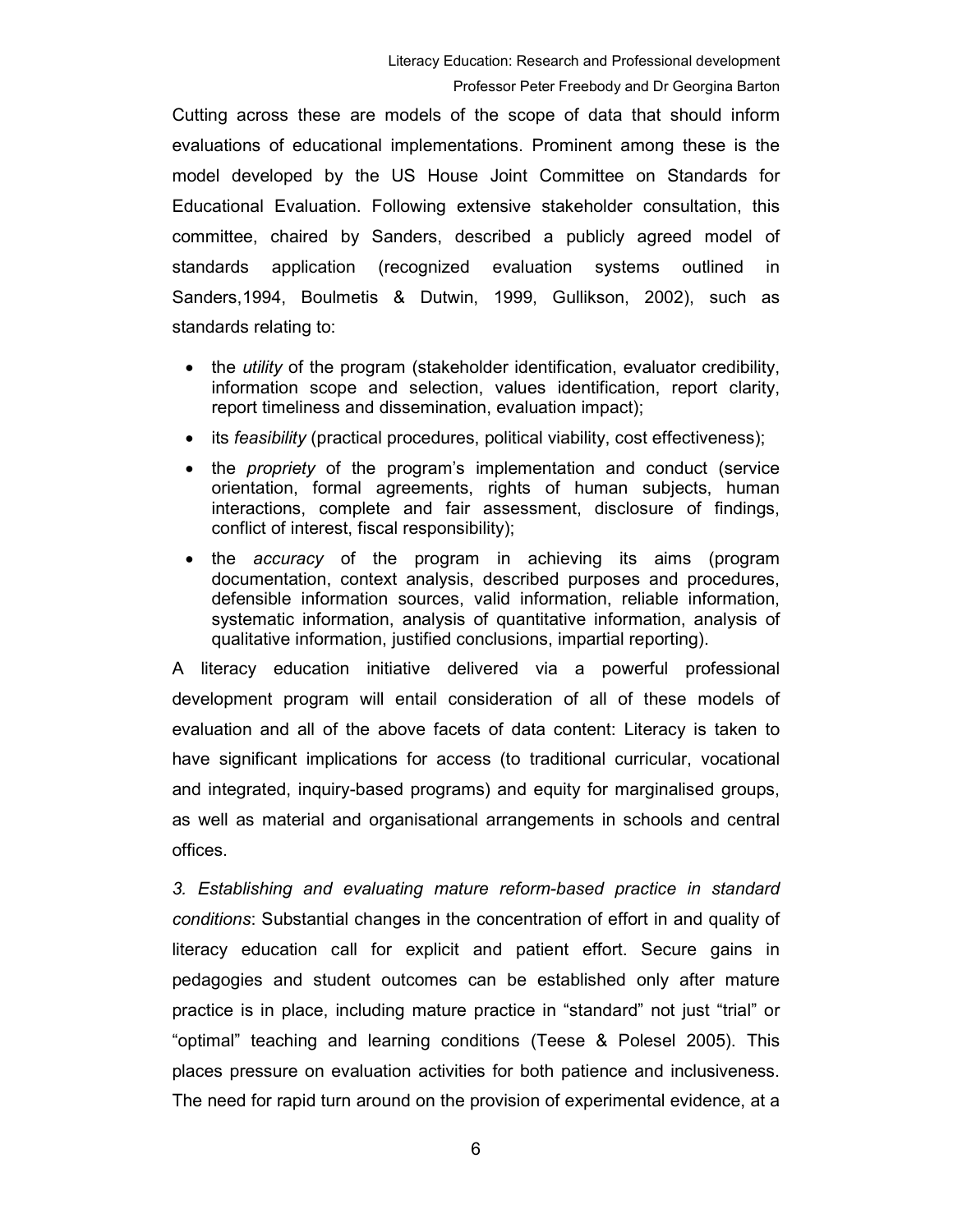Cutting across these are models of the scope of data that should inform evaluations of educational implementations. Prominent among these is the model developed by the US House Joint Committee on Standards for Educational Evaluation. Following extensive stakeholder consultation, this committee, chaired by Sanders, described a publicly agreed model of standards application (recognized evaluation systems outlined in Sanders,1994, Boulmetis & Dutwin, 1999, Gullikson, 2002), such as standards relating to:

- the *utility* of the program (stakeholder identification, evaluator credibility, information scope and selection, values identification, report clarity, report timeliness and dissemination, evaluation impact);
- its *feasibility* (practical procedures, political viability, cost effectiveness);
- the *propriety* of the program's implementation and conduct (service orientation, formal agreements, rights of human subjects, human interactions, complete and fair assessment, disclosure of findings, conflict of interest, fiscal responsibility);
- the *accuracy* of the program in achieving its aims (program documentation, context analysis, described purposes and procedures, defensible information sources, valid information, reliable information, systematic information, analysis of quantitative information, analysis of qualitative information, justified conclusions, impartial reporting).

A literacy education initiative delivered via a powerful professional development program will entail consideration of all of these models of evaluation and all of the above facets of data content: Literacy is taken to have significant implications for access (to traditional curricular, vocational and integrated, inquiry-based programs) and equity for marginalised groups, as well as material and organisational arrangements in schools and central offices.

*3. Establishing and evaluating mature reform-based practice in standard conditions*: Substantial changes in the concentration of effort in and quality of literacy education call for explicit and patient effort. Secure gains in pedagogies and student outcomes can be established only after mature practice is in place, including mature practice in "standard" not just "trial" or "optimal" teaching and learning conditions (Teese & Polesel 2005). This places pressure on evaluation activities for both patience and inclusiveness. The need for rapid turn around on the provision of experimental evidence, at a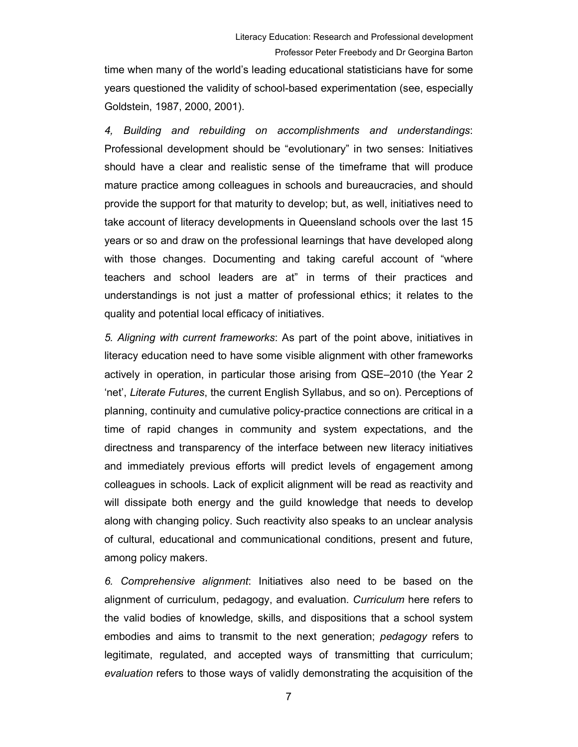time when many of the world's leading educational statisticians have for some years questioned the validity of school-based experimentation (see, especially Goldstein, 1987, 2000, 2001).

*4, Building and rebuilding on accomplishments and understandings*: Professional development should be "evolutionary" in two senses: Initiatives should have a clear and realistic sense of the timeframe that will produce mature practice among colleagues in schools and bureaucracies, and should provide the support for that maturity to develop; but, as well, initiatives need to take account of literacy developments in Queensland schools over the last 15 years or so and draw on the professional learnings that have developed along with those changes. Documenting and taking careful account of "where teachers and school leaders are at" in terms of their practices and understandings is not just a matter of professional ethics; it relates to the quality and potential local efficacy of initiatives.

*5. Aligning with current frameworks*: As part of the point above, initiatives in literacy education need to have some visible alignment with other frameworks actively in operation, in particular those arising from QSE–2010 (the Year 2 'net', *Literate Futures*, the current English Syllabus, and so on). Perceptions of planning, continuity and cumulative policy-practice connections are critical in a time of rapid changes in community and system expectations, and the directness and transparency of the interface between new literacy initiatives and immediately previous efforts will predict levels of engagement among colleagues in schools. Lack of explicit alignment will be read as reactivity and will dissipate both energy and the guild knowledge that needs to develop along with changing policy. Such reactivity also speaks to an unclear analysis of cultural, educational and communicational conditions, present and future, among policy makers.

*6. Comprehensive alignment*: Initiatives also need to be based on the alignment of curriculum, pedagogy, and evaluation. *Curriculum* here refers to the valid bodies of knowledge, skills, and dispositions that a school system embodies and aims to transmit to the next generation; *pedagogy* refers to legitimate, regulated, and accepted ways of transmitting that curriculum; *evaluation* refers to those ways of validly demonstrating the acquisition of the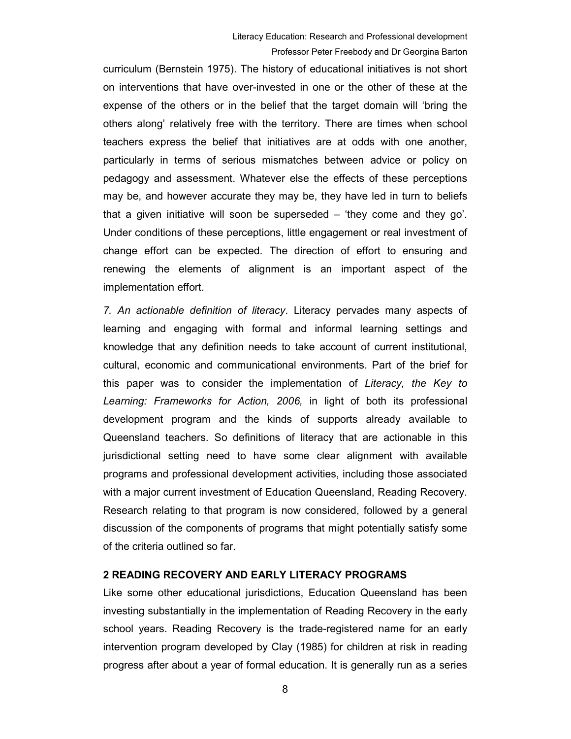curriculum (Bernstein 1975). The history of educational initiatives is not short on interventions that have over-invested in one or the other of these at the expense of the others or in the belief that the target domain will 'bring the others along' relatively free with the territory. There are times when school teachers express the belief that initiatives are at odds with one another, particularly in terms of serious mismatches between advice or policy on pedagogy and assessment. Whatever else the effects of these perceptions may be, and however accurate they may be, they have led in turn to beliefs that a given initiative will soon be superseded – 'they come and they go'. Under conditions of these perceptions, little engagement or real investment of change effort can be expected. The direction of effort to ensuring and renewing the elements of alignment is an important aspect of the implementation effort.

*7. An actionable definition of literacy*. Literacy pervades many aspects of learning and engaging with formal and informal learning settings and knowledge that any definition needs to take account of current institutional, cultural, economic and communicational environments. Part of the brief for this paper was to consider the implementation of *Literacy, the Key to Learning: Frameworks for Action, 2006,* in light of both its professional development program and the kinds of supports already available to Queensland teachers. So definitions of literacy that are actionable in this jurisdictional setting need to have some clear alignment with available programs and professional development activities, including those associated with a major current investment of Education Queensland, Reading Recovery. Research relating to that program is now considered, followed by a general discussion of the components of programs that might potentially satisfy some of the criteria outlined so far.

## 2 READING RECOVERY AND EARLY LITERACY PROGRAMS

Like some other educational jurisdictions, Education Queensland has been investing substantially in the implementation of Reading Recovery in the early school years. Reading Recovery is the trade-registered name for an early intervention program developed by Clay (1985) for children at risk in reading progress after about a year of formal education. It is generally run as a series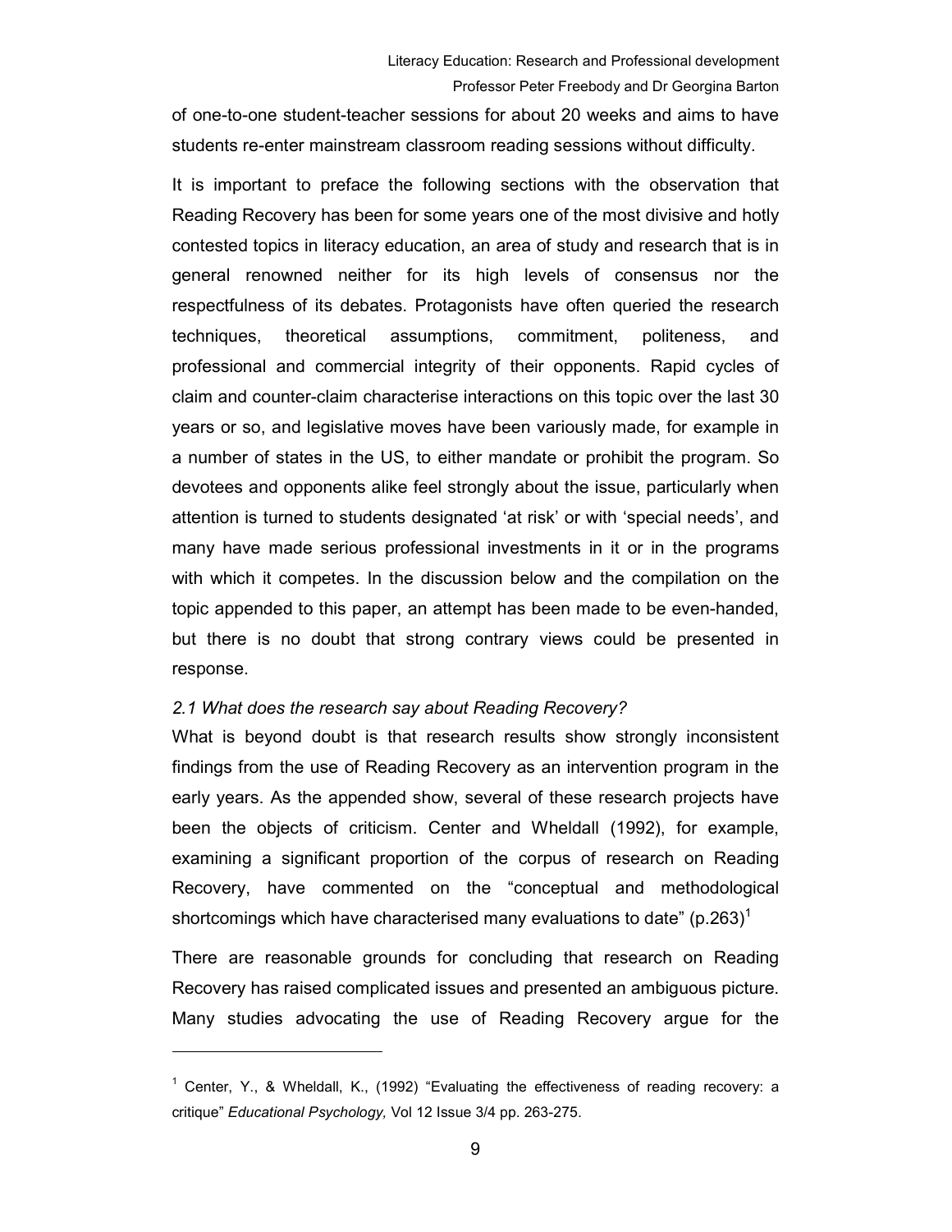of one-to-one student-teacher sessions for about 20 weeks and aims to have students re-enter mainstream classroom reading sessions without difficulty.

It is important to preface the following sections with the observation that Reading Recovery has been for some years one of the most divisive and hotly contested topics in literacy education, an area of study and research that is in general renowned neither for its high levels of consensus nor the respectfulness of its debates. Protagonists have often queried the research techniques, theoretical assumptions, commitment, politeness, and professional and commercial integrity of their opponents. Rapid cycles of claim and counter-claim characterise interactions on this topic over the last 30 years or so, and legislative moves have been variously made, for example in a number of states in the US, to either mandate or prohibit the program. So devotees and opponents alike feel strongly about the issue, particularly when attention is turned to students designated 'at risk' or with 'special needs', and many have made serious professional investments in it or in the programs with which it competes. In the discussion below and the compilation on the topic appended to this paper, an attempt has been made to be even-handed, but there is no doubt that strong contrary views could be presented in response.

### *2.1 What does the research say about Reading Recovery?*

What is beyond doubt is that research results show strongly inconsistent findings from the use of Reading Recovery as an intervention program in the early years. As the appended show, several of these research projects have been the objects of criticism. Center and Wheldall (1992), for example, examining a significant proportion of the corpus of research on Reading Recovery, have commented on the "conceptual and methodological shortcomings which have characterised many evaluations to date" (p.263)[1]

There are reasonable grounds for concluding that research on Reading Recovery has raised complicated issues and presented an ambiguous picture. Many studies advocating the use of Reading Recovery argue for the

---

[1] Center, Y., & Wheldall, K., (1992) "Evaluating the effectiveness of reading recovery: a critique" *Educational Psychology,* Vol 12 Issue 3/4 pp. 263-275.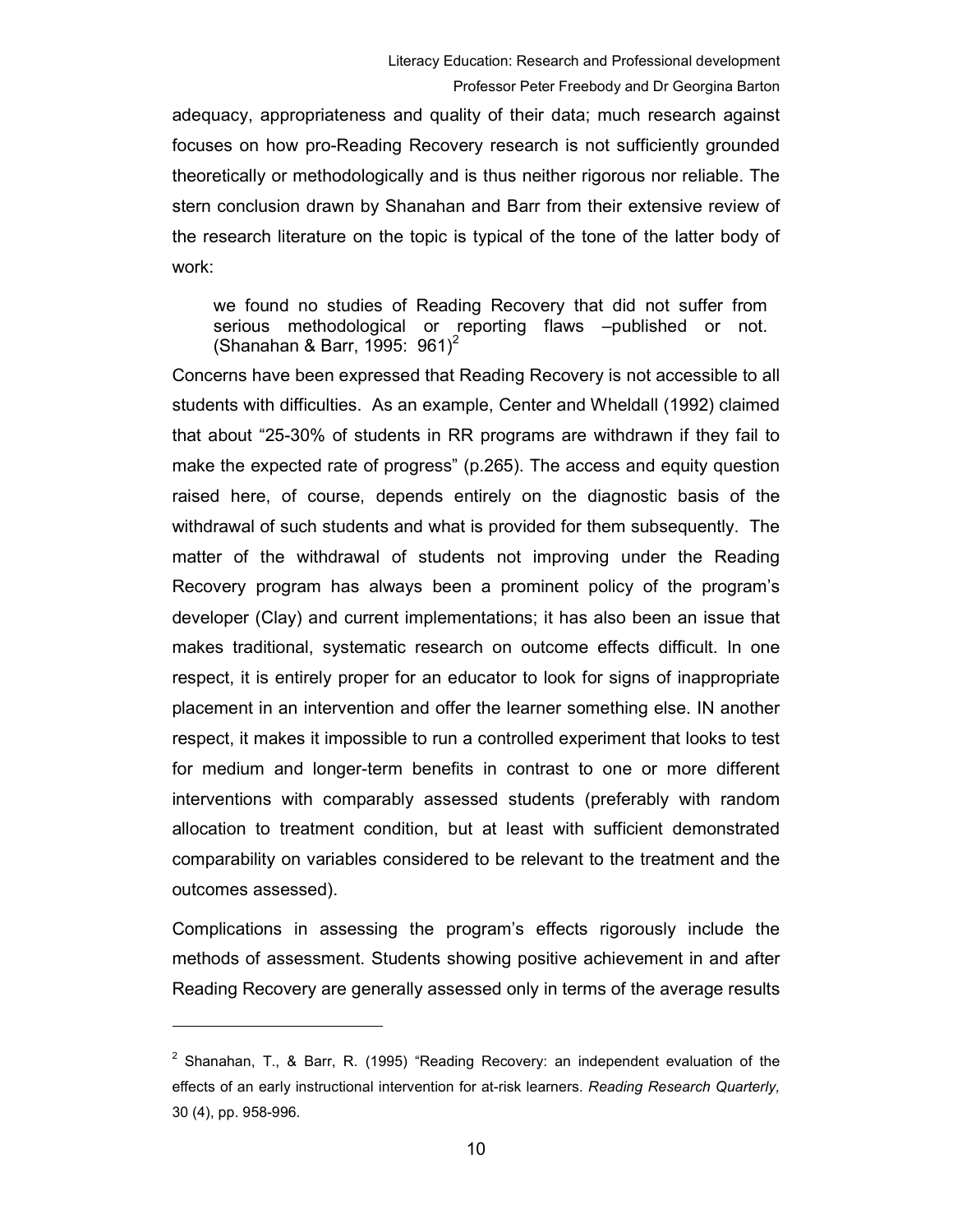adequacy, appropriateness and quality of their data; much research against focuses on how pro-Reading Recovery research is not sufficiently grounded theoretically or methodologically and is thus neither rigorous nor reliable. The stern conclusion drawn by Shanahan and Barr from their extensive review of the research literature on the topic is typical of the tone of the latter body of work:

> we found no studies of Reading Recovery that did not suffer from serious methodological or reporting flaws –published or not. (Shanahan & Barr, 1995: 961)[2]

Concerns have been expressed that Reading Recovery is not accessible to all students with difficulties. As an example, Center and Wheldall (1992) claimed that about "25-30% of students in RR programs are withdrawn if they fail to make the expected rate of progress" (p.265). The access and equity question raised here, of course, depends entirely on the diagnostic basis of the withdrawal of such students and what is provided for them subsequently. The matter of the withdrawal of students not improving under the Reading Recovery program has always been a prominent policy of the program's developer (Clay) and current implementations; it has also been an issue that makes traditional, systematic research on outcome effects difficult. In one respect, it is entirely proper for an educator to look for signs of inappropriate placement in an intervention and offer the learner something else. IN another respect, it makes it impossible to run a controlled experiment that looks to test for medium and longer-term benefits in contrast to one or more different interventions with comparably assessed students (preferably with random allocation to treatment condition, but at least with sufficient demonstrated comparability on variables considered to be relevant to the treatment and the outcomes assessed).

Complications in assessing the program's effects rigorously include the methods of assessment. Students showing positive achievement in and after Reading Recovery are generally assessed only in terms of the average results

---

[2] Shanahan, T., & Barr, R. (1995) "Reading Recovery: an independent evaluation of the effects of an early instructional intervention for at-risk learners. *Reading Research Quarterly,* 30 (4), pp. 958-996.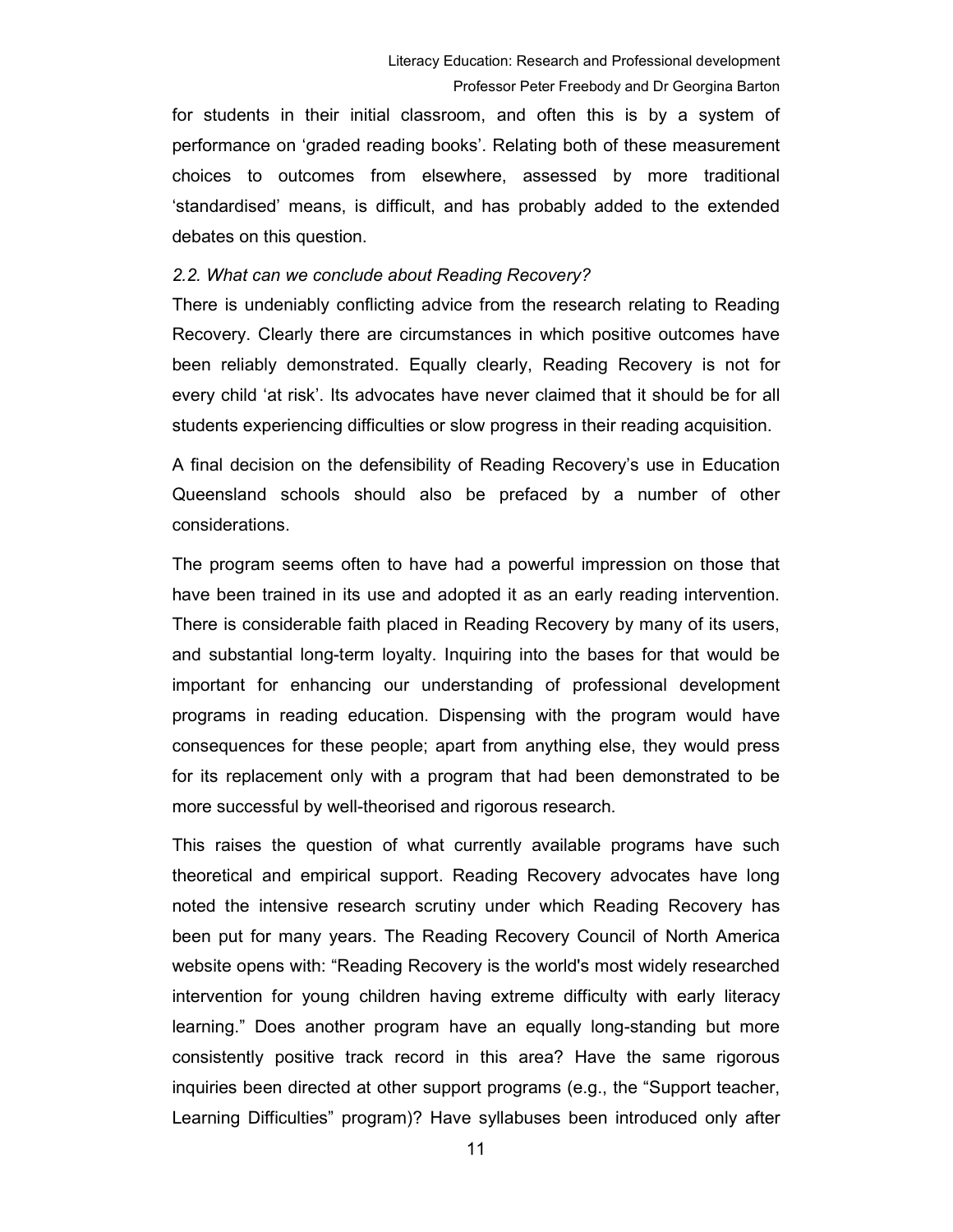for students in their initial classroom, and often this is by a system of performance on 'graded reading books'. Relating both of these measurement choices to outcomes from elsewhere, assessed by more traditional 'standardised' means, is difficult, and has probably added to the extended debates on this question.

### *2.2. What can we conclude about Reading Recovery?*

There is undeniably conflicting advice from the research relating to Reading Recovery. Clearly there are circumstances in which positive outcomes have been reliably demonstrated. Equally clearly, Reading Recovery is not for every child 'at risk'. Its advocates have never claimed that it should be for all students experiencing difficulties or slow progress in their reading acquisition.

A final decision on the defensibility of Reading Recovery's use in Education Queensland schools should also be prefaced by a number of other considerations.

The program seems often to have had a powerful impression on those that have been trained in its use and adopted it as an early reading intervention. There is considerable faith placed in Reading Recovery by many of its users, and substantial long-term loyalty. Inquiring into the bases for that would be important for enhancing our understanding of professional development programs in reading education. Dispensing with the program would have consequences for these people; apart from anything else, they would press for its replacement only with a program that had been demonstrated to be more successful by well-theorised and rigorous research.

This raises the question of what currently available programs have such theoretical and empirical support. Reading Recovery advocates have long noted the intensive research scrutiny under which Reading Recovery has been put for many years. The Reading Recovery Council of North America website opens with: "Reading Recovery is the world's most widely researched intervention for young children having extreme difficulty with early literacy learning." Does another program have an equally long-standing but more consistently positive track record in this area? Have the same rigorous inquiries been directed at other support programs (e.g., the "Support teacher, Learning Difficulties" program)? Have syllabuses been introduced only after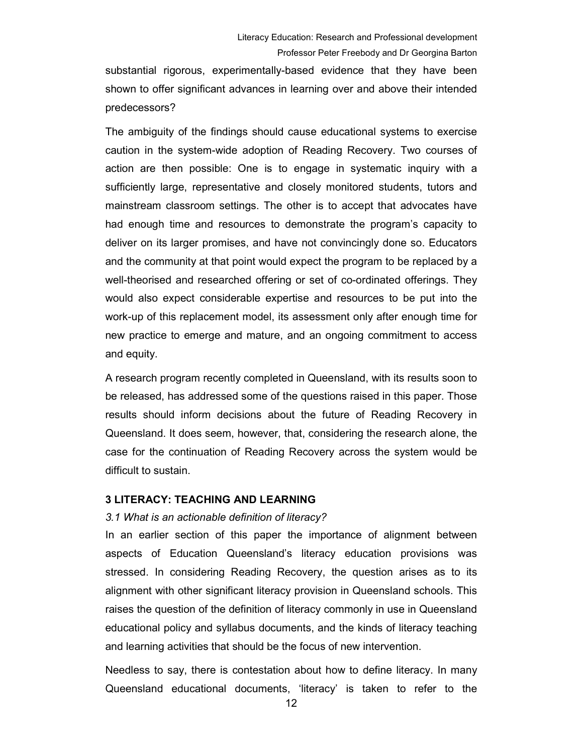substantial rigorous, experimentally-based evidence that they have been shown to offer significant advances in learning over and above their intended predecessors?

The ambiguity of the findings should cause educational systems to exercise caution in the system-wide adoption of Reading Recovery. Two courses of action are then possible: One is to engage in systematic inquiry with a sufficiently large, representative and closely monitored students, tutors and mainstream classroom settings. The other is to accept that advocates have had enough time and resources to demonstrate the program's capacity to deliver on its larger promises, and have not convincingly done so. Educators and the community at that point would expect the program to be replaced by a well-theorised and researched offering or set of co-ordinated offerings. They would also expect considerable expertise and resources to be put into the work-up of this replacement model, its assessment only after enough time for new practice to emerge and mature, and an ongoing commitment to access and equity.

A research program recently completed in Queensland, with its results soon to be released, has addressed some of the questions raised in this paper. Those results should inform decisions about the future of Reading Recovery in Queensland. It does seem, however, that, considering the research alone, the case for the continuation of Reading Recovery across the system would be difficult to sustain.

## 3 LITERACY: TEACHING AND LEARNING

### *3.1 What is an actionable definition of literacy?*

In an earlier section of this paper the importance of alignment between aspects of Education Queensland's literacy education provisions was stressed. In considering Reading Recovery, the question arises as to its alignment with other significant literacy provision in Queensland schools. This raises the question of the definition of literacy commonly in use in Queensland educational policy and syllabus documents, and the kinds of literacy teaching and learning activities that should be the focus of new intervention.

Needless to say, there is contestation about how to define literacy. In many Queensland educational documents, 'literacy' is taken to refer to the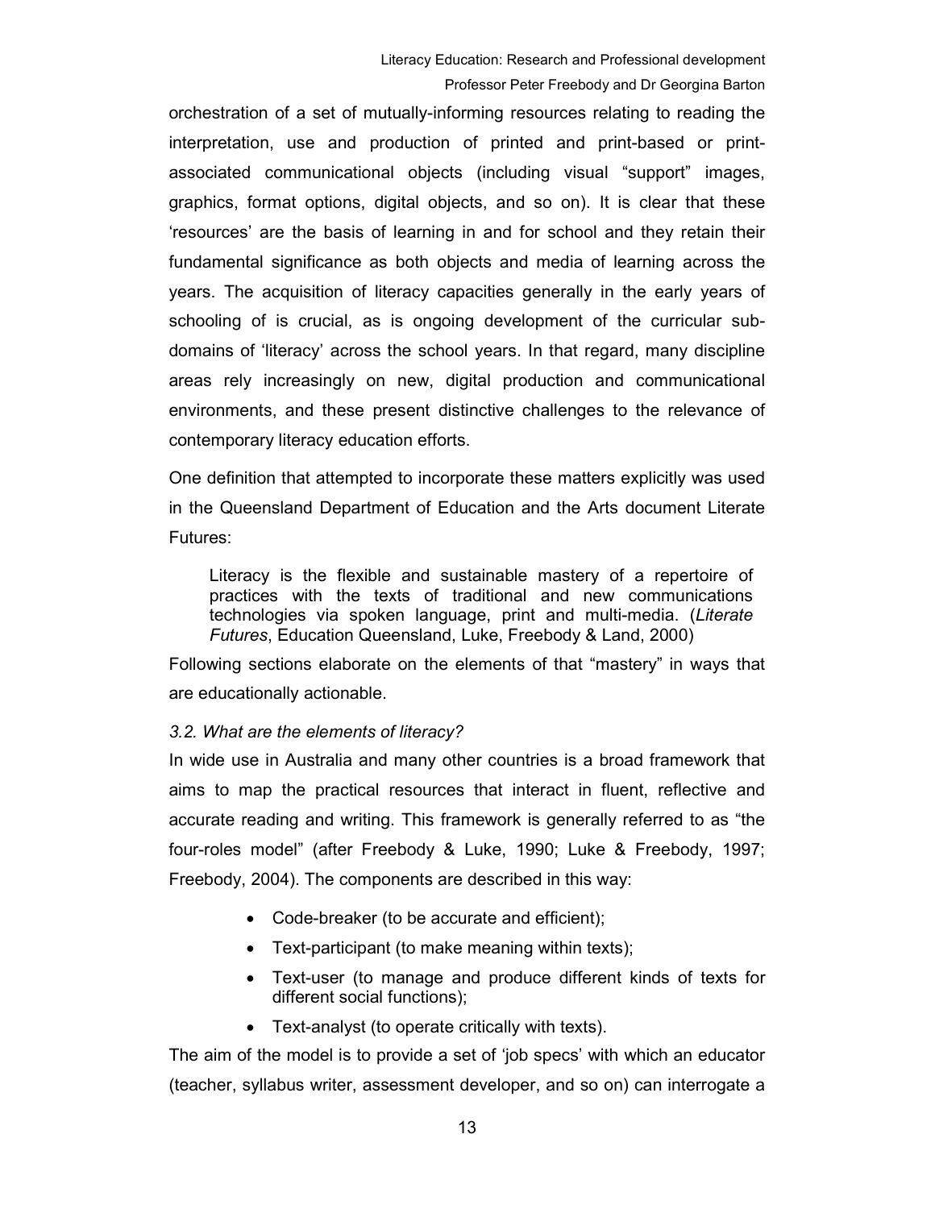orchestration of a set of mutually-informing resources relating to reading the interpretation, use and production of printed and print-based or print-associated communicational objects (including visual "support" images, graphics, format options, digital objects, and so on). It is clear that these 'resources' are the basis of learning in and for school and they retain their fundamental significance as both objects and media of learning across the years. The acquisition of literacy capacities generally in the early years of schooling of is crucial, as is ongoing development of the curricular sub-domains of 'literacy' across the school years. In that regard, many discipline areas rely increasingly on new, digital production and communicational environments, and these present distinctive challenges to the relevance of contemporary literacy education efforts.

One definition that attempted to incorporate these matters explicitly was used in the Queensland Department of Education and the Arts document Literate Futures:

> Literacy is the flexible and sustainable mastery of a repertoire of practices with the texts of traditional and new communications technologies via spoken language, print and multi-media. (*Literate Futures*, Education Queensland, Luke, Freebody & Land, 2000)

Following sections elaborate on the elements of that "mastery" in ways that are educationally actionable.

### *3.2. What are the elements of literacy?*

In wide use in Australia and many other countries is a broad framework that aims to map the practical resources that interact in fluent, reflective and accurate reading and writing. This framework is generally referred to as "the four-roles model" (after Freebody & Luke, 1990; Luke & Freebody, 1997; Freebody, 2004). The components are described in this way:

- Code-breaker (to be accurate and efficient);
- Text-participant (to make meaning within texts);
- Text-user (to manage and produce different kinds of texts for different social functions);
- Text-analyst (to operate critically with texts).

The aim of the model is to provide a set of 'job specs' with which an educator (teacher, syllabus writer, assessment developer, and so on) can interrogate a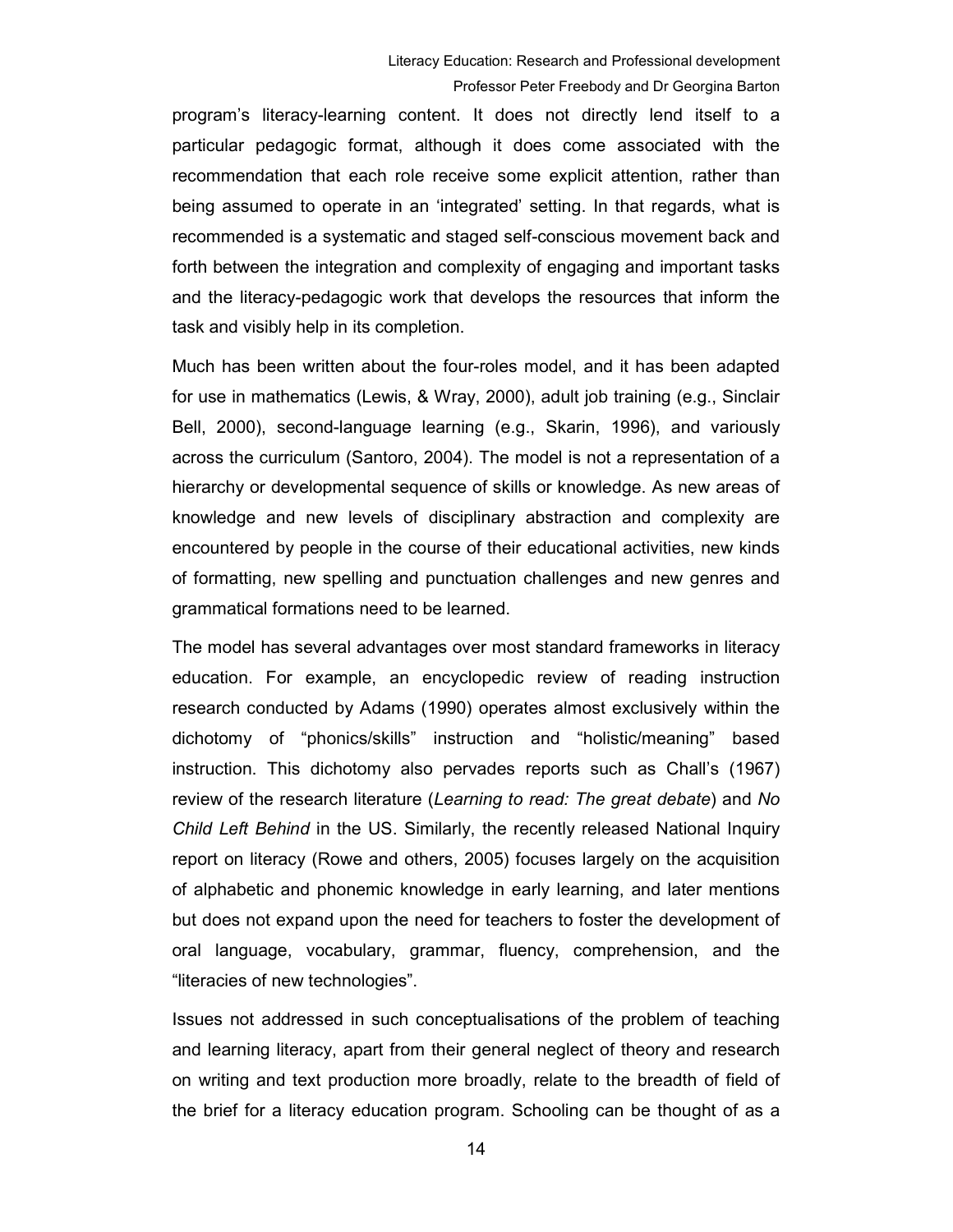program's literacy-learning content. It does not directly lend itself to a particular pedagogic format, although it does come associated with the recommendation that each role receive some explicit attention, rather than being assumed to operate in an 'integrated' setting. In that regards, what is recommended is a systematic and staged self-conscious movement back and forth between the integration and complexity of engaging and important tasks and the literacy-pedagogic work that develops the resources that inform the task and visibly help in its completion.

Much has been written about the four-roles model, and it has been adapted for use in mathematics (Lewis, & Wray, 2000), adult job training (e.g., Sinclair Bell, 2000), second-language learning (e.g., Skarin, 1996), and variously across the curriculum (Santoro, 2004). The model is not a representation of a hierarchy or developmental sequence of skills or knowledge. As new areas of knowledge and new levels of disciplinary abstraction and complexity are encountered by people in the course of their educational activities, new kinds of formatting, new spelling and punctuation challenges and new genres and grammatical formations need to be learned.

The model has several advantages over most standard frameworks in literacy education. For example, an encyclopedic review of reading instruction research conducted by Adams (1990) operates almost exclusively within the dichotomy of "phonics/skills" instruction and "holistic/meaning" based instruction. This dichotomy also pervades reports such as Chall's (1967) review of the research literature (*Learning to read: The great debate*) and *No Child Left Behind* in the US. Similarly, the recently released National Inquiry report on literacy (Rowe and others, 2005) focuses largely on the acquisition of alphabetic and phonemic knowledge in early learning, and later mentions but does not expand upon the need for teachers to foster the development of oral language, vocabulary, grammar, fluency, comprehension, and the "literacies of new technologies".

Issues not addressed in such conceptualisations of the problem of teaching and learning literacy, apart from their general neglect of theory and research on writing and text production more broadly, relate to the breadth of field of the brief for a literacy education program. Schooling can be thought of as a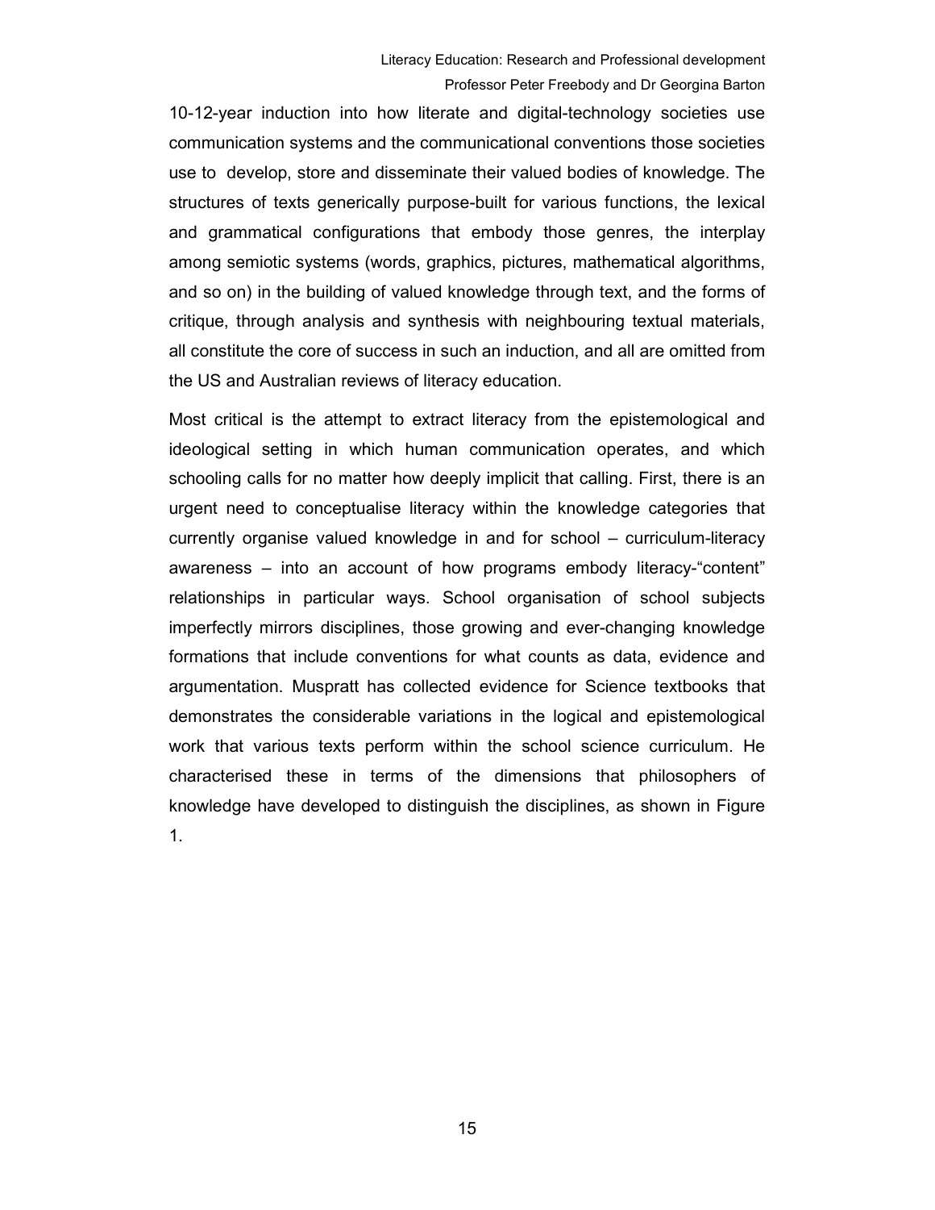10-12-year induction into how literate and digital-technology societies use communication systems and the communicational conventions those societies use to develop, store and disseminate their valued bodies of knowledge. The structures of texts generically purpose-built for various functions, the lexical and grammatical configurations that embody those genres, the interplay among semiotic systems (words, graphics, pictures, mathematical algorithms, and so on) in the building of valued knowledge through text, and the forms of critique, through analysis and synthesis with neighbouring textual materials, all constitute the core of success in such an induction, and all are omitted from the US and Australian reviews of literacy education.

Most critical is the attempt to extract literacy from the epistemological and ideological setting in which human communication operates, and which schooling calls for no matter how deeply implicit that calling. First, there is an urgent need to conceptualise literacy within the knowledge categories that currently organise valued knowledge in and for school – curriculum-literacy awareness – into an account of how programs embody literacy-"content" relationships in particular ways. School organisation of school subjects imperfectly mirrors disciplines, those growing and ever-changing knowledge formations that include conventions for what counts as data, evidence and argumentation. Muspratt has collected evidence for Science textbooks that demonstrates the considerable variations in the logical and epistemological work that various texts perform within the school science curriculum. He characterised these in terms of the dimensions that philosophers of knowledge have developed to distinguish the disciplines, as shown in Figure 1.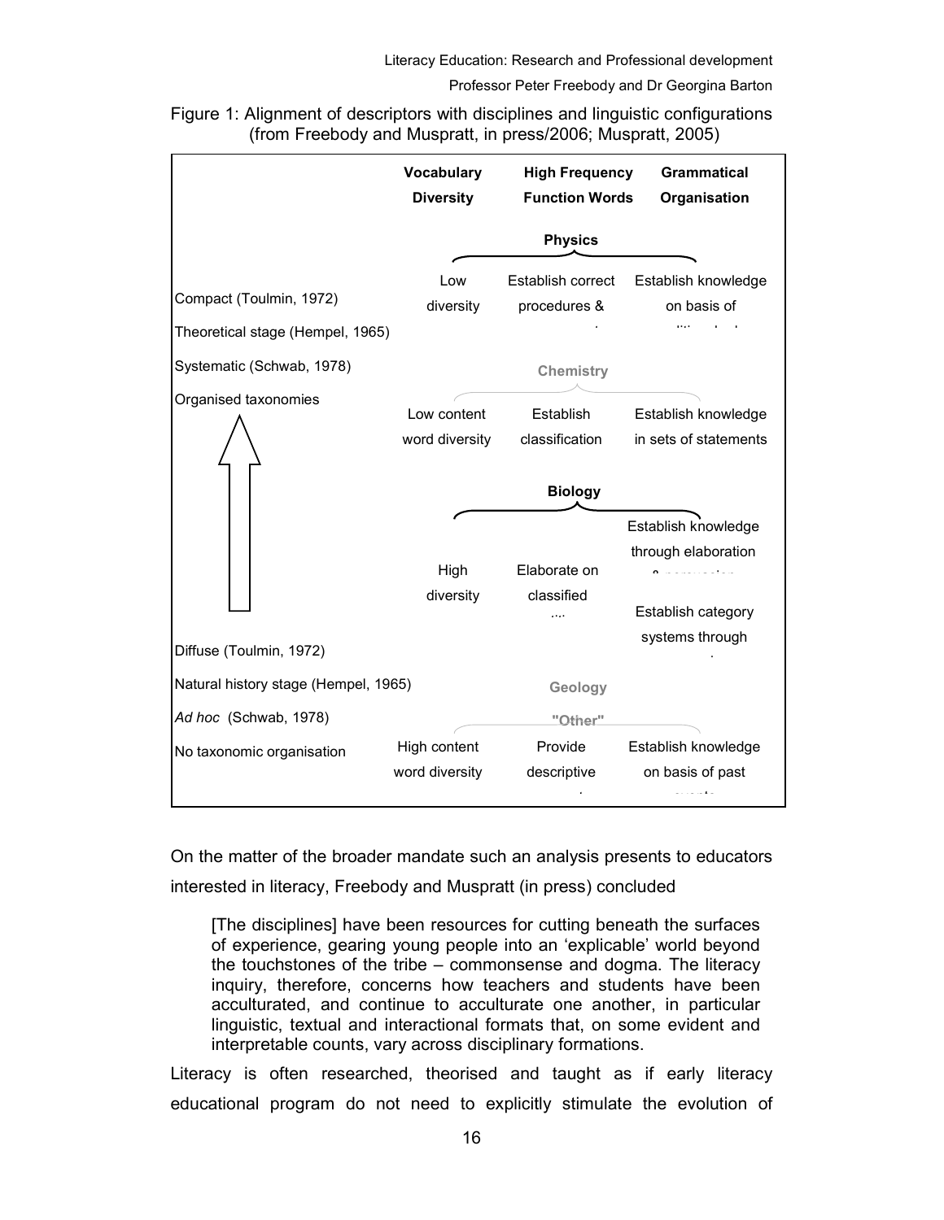Figure 1: Alignment of descriptors with disciplines and linguistic configurations (from Freebody and Muspratt, in press/2006; Muspratt, 2005)

| | Vocabulary Diversity | High Frequency Function Words | Grammatical Organisation |
|---|---|---|---|
| | **Physics** | | |
| Compact (Toulmin, 1972) | Low diversity | Establish correct procedures & ... | Establish knowledge on basis of ... |
| Theoretical stage (Hempel, 1965) | | | |
| Systematic (Schwab, 1978) | **Chemistry** | | |
| Organised taxonomies | Low content word diversity | Establish classification | Establish knowledge in sets of statements |
| | **Biology** | | |
| | High diversity | Elaborate on classified .... | Establish knowledge through elaboration ... |
| | | | Establish category systems through ... |
| Diffuse (Toulmin, 1972) | | | |
| Natural history stage (Hempel, 1965) | **Geology** | | |
| *Ad hoc* (Schwab, 1978) | **"Other"** | | |
| No taxonomic organisation | High content word diversity | Provide descriptive ... | Establish knowledge on basis of past ... |

On the matter of the broader mandate such an analysis presents to educators interested in literacy, Freebody and Muspratt (in press) concluded

> [The disciplines] have been resources for cutting beneath the surfaces of experience, gearing young people into an 'explicable' world beyond the touchstones of the tribe – commonsense and dogma. The literacy inquiry, therefore, concerns how teachers and students have been acculturated, and continue to acculturate one another, in particular linguistic, textual and interactional formats that, on some evident and interpretable counts, vary across disciplinary formations.

Literacy is often researched, theorised and taught as if early literacy educational program do not need to explicitly stimulate the evolution of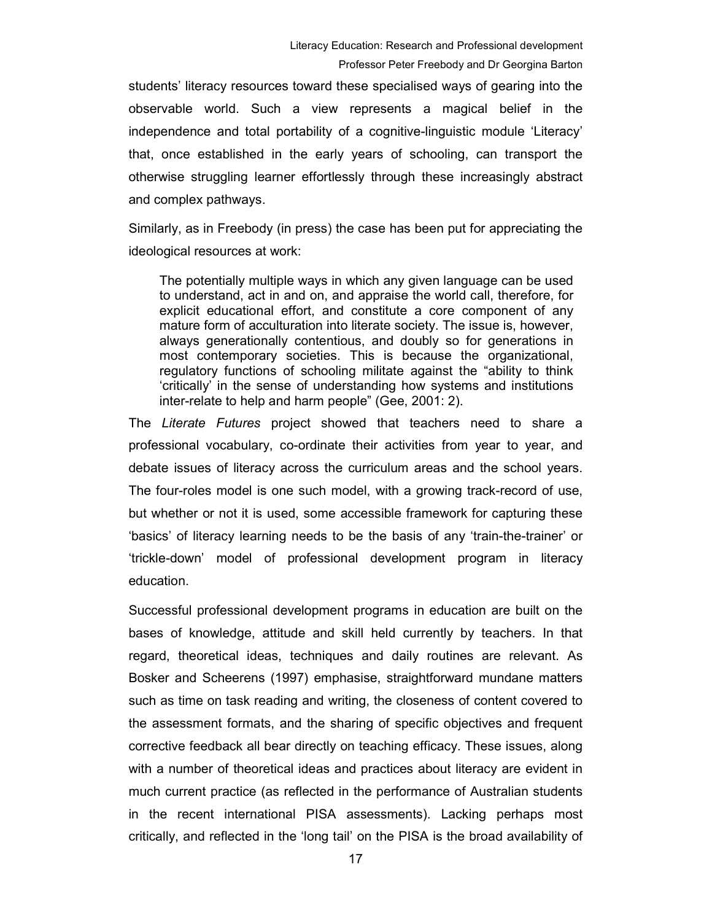students' literacy resources toward these specialised ways of gearing into the observable world. Such a view represents a magical belief in the independence and total portability of a cognitive-linguistic module 'Literacy' that, once established in the early years of schooling, can transport the otherwise struggling learner effortlessly through these increasingly abstract and complex pathways.

Similarly, as in Freebody (in press) the case has been put for appreciating the ideological resources at work:

> The potentially multiple ways in which any given language can be used to understand, act in and on, and appraise the world call, therefore, for explicit educational effort, and constitute a core component of any mature form of acculturation into literate society. The issue is, however, always generationally contentious, and doubly so for generations in most contemporary societies. This is because the organizational, regulatory functions of schooling militate against the "ability to think 'critically' in the sense of understanding how systems and institutions inter-relate to help and harm people" (Gee, 2001: 2).

The *Literate Futures* project showed that teachers need to share a professional vocabulary, co-ordinate their activities from year to year, and debate issues of literacy across the curriculum areas and the school years. The four-roles model is one such model, with a growing track-record of use, but whether or not it is used, some accessible framework for capturing these 'basics' of literacy learning needs to be the basis of any 'train-the-trainer' or 'trickle-down' model of professional development program in literacy education.

Successful professional development programs in education are built on the bases of knowledge, attitude and skill held currently by teachers. In that regard, theoretical ideas, techniques and daily routines are relevant. As Bosker and Scheerens (1997) emphasise, straightforward mundane matters such as time on task reading and writing, the closeness of content covered to the assessment formats, and the sharing of specific objectives and frequent corrective feedback all bear directly on teaching efficacy. These issues, along with a number of theoretical ideas and practices about literacy are evident in much current practice (as reflected in the performance of Australian students in the recent international PISA assessments). Lacking perhaps most critically, and reflected in the 'long tail' on the PISA is the broad availability of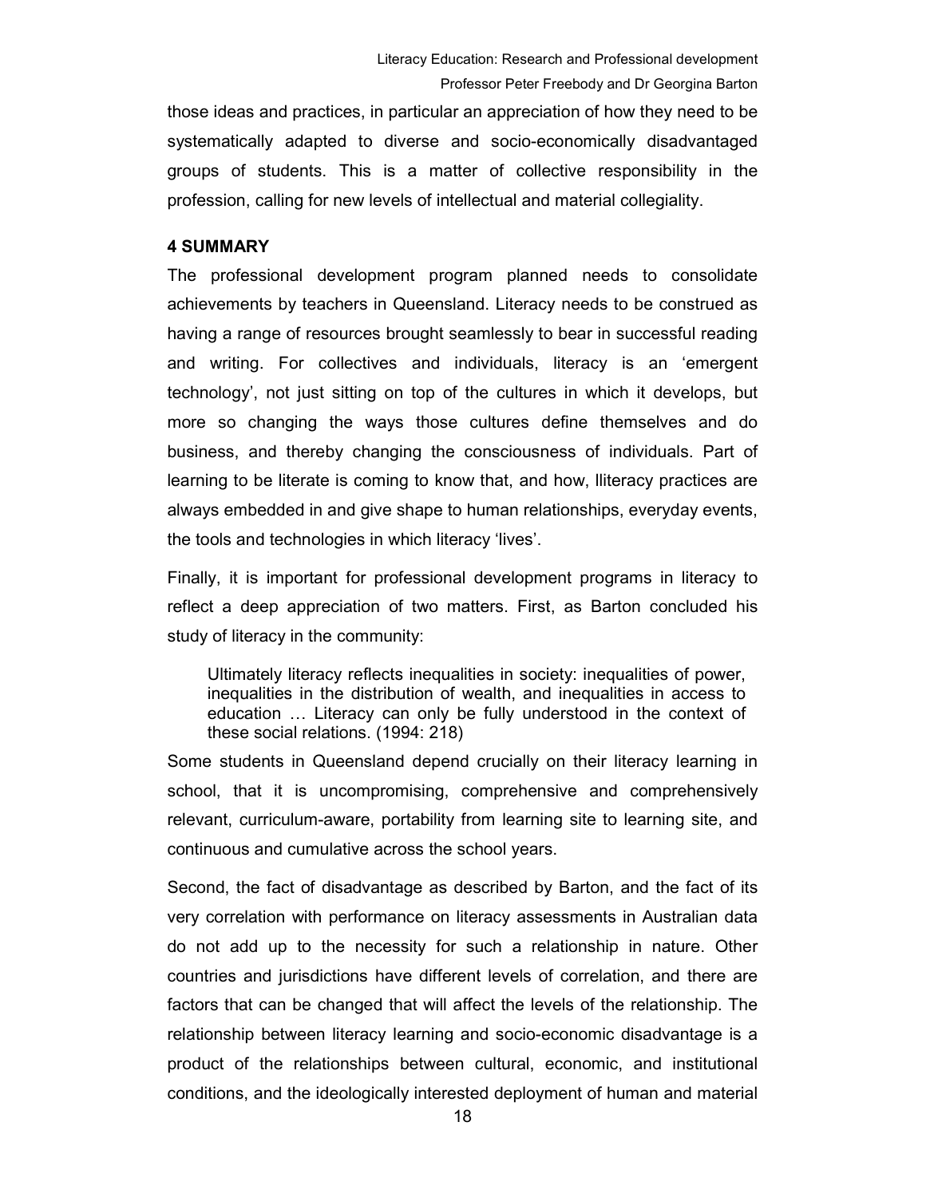those ideas and practices, in particular an appreciation of how they need to be systematically adapted to diverse and socio-economically disadvantaged groups of students. This is a matter of collective responsibility in the profession, calling for new levels of intellectual and material collegiality.

## 4 SUMMARY

The professional development program planned needs to consolidate achievements by teachers in Queensland. Literacy needs to be construed as having a range of resources brought seamlessly to bear in successful reading and writing. For collectives and individuals, literacy is an 'emergent technology', not just sitting on top of the cultures in which it develops, but more so changing the ways those cultures define themselves and do business, and thereby changing the consciousness of individuals. Part of learning to be literate is coming to know that, and how, lliteracy practices are always embedded in and give shape to human relationships, everyday events, the tools and technologies in which literacy 'lives'.

Finally, it is important for professional development programs in literacy to reflect a deep appreciation of two matters. First, as Barton concluded his study of literacy in the community:

> Ultimately literacy reflects inequalities in society: inequalities of power, inequalities in the distribution of wealth, and inequalities in access to education … Literacy can only be fully understood in the context of these social relations. (1994: 218)

Some students in Queensland depend crucially on their literacy learning in school, that it is uncompromising, comprehensive and comprehensively relevant, curriculum-aware, portability from learning site to learning site, and continuous and cumulative across the school years.

Second, the fact of disadvantage as described by Barton, and the fact of its very correlation with performance on literacy assessments in Australian data do not add up to the necessity for such a relationship in nature. Other countries and jurisdictions have different levels of correlation, and there are factors that can be changed that will affect the levels of the relationship. The relationship between literacy learning and socio-economic disadvantage is a product of the relationships between cultural, economic, and institutional conditions, and the ideologically interested deployment of human and material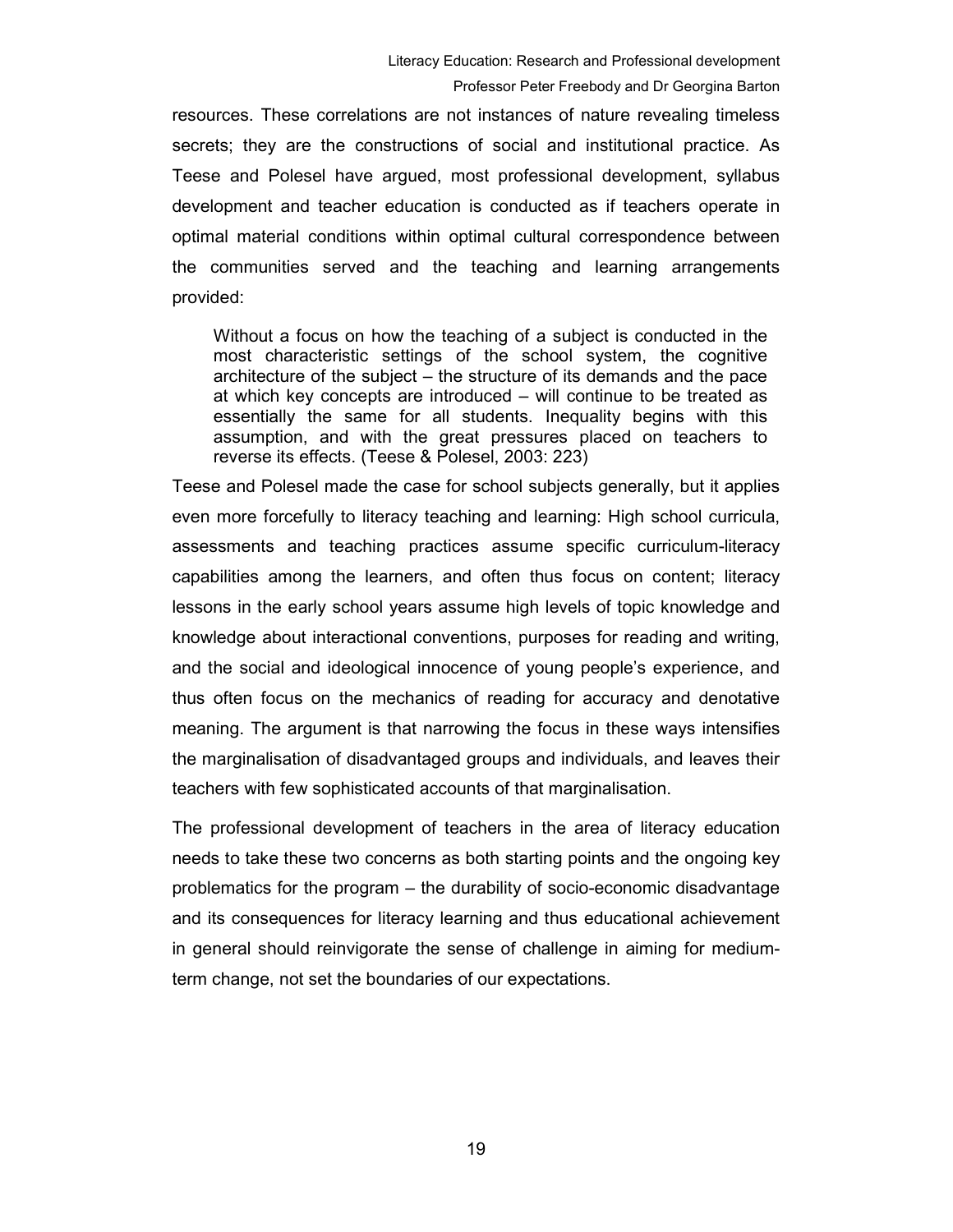resources. These correlations are not instances of nature revealing timeless secrets; they are the constructions of social and institutional practice. As Teese and Polesel have argued, most professional development, syllabus development and teacher education is conducted as if teachers operate in optimal material conditions within optimal cultural correspondence between the communities served and the teaching and learning arrangements provided:

> Without a focus on how the teaching of a subject is conducted in the most characteristic settings of the school system, the cognitive architecture of the subject – the structure of its demands and the pace at which key concepts are introduced – will continue to be treated as essentially the same for all students. Inequality begins with this assumption, and with the great pressures placed on teachers to reverse its effects. (Teese & Polesel, 2003: 223)

Teese and Polesel made the case for school subjects generally, but it applies even more forcefully to literacy teaching and learning: High school curricula, assessments and teaching practices assume specific curriculum-literacy capabilities among the learners, and often thus focus on content; literacy lessons in the early school years assume high levels of topic knowledge and knowledge about interactional conventions, purposes for reading and writing, and the social and ideological innocence of young people's experience, and thus often focus on the mechanics of reading for accuracy and denotative meaning. The argument is that narrowing the focus in these ways intensifies the marginalisation of disadvantaged groups and individuals, and leaves their teachers with few sophisticated accounts of that marginalisation.

The professional development of teachers in the area of literacy education needs to take these two concerns as both starting points and the ongoing key problematics for the program – the durability of socio-economic disadvantage and its consequences for literacy learning and thus educational achievement in general should reinvigorate the sense of challenge in aiming for medium-term change, not set the boundaries of our expectations.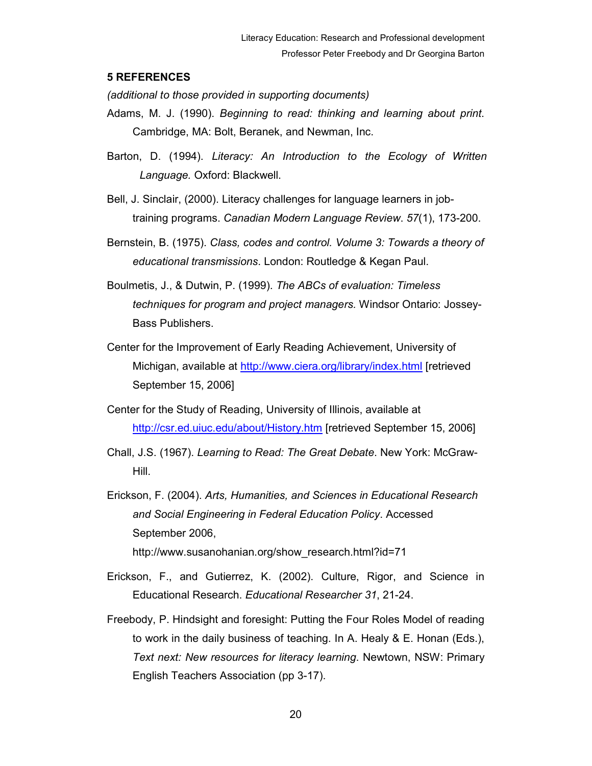## 5 REFERENCES

*(additional to those provided in supporting documents)*

Adams, M. J. (1990). *Beginning to read: thinking and learning about print*. Cambridge, MA: Bolt, Beranek, and Newman, Inc.

Barton, D. (1994). *Literacy: An Introduction to the Ecology of Written Language.* Oxford: Blackwell.

Bell, J. Sinclair, (2000). Literacy challenges for language learners in job-training programs. *Canadian Modern Language Review*. *57*(1), 173-200.

Bernstein, B. (1975). *Class, codes and control. Volume 3: Towards a theory of educational transmissions*. London: Routledge & Kegan Paul.

Boulmetis, J., & Dutwin, P. (1999). *The ABCs of evaluation: Timeless techniques for program and project managers.* Windsor Ontario: Jossey-Bass Publishers.

Center for the Improvement of Early Reading Achievement, University of Michigan, available at http://www.ciera.org/library/index.html [retrieved September 15, 2006]

Center for the Study of Reading, University of Illinois, available at http://csr.ed.uiuc.edu/about/History.htm [retrieved September 15, 2006]

Chall, J.S. (1967). *Learning to Read: The Great Debate*. New York: McGraw-Hill.

Erickson, F. (2004). *Arts, Humanities, and Sciences in Educational Research and Social Engineering in Federal Education Policy*. Accessed September 2006, http://www.susanohanian.org/show_research.html?id=71

Erickson, F., and Gutierrez, K. (2002). Culture, Rigor, and Science in Educational Research. *Educational Researcher 31*, 21-24.

Freebody, P. Hindsight and foresight: Putting the Four Roles Model of reading to work in the daily business of teaching. In A. Healy & E. Honan (Eds.), *Text next: New resources for literacy learning*. Newtown, NSW: Primary English Teachers Association (pp 3-17).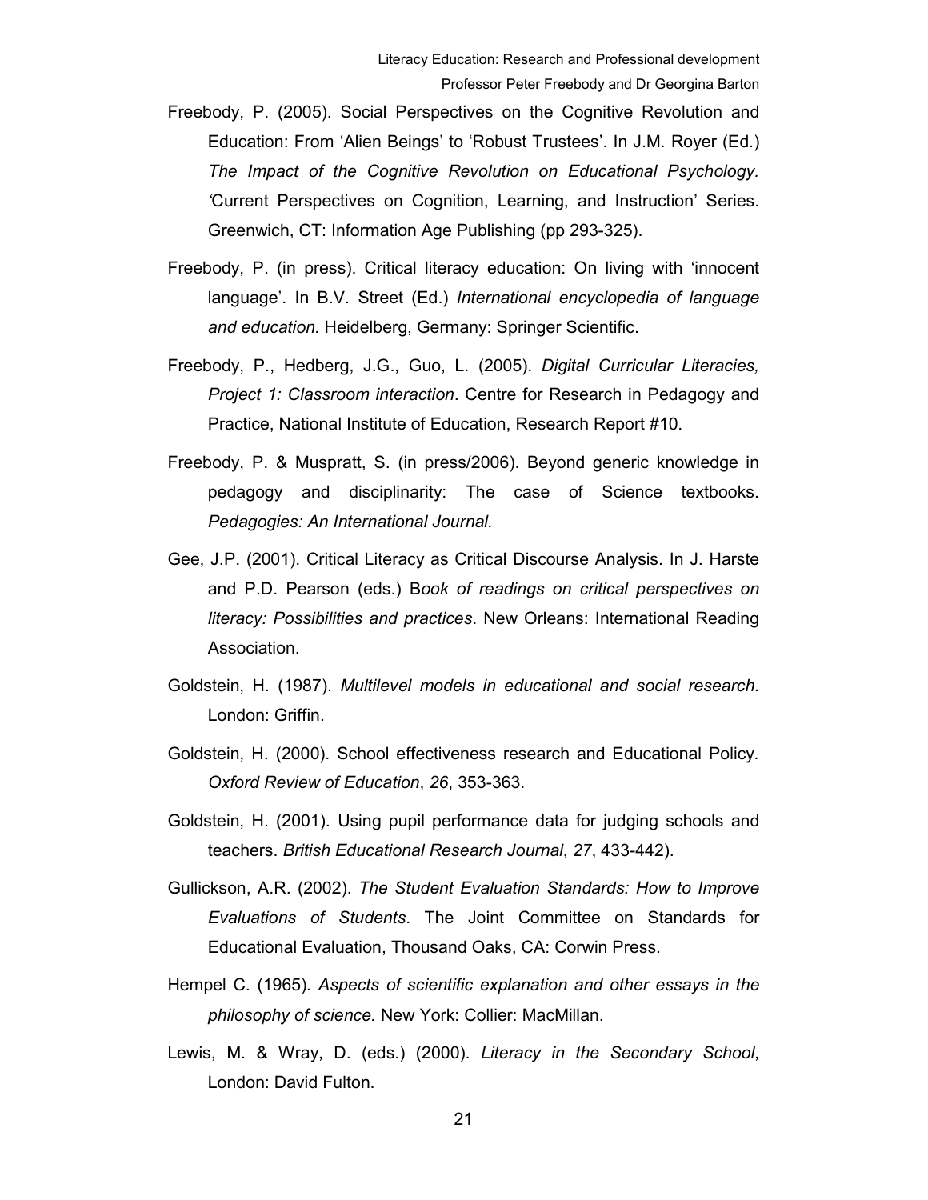Freebody, P. (2005). Social Perspectives on the Cognitive Revolution and Education: From 'Alien Beings' to 'Robust Trustees'. In J.M. Royer (Ed.) *The Impact of the Cognitive Revolution on Educational Psychology. '*Current Perspectives on Cognition, Learning, and Instruction' Series. Greenwich, CT: Information Age Publishing (pp 293-325).

Freebody, P. (in press). Critical literacy education: On living with 'innocent language'. In B.V. Street (Ed.) *International encyclopedia of language and education.* Heidelberg, Germany: Springer Scientific.

Freebody, P., Hedberg, J.G., Guo, L. (2005). *Digital Curricular Literacies, Project 1: Classroom interaction*. Centre for Research in Pedagogy and Practice, National Institute of Education, Research Report #10.

Freebody, P. & Muspratt, S. (in press/2006). Beyond generic knowledge in pedagogy and disciplinarity: The case of Science textbooks. *Pedagogies: An International Journal.*

Gee, J.P. (2001). Critical Literacy as Critical Discourse Analysis. In J. Harste and P.D. Pearson (eds.) B*ook of readings on critical perspectives on literacy: Possibilities and practices*. New Orleans: International Reading Association.

Goldstein, H. (1987). *Multilevel models in educational and social research*. London: Griffin.

Goldstein, H. (2000). School effectiveness research and Educational Policy. *Oxford Review of Education*, *26*, 353-363.

Goldstein, H. (2001). Using pupil performance data for judging schools and teachers. *British Educational Research Journal*, *27*, 433-442).

Gullickson, A.R. (2002). *The Student Evaluation Standards: How to Improve Evaluations of Students*. The Joint Committee on Standards for Educational Evaluation, Thousand Oaks, CA: Corwin Press.

Hempel C. (1965)*. Aspects of scientific explanation and other essays in the philosophy of science.* New York: Collier: MacMillan.

Lewis, M. & Wray, D. (eds.) (2000). *Literacy in the Secondary School*, London: David Fulton.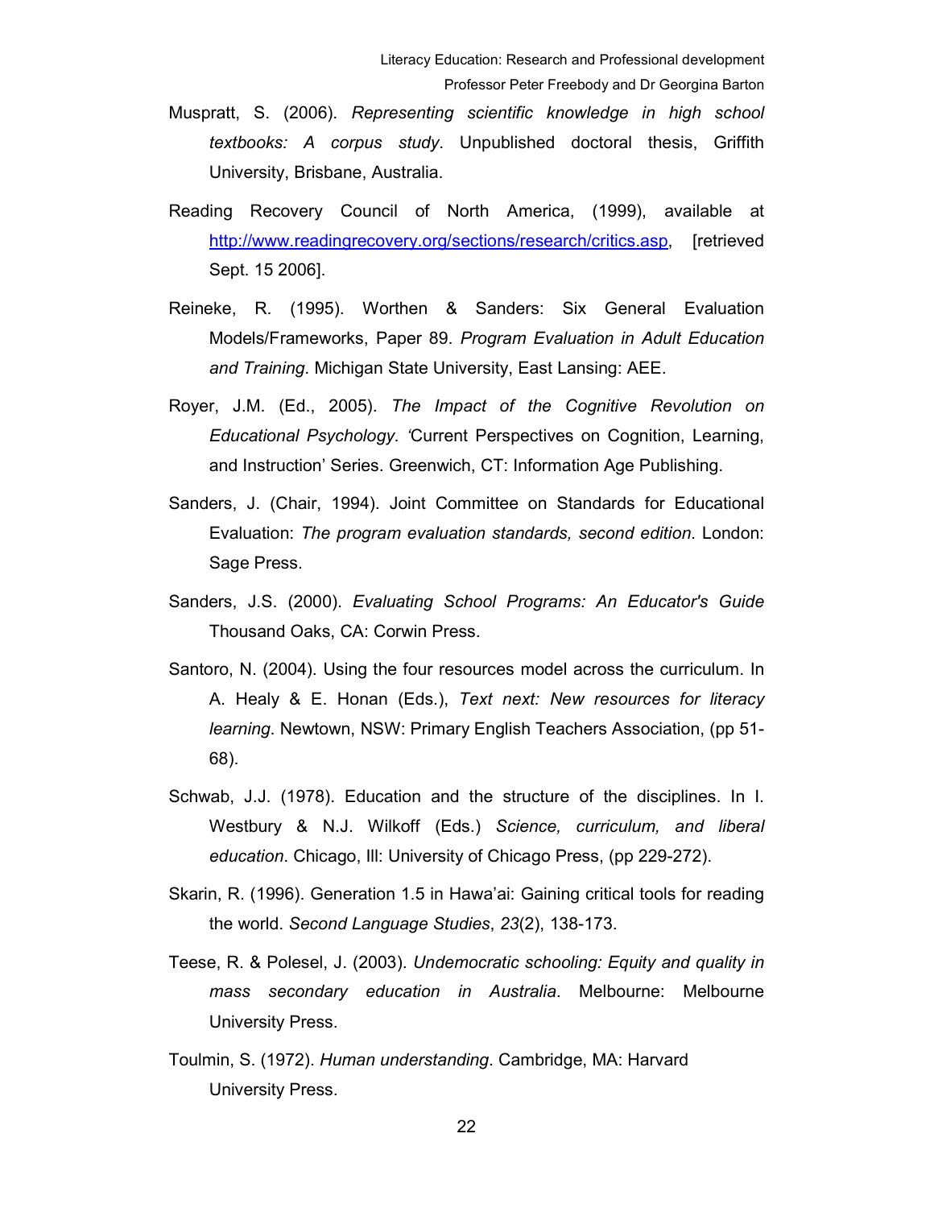Muspratt, S. (2006). *Representing scientific knowledge in high school textbooks: A corpus study*. Unpublished doctoral thesis, Griffith University, Brisbane, Australia.

Reading Recovery Council of North America, (1999), available at http://www.readingrecovery.org/sections/research/critics.asp, [retrieved Sept. 15 2006].

Reineke, R. (1995). Worthen & Sanders: Six General Evaluation Models/Frameworks, Paper 89. *Program Evaluation in Adult Education and Training*. Michigan State University, East Lansing: AEE.

Royer, J.M. (Ed., 2005). *The Impact of the Cognitive Revolution on Educational Psychology. '*Current Perspectives on Cognition, Learning, and Instruction' Series. Greenwich, CT: Information Age Publishing.

Sanders, J. (Chair, 1994). Joint Committee on Standards for Educational Evaluation: *The program evaluation standards, second edition*. London: Sage Press.

Sanders, J.S. (2000). *Evaluating School Programs: An Educator's Guide* Thousand Oaks, CA: Corwin Press.

Santoro, N. (2004). Using the four resources model across the curriculum. In A. Healy & E. Honan (Eds.), *Text next: New resources for literacy learning*. Newtown, NSW: Primary English Teachers Association, (pp 51-68).

Schwab, J.J. (1978). Education and the structure of the disciplines. In I. Westbury & N.J. Wilkoff (Eds.) *Science, curriculum, and liberal education*. Chicago, Ill: University of Chicago Press, (pp 229-272).

Skarin, R. (1996). Generation 1.5 in Hawa'ai: Gaining critical tools for reading the world. *Second Language Studies*, *23*(2), 138-173.

Teese, R. & Polesel, J. (2003). *Undemocratic schooling: Equity and quality in mass secondary education in Australia*. Melbourne: Melbourne University Press.

Toulmin, S. (1972). *Human understanding*. Cambridge, MA: Harvard University Press.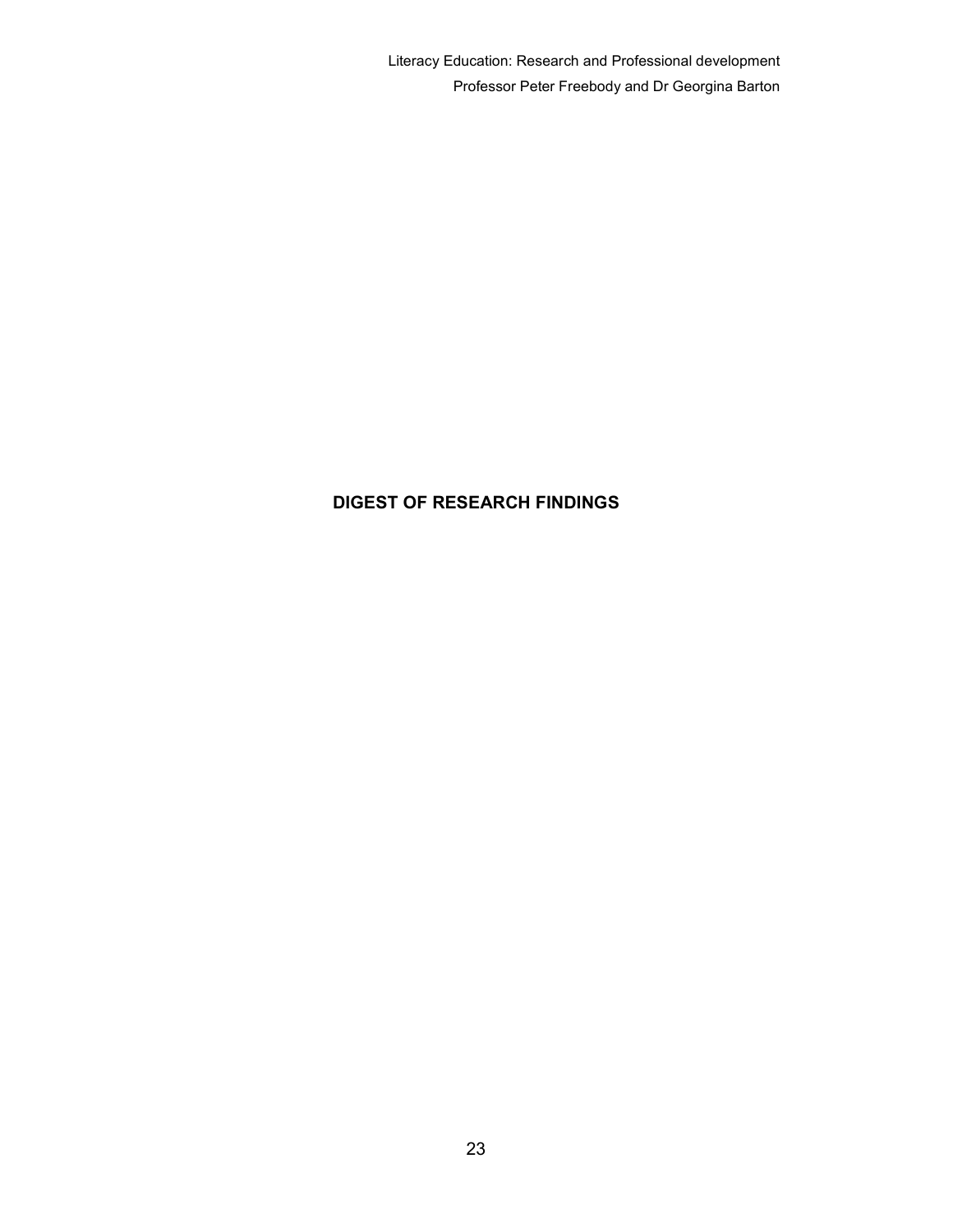# DIGEST OF RESEARCH FINDINGS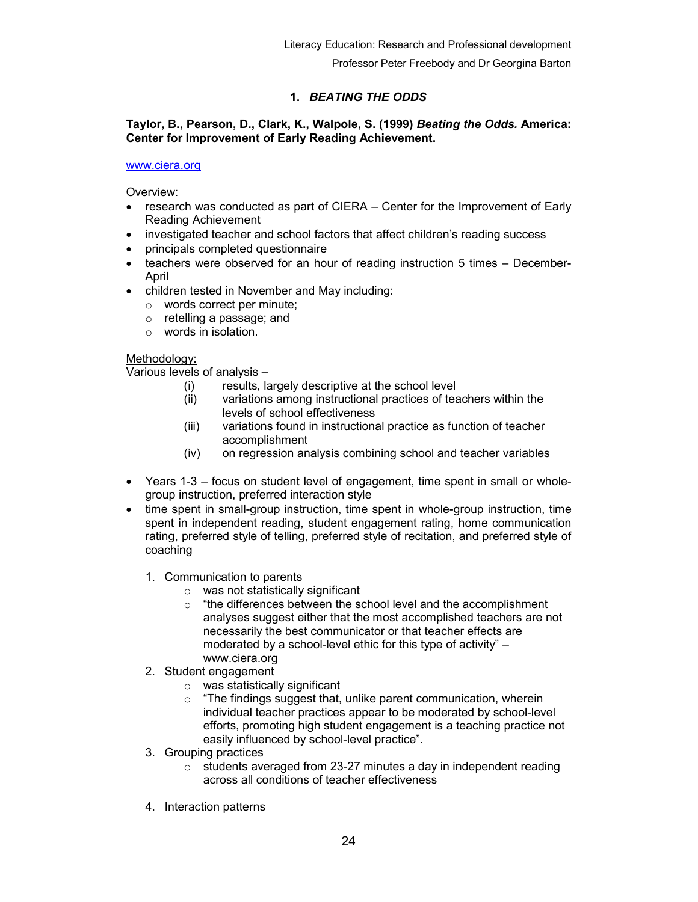## 1. *BEATING THE ODDS*

**Taylor, B., Pearson, D., Clark, K., Walpole, S. (1999) *Beating the Odds.* America: Center for Improvement of Early Reading Achievement.**

www.ciera.org

Overview:

- research was conducted as part of CIERA – Center for the Improvement of Early Reading Achievement
- investigated teacher and school factors that affect children's reading success
- principals completed questionnaire
- teachers were observed for an hour of reading instruction 5 times – December-April
- children tested in November and May including:
  - words correct per minute;
  - retelling a passage; and
  - words in isolation.

Methodology:

Various levels of analysis –

- (i) results, largely descriptive at the school level
- (ii) variations among instructional practices of teachers within the levels of school effectiveness
- (iii) variations found in instructional practice as function of teacher accomplishment
- (iv) on regression analysis combining school and teacher variables

- Years 1-3 – focus on student level of engagement, time spent in small or whole-group instruction, preferred interaction style
- time spent in small-group instruction, time spent in whole-group instruction, time spent in independent reading, student engagement rating, home communication rating, preferred style of telling, preferred style of recitation, and preferred style of coaching

1. Communication to parents
   - was not statistically significant
   - "the differences between the school level and the accomplishment analyses suggest either that the most accomplished teachers are not necessarily the best communicator or that teacher effects are moderated by a school-level ethic for this type of activity" – www.ciera.org
2. Student engagement
   - was statistically significant
   - "The findings suggest that, unlike parent communication, wherein individual teacher practices appear to be moderated by school-level efforts, promoting high student engagement is a teaching practice not easily influenced by school-level practice".
3. Grouping practices
   - students averaged from 23-27 minutes a day in independent reading across all conditions of teacher effectiveness
4. Interaction patterns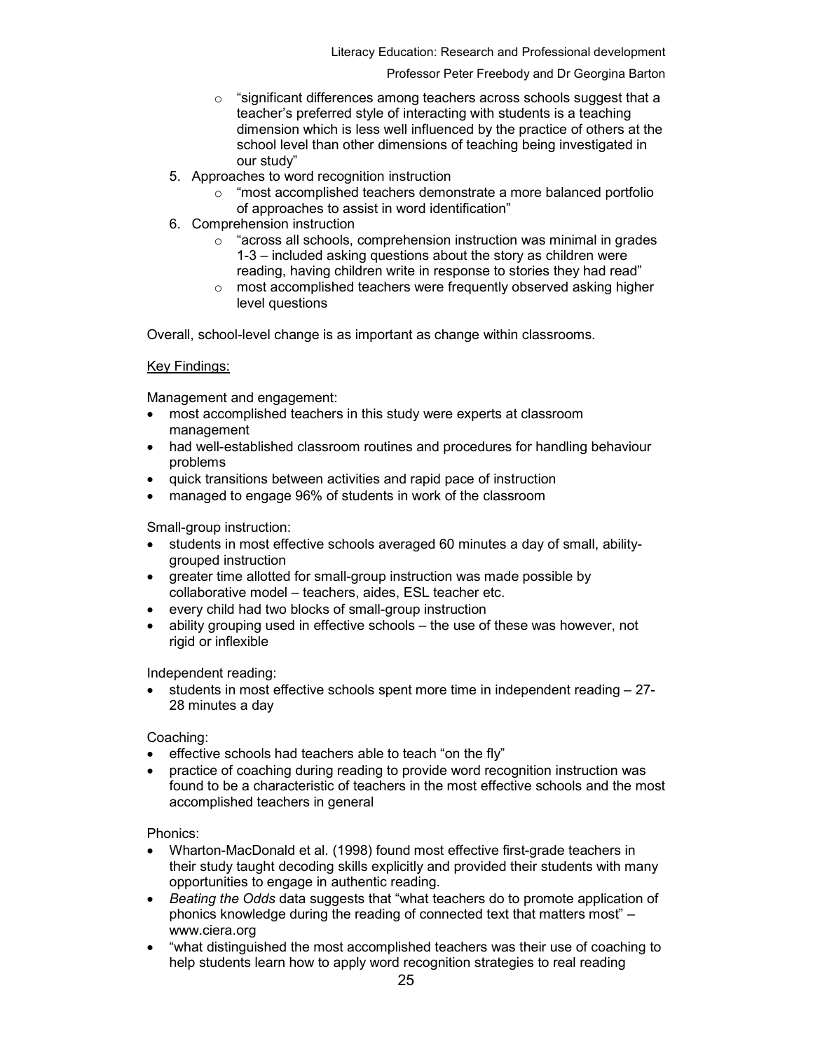- "significant differences among teachers across schools suggest that a teacher's preferred style of interacting with students is a teaching dimension which is less well influenced by the practice of others at the school level than other dimensions of teaching being investigated in our study"
5. Approaches to word recognition instruction
   - "most accomplished teachers demonstrate a more balanced portfolio of approaches to assist in word identification"
6. Comprehension instruction
   - "across all schools, comprehension instruction was minimal in grades 1-3 – included asking questions about the story as children were reading, having children write in response to stories they had read"
   - most accomplished teachers were frequently observed asking higher level questions

Overall, school-level change is as important as change within classrooms.

<u>Key Findings:</u>

Management and engagement:

- most accomplished teachers in this study were experts at classroom management
- had well-established classroom routines and procedures for handling behaviour problems
- quick transitions between activities and rapid pace of instruction
- managed to engage 96% of students in work of the classroom

Small-group instruction:

- students in most effective schools averaged 60 minutes a day of small, ability-grouped instruction
- greater time allotted for small-group instruction was made possible by collaborative model – teachers, aides, ESL teacher etc.
- every child had two blocks of small-group instruction
- ability grouping used in effective schools – the use of these was however, not rigid or inflexible

Independent reading:

- students in most effective schools spent more time in independent reading – 27-28 minutes a day

Coaching:

- effective schools had teachers able to teach "on the fly"
- practice of coaching during reading to provide word recognition instruction was found to be a characteristic of teachers in the most effective schools and the most accomplished teachers in general

Phonics:

- Wharton-MacDonald et al. (1998) found most effective first-grade teachers in their study taught decoding skills explicitly and provided their students with many opportunities to engage in authentic reading.
- *Beating the Odds* data suggests that "what teachers do to promote application of phonics knowledge during the reading of connected text that matters most" – www.ciera.org
- "what distinguished the most accomplished teachers was their use of coaching to help students learn how to apply word recognition strategies to real reading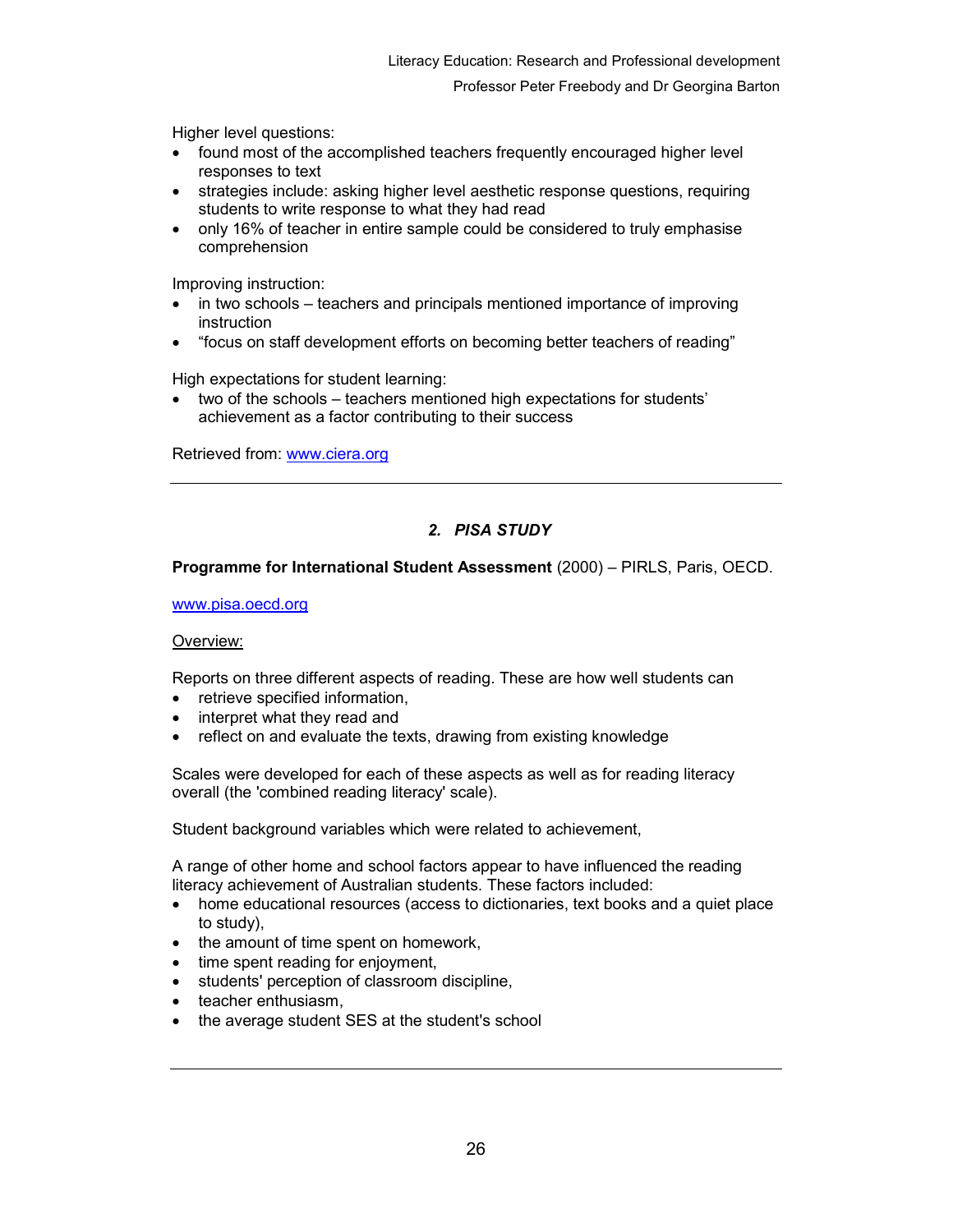Higher level questions:

- found most of the accomplished teachers frequently encouraged higher level responses to text
- strategies include: asking higher level aesthetic response questions, requiring students to write response to what they had read
- only 16% of teacher in entire sample could be considered to truly emphasise comprehension

Improving instruction:

- in two schools – teachers and principals mentioned importance of improving instruction
- "focus on staff development efforts on becoming better teachers of reading"

High expectations for student learning:

- two of the schools – teachers mentioned high expectations for students' achievement as a factor contributing to their success

Retrieved from: [www.ciera.org](http://www.ciera.org)

---

## *2. PISA STUDY*

**Programme for International Student Assessment** (2000) – PIRLS, Paris, OECD.

[www.pisa.oecd.org](http://www.pisa.oecd.org)

Overview:

Reports on three different aspects of reading. These are how well students can

- retrieve specified information,
- interpret what they read and
- reflect on and evaluate the texts, drawing from existing knowledge

Scales were developed for each of these aspects as well as for reading literacy overall (the 'combined reading literacy' scale).

Student background variables which were related to achievement,

A range of other home and school factors appear to have influenced the reading literacy achievement of Australian students. These factors included:

- home educational resources (access to dictionaries, text books and a quiet place to study),
- the amount of time spent on homework,
- time spent reading for enjoyment,
- students' perception of classroom discipline,
- teacher enthusiasm,
- the average student SES at the student's school

---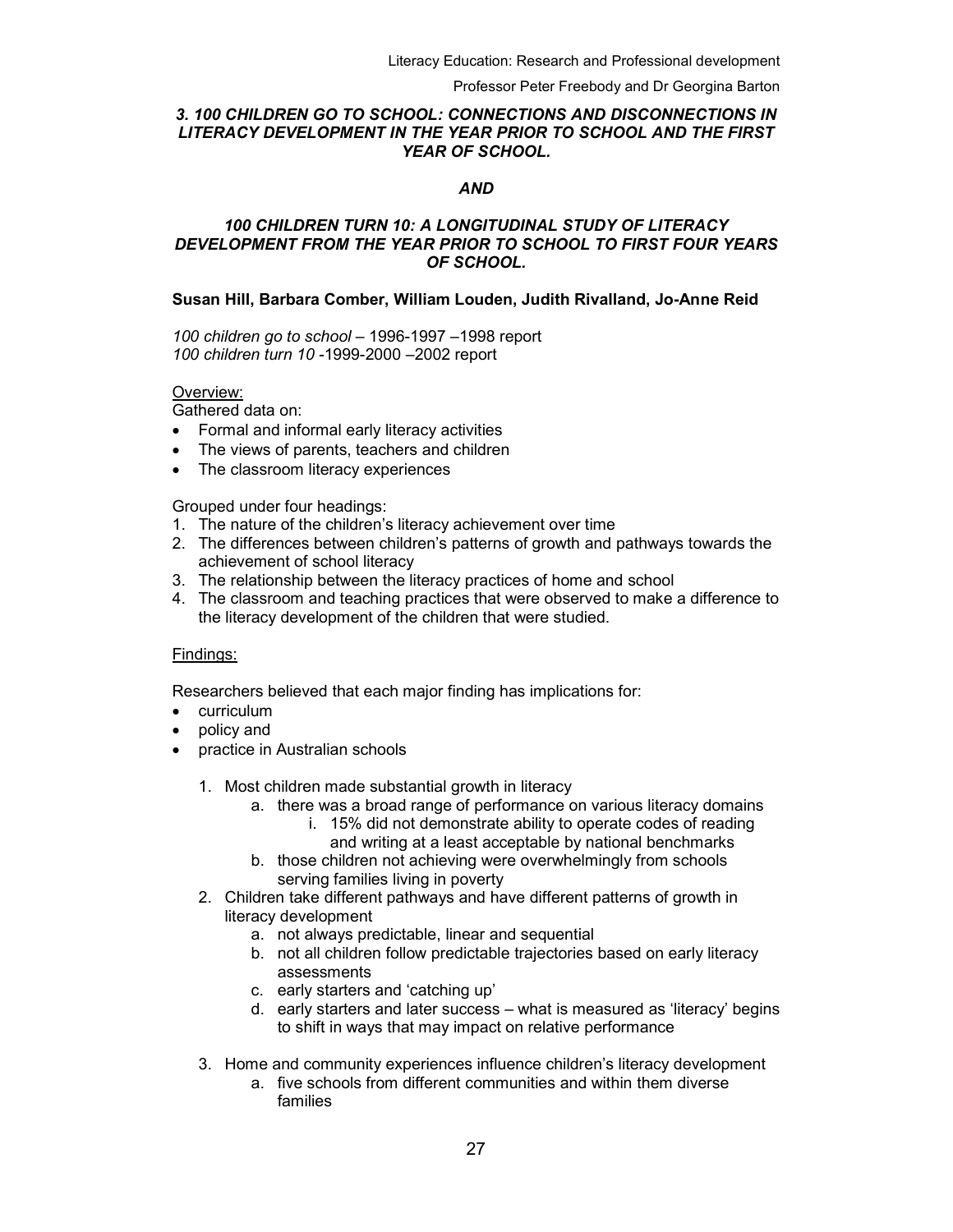### *3. 100 CHILDREN GO TO SCHOOL: CONNECTIONS AND DISCONNECTIONS IN LITERACY DEVELOPMENT IN THE YEAR PRIOR TO SCHOOL AND THE FIRST YEAR OF SCHOOL.*

### *AND*

### *100 CHILDREN TURN 10: A LONGITUDINAL STUDY OF LITERACY DEVELOPMENT FROM THE YEAR PRIOR TO SCHOOL TO FIRST FOUR YEARS OF SCHOOL.*

**Susan Hill, Barbara Comber, William Louden, Judith Rivalland, Jo-Anne Reid**

*100 children go to school* – 1996-1997 –1998 report
*100 children turn 10* -1999-2000 –2002 report

Overview:

Gathered data on:

- Formal and informal early literacy activities
- The views of parents, teachers and children
- The classroom literacy experiences

Grouped under four headings:

1. The nature of the children's literacy achievement over time
2. The differences between children's patterns of growth and pathways towards the achievement of school literacy
3. The relationship between the literacy practices of home and school
4. The classroom and teaching practices that were observed to make a difference to the literacy development of the children that were studied.

Findings:

Researchers believed that each major finding has implications for:

- curriculum
- policy and
- practice in Australian schools

1. Most children made substantial growth in literacy
   a. there was a broad range of performance on various literacy domains
      i. 15% did not demonstrate ability to operate codes of reading and writing at a least acceptable by national benchmarks
   b. those children not achieving were overwhelmingly from schools serving families living in poverty
2. Children take different pathways and have different patterns of growth in literacy development
   a. not always predictable, linear and sequential
   b. not all children follow predictable trajectories based on early literacy assessments
   c. early starters and 'catching up'
   d. early starters and later success – what is measured as 'literacy' begins to shift in ways that may impact on relative performance
3. Home and community experiences influence children's literacy development
   a. five schools from different communities and within them diverse families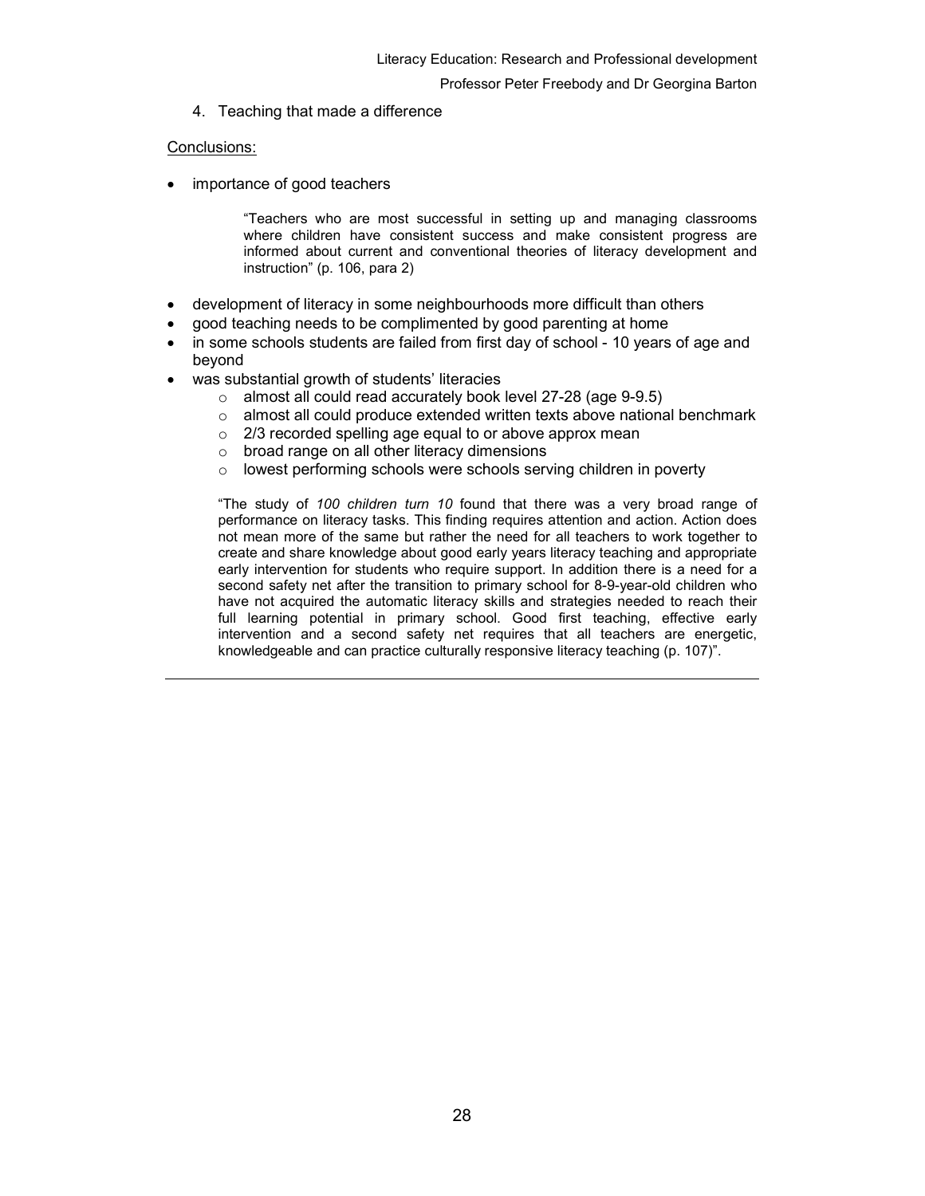4. Teaching that made a difference

Conclusions:

- importance of good teachers

> "Teachers who are most successful in setting up and managing classrooms where children have consistent success and make consistent progress are informed about current and conventional theories of literacy development and instruction" (p. 106, para 2)

- development of literacy in some neighbourhoods more difficult than others
- good teaching needs to be complimented by good parenting at home
- in some schools students are failed from first day of school - 10 years of age and beyond
- was substantial growth of students' literacies
    - almost all could read accurately book level 27-28 (age 9-9.5)
    - almost all could produce extended written texts above national benchmark
    - 2/3 recorded spelling age equal to or above approx mean
    - broad range on all other literacy dimensions
    - lowest performing schools were schools serving children in poverty

> "The study of *100 children turn 10* found that there was a very broad range of performance on literacy tasks. This finding requires attention and action. Action does not mean more of the same but rather the need for all teachers to work together to create and share knowledge about good early years literacy teaching and appropriate early intervention for students who require support. In addition there is a need for a second safety net after the transition to primary school for 8-9-year-old children who have not acquired the automatic literacy skills and strategies needed to reach their full learning potential in primary school. Good first teaching, effective early intervention and a second safety net requires that all teachers are energetic, knowledgeable and can practice culturally responsive literacy teaching (p. 107)".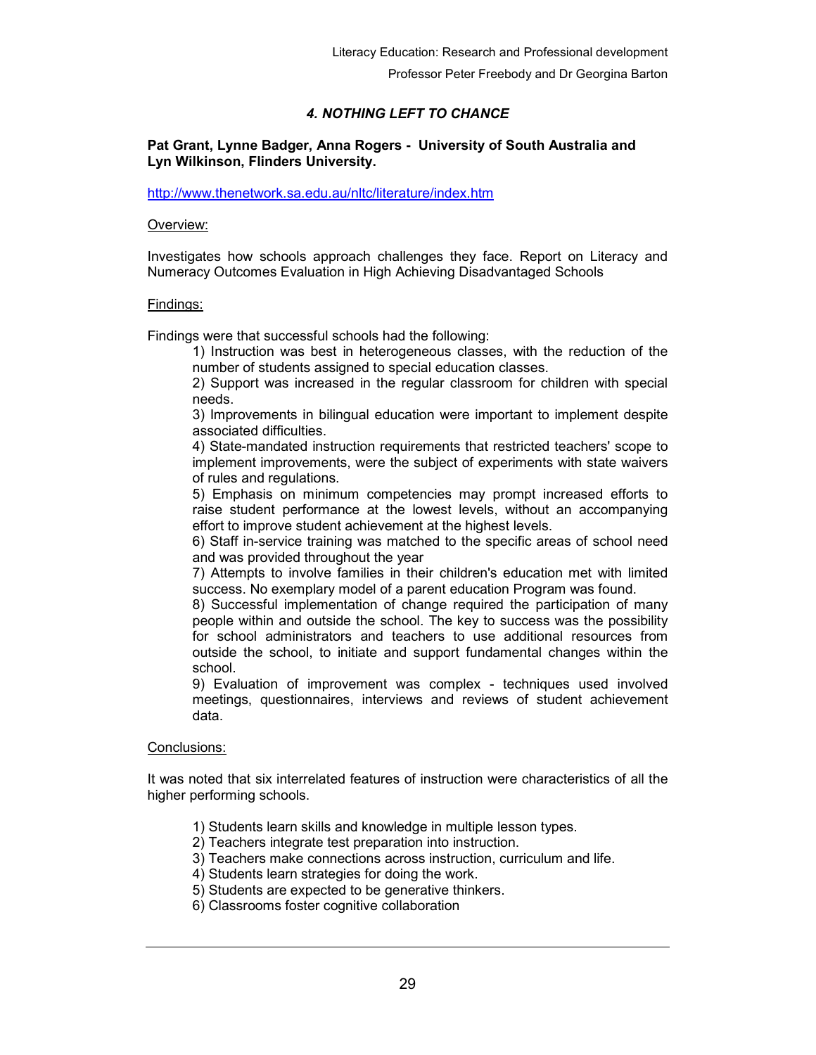### *4. NOTHING LEFT TO CHANCE*

**Pat Grant, Lynne Badger, Anna Rogers - University of South Australia and Lyn Wilkinson, Flinders University.**

http://www.thenetwork.sa.edu.au/nltc/literature/index.htm

Overview:

Investigates how schools approach challenges they face. Report on Literacy and Numeracy Outcomes Evaluation in High Achieving Disadvantaged Schools

Findings:

Findings were that successful schools had the following:

1) Instruction was best in heterogeneous classes, with the reduction of the number of students assigned to special education classes.
2) Support was increased in the regular classroom for children with special needs.
3) Improvements in bilingual education were important to implement despite associated difficulties.
4) State-mandated instruction requirements that restricted teachers' scope to implement improvements, were the subject of experiments with state waivers of rules and regulations.
5) Emphasis on minimum competencies may prompt increased efforts to raise student performance at the lowest levels, without an accompanying effort to improve student achievement at the highest levels.
6) Staff in-service training was matched to the specific areas of school need and was provided throughout the year
7) Attempts to involve families in their children's education met with limited success. No exemplary model of a parent education Program was found.
8) Successful implementation of change required the participation of many people within and outside the school. The key to success was the possibility for school administrators and teachers to use additional resources from outside the school, to initiate and support fundamental changes within the school.
9) Evaluation of improvement was complex - techniques used involved meetings, questionnaires, interviews and reviews of student achievement data.

Conclusions:

It was noted that six interrelated features of instruction were characteristics of all the higher performing schools.

1) Students learn skills and knowledge in multiple lesson types.
2) Teachers integrate test preparation into instruction.
3) Teachers make connections across instruction, curriculum and life.
4) Students learn strategies for doing the work.
5) Students are expected to be generative thinkers.
6) Classrooms foster cognitive collaboration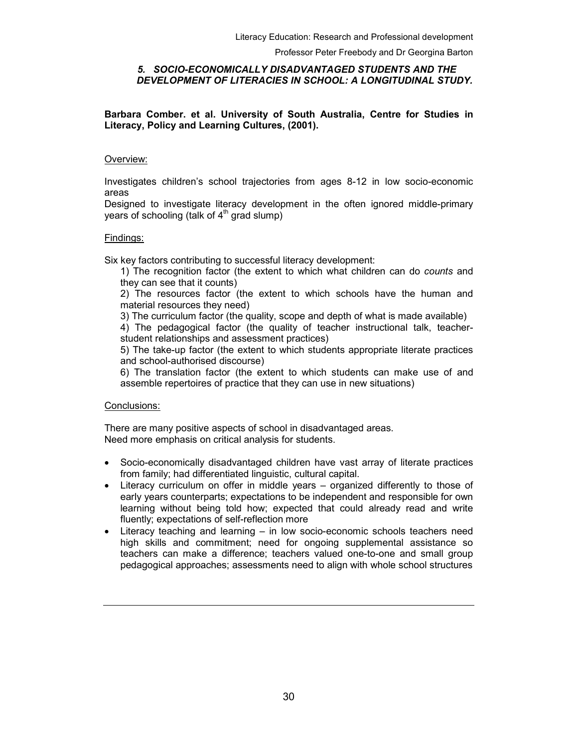### *5. SOCIO-ECONOMICALLY DISADVANTAGED STUDENTS AND THE DEVELOPMENT OF LITERACIES IN SCHOOL: A LONGITUDINAL STUDY.*

**Barbara Comber. et al. University of South Australia, Centre for Studies in Literacy, Policy and Learning Cultures, (2001).**

Overview:

Investigates children's school trajectories from ages 8-12 in low socio-economic areas
Designed to investigate literacy development in the often ignored middle-primary years of schooling (talk of 4th grad slump)

Findings:

Six key factors contributing to successful literacy development:

1) The recognition factor (the extent to which what children can do *counts* and they can see that it counts)
2) The resources factor (the extent to which schools have the human and material resources they need)
3) The curriculum factor (the quality, scope and depth of what is made available)
4) The pedagogical factor (the quality of teacher instructional talk, teacher-student relationships and assessment practices)
5) The take-up factor (the extent to which students appropriate literate practices and school-authorised discourse)
6) The translation factor (the extent to which students can make use of and assemble repertoires of practice that they can use in new situations)

Conclusions:

There are many positive aspects of school in disadvantaged areas.
Need more emphasis on critical analysis for students.

- Socio-economically disadvantaged children have vast array of literate practices from family; had differentiated linguistic, cultural capital.
- Literacy curriculum on offer in middle years – organized differently to those of early years counterparts; expectations to be independent and responsible for own learning without being told how; expected that could already read and write fluently; expectations of self-reflection more
- Literacy teaching and learning – in low socio-economic schools teachers need high skills and commitment; need for ongoing supplemental assistance so teachers can make a difference; teachers valued one-to-one and small group pedagogical approaches; assessments need to align with whole school structures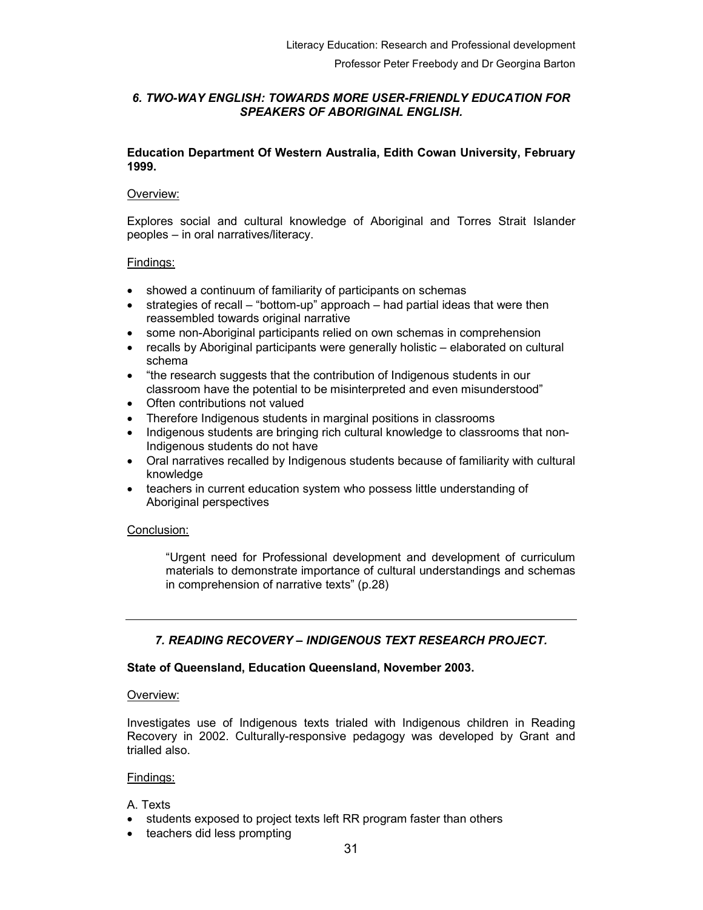### *6. TWO-WAY ENGLISH: TOWARDS MORE USER-FRIENDLY EDUCATION FOR SPEAKERS OF ABORIGINAL ENGLISH.*

**Education Department Of Western Australia, Edith Cowan University, February 1999.**

<u>Overview:</u>

Explores social and cultural knowledge of Aboriginal and Torres Strait Islander peoples – in oral narratives/literacy.

<u>Findings:</u>

- showed a continuum of familiarity of participants on schemas
- strategies of recall – "bottom-up" approach – had partial ideas that were then reassembled towards original narrative
- some non-Aboriginal participants relied on own schemas in comprehension
- recalls by Aboriginal participants were generally holistic – elaborated on cultural schema
- "the research suggests that the contribution of Indigenous students in our classroom have the potential to be misinterpreted and even misunderstood"
- Often contributions not valued
- Therefore Indigenous students in marginal positions in classrooms
- Indigenous students are bringing rich cultural knowledge to classrooms that non-Indigenous students do not have
- Oral narratives recalled by Indigenous students because of familiarity with cultural knowledge
- teachers in current education system who possess little understanding of Aboriginal perspectives

<u>Conclusion:</u>

> "Urgent need for Professional development and development of curriculum materials to demonstrate importance of cultural understandings and schemas in comprehension of narrative texts" (p.28)

---

### *7. READING RECOVERY – INDIGENOUS TEXT RESEARCH PROJECT.*

**State of Queensland, Education Queensland, November 2003.**

<u>Overview:</u>

Investigates use of Indigenous texts trialed with Indigenous children in Reading Recovery in 2002. Culturally-responsive pedagogy was developed by Grant and trialled also.

<u>Findings:</u>

A. Texts

- students exposed to project texts left RR program faster than others
- teachers did less prompting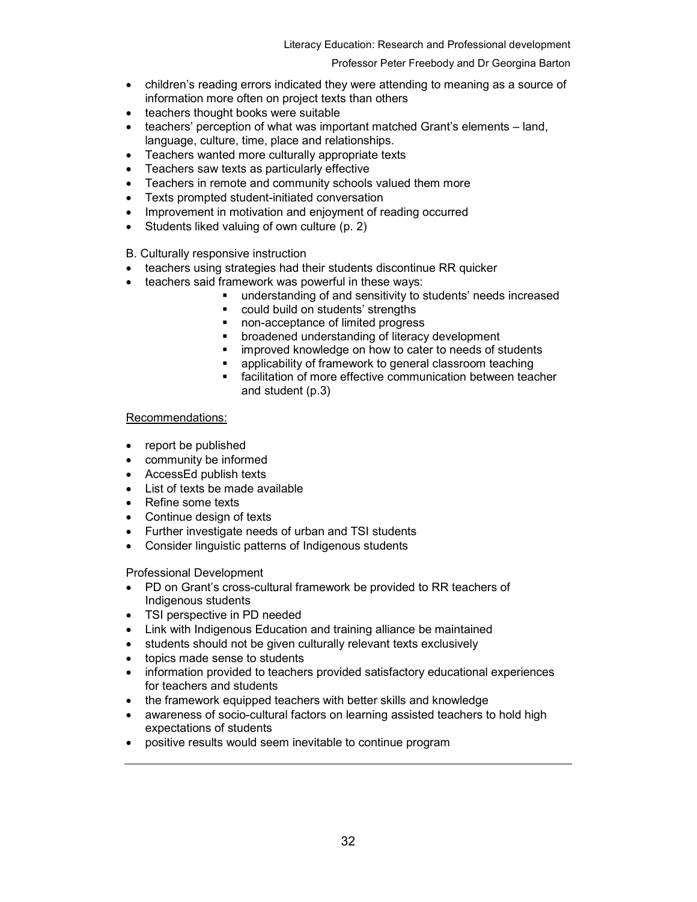- children's reading errors indicated they were attending to meaning as a source of information more often on project texts than others
- teachers thought books were suitable
- teachers' perception of what was important matched Grant's elements – land, language, culture, time, place and relationships.
- Teachers wanted more culturally appropriate texts
- Teachers saw texts as particularly effective
- Teachers in remote and community schools valued them more
- Texts prompted student-initiated conversation
- Improvement in motivation and enjoyment of reading occurred
- Students liked valuing of own culture (p. 2)

B. Culturally responsive instruction

- teachers using strategies had their students discontinue RR quicker
- teachers said framework was powerful in these ways:
  - understanding of and sensitivity to students' needs increased
  - could build on students' strengths
  - non-acceptance of limited progress
  - broadened understanding of literacy development
  - improved knowledge on how to cater to needs of students
  - applicability of framework to general classroom teaching
  - facilitation of more effective communication between teacher and student (p.3)

<u>Recommendations:</u>

- report be published
- community be informed
- AccessEd publish texts
- List of texts be made available
- Refine some texts
- Continue design of texts
- Further investigate needs of urban and TSI students
- Consider linguistic patterns of Indigenous students

Professional Development

- PD on Grant's cross-cultural framework be provided to RR teachers of Indigenous students
- TSI perspective in PD needed
- Link with Indigenous Education and training alliance be maintained
- students should not be given culturally relevant texts exclusively
- topics made sense to students
- information provided to teachers provided satisfactory educational experiences for teachers and students
- the framework equipped teachers with better skills and knowledge
- awareness of socio-cultural factors on learning assisted teachers to hold high expectations of students
- positive results would seem inevitable to continue program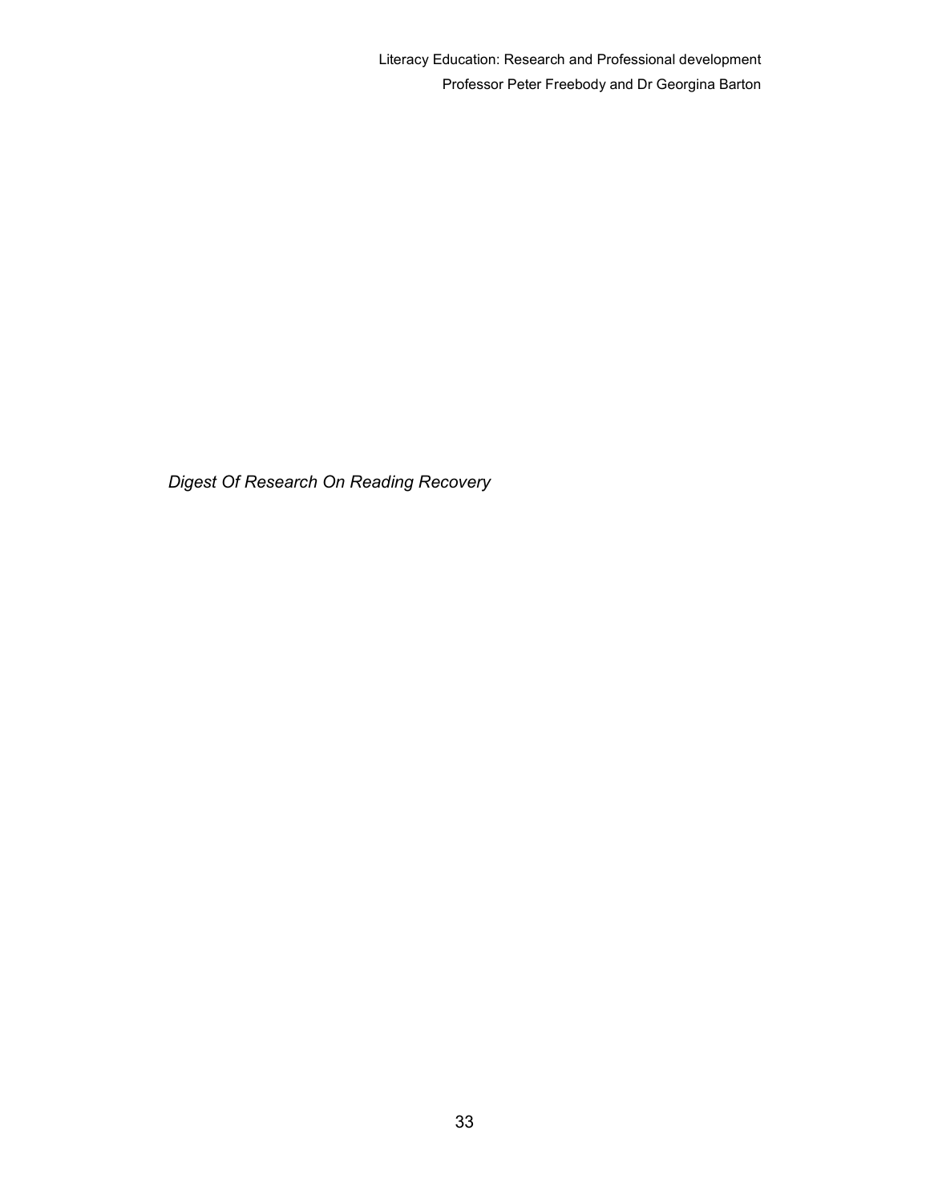*Digest Of Research On Reading Recovery*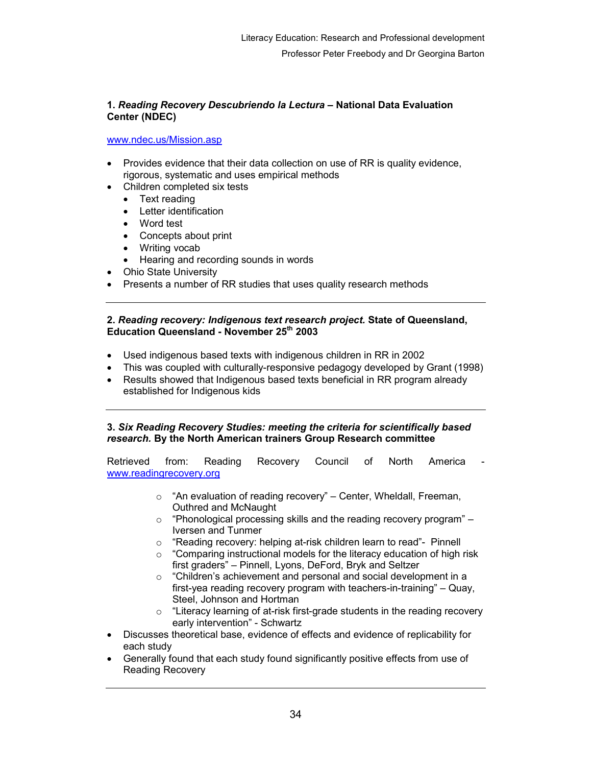**1. *Reading Recovery Descubriendo la Lectura* – National Data Evaluation Center (NDEC)**

www.ndec.us/Mission.asp

- Provides evidence that their data collection on use of RR is quality evidence, rigorous, systematic and uses empirical methods
- Children completed six tests
  - Text reading
  - Letter identification
  - Word test
  - Concepts about print
  - Writing vocab
  - Hearing and recording sounds in words
- Ohio State University
- Presents a number of RR studies that uses quality research methods

---

**2. *Reading recovery: Indigenous text research project.* State of Queensland, Education Queensland - November 25th 2003**

- Used indigenous based texts with indigenous children in RR in 2002
- This was coupled with culturally-responsive pedagogy developed by Grant (1998)
- Results showed that Indigenous based texts beneficial in RR program already established for Indigenous kids

---

**3. *Six Reading Recovery Studies: meeting the criteria for scientifically based research.* By the North American trainers Group Research committee**

Retrieved from: Reading Recovery Council of North America - www.readingrecovery.org

- "An evaluation of reading recovery" – Center, Wheldall, Freeman, Outhred and McNaught
- "Phonological processing skills and the reading recovery program" – Iversen and Tunmer
- "Reading recovery: helping at-risk children learn to read"- Pinnell
- "Comparing instructional models for the literacy education of high risk first graders" – Pinnell, Lyons, DeFord, Bryk and Seltzer
- "Children's achievement and personal and social development in a first-yea reading recovery program with teachers-in-training" – Quay, Steel, Johnson and Hortman
- "Literacy learning of at-risk first-grade students in the reading recovery early intervention" - Schwartz

- Discusses theoretical base, evidence of effects and evidence of replicability for each study
- Generally found that each study found significantly positive effects from use of Reading Recovery

---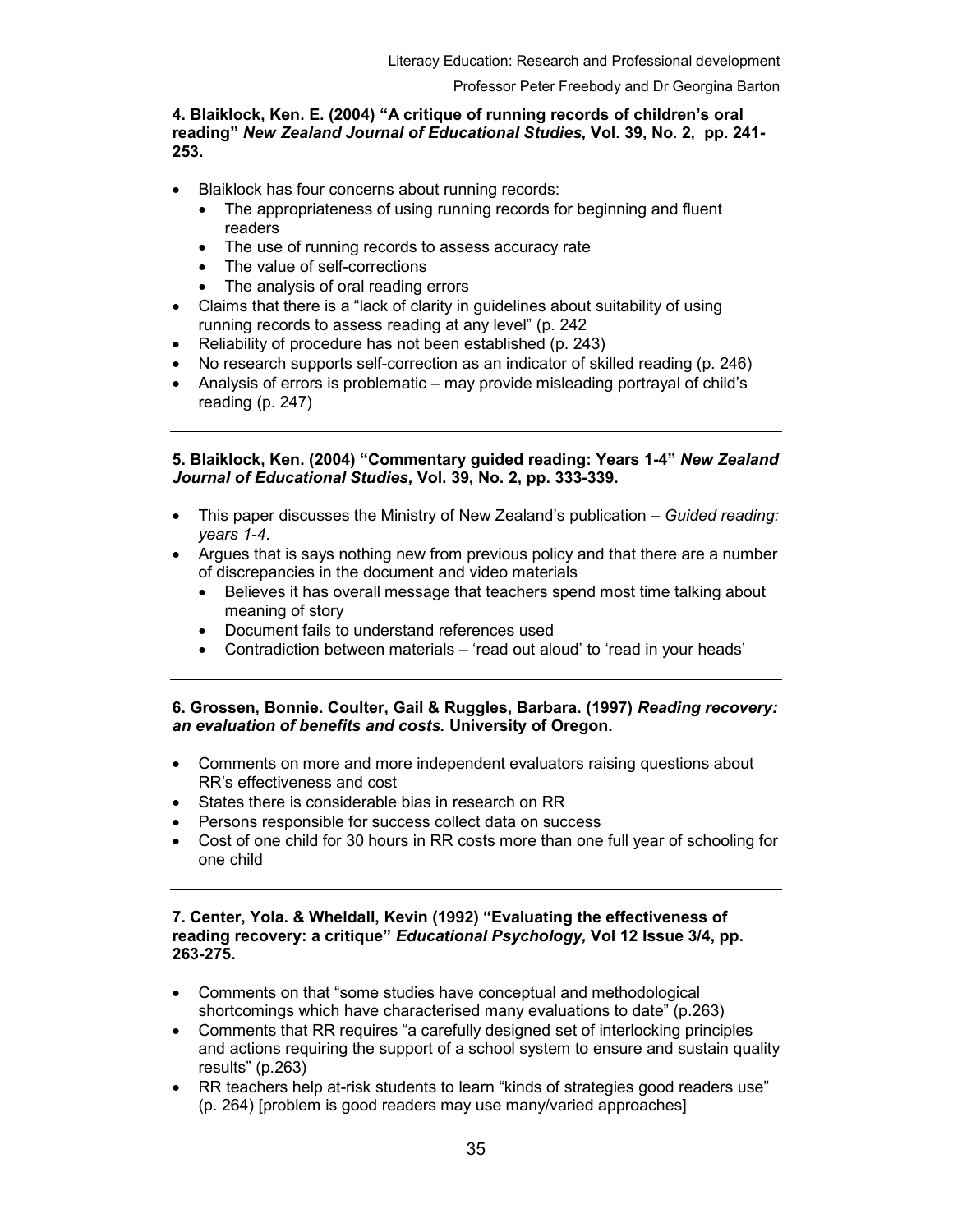**4. Blaiklock, Ken. E. (2004) "A critique of running records of children's oral reading" *New Zealand Journal of Educational Studies,* Vol. 39, No. 2, pp. 241-253.**

- Blaiklock has four concerns about running records:
  - The appropriateness of using running records for beginning and fluent readers
  - The use of running records to assess accuracy rate
  - The value of self-corrections
  - The analysis of oral reading errors
- Claims that there is a "lack of clarity in guidelines about suitability of using running records to assess reading at any level" (p. 242
- Reliability of procedure has not been established (p. 243)
- No research supports self-correction as an indicator of skilled reading (p. 246)
- Analysis of errors is problematic – may provide misleading portrayal of child's reading (p. 247)

---

**5. Blaiklock, Ken. (2004) "Commentary guided reading: Years 1-4" *New Zealand Journal of Educational Studies,* Vol. 39, No. 2, pp. 333-339.**

- This paper discusses the Ministry of New Zealand's publication – *Guided reading: years 1-4*.
- Argues that is says nothing new from previous policy and that there are a number of discrepancies in the document and video materials
  - Believes it has overall message that teachers spend most time talking about meaning of story
  - Document fails to understand references used
  - Contradiction between materials – 'read out aloud' to 'read in your heads'

---

**6. Grossen, Bonnie. Coulter, Gail & Ruggles, Barbara. (1997) *Reading recovery: an evaluation of benefits and costs.* University of Oregon.**

- Comments on more and more independent evaluators raising questions about RR's effectiveness and cost
- States there is considerable bias in research on RR
- Persons responsible for success collect data on success
- Cost of one child for 30 hours in RR costs more than one full year of schooling for one child

---

**7. Center, Yola. & Wheldall, Kevin (1992) "Evaluating the effectiveness of reading recovery: a critique" *Educational Psychology,* Vol 12 Issue 3/4, pp. 263-275.**

- Comments on that "some studies have conceptual and methodological shortcomings which have characterised many evaluations to date" (p.263)
- Comments that RR requires "a carefully designed set of interlocking principles and actions requiring the support of a school system to ensure and sustain quality results" (p.263)
- RR teachers help at-risk students to learn "kinds of strategies good readers use" (p. 264) [problem is good readers may use many/varied approaches]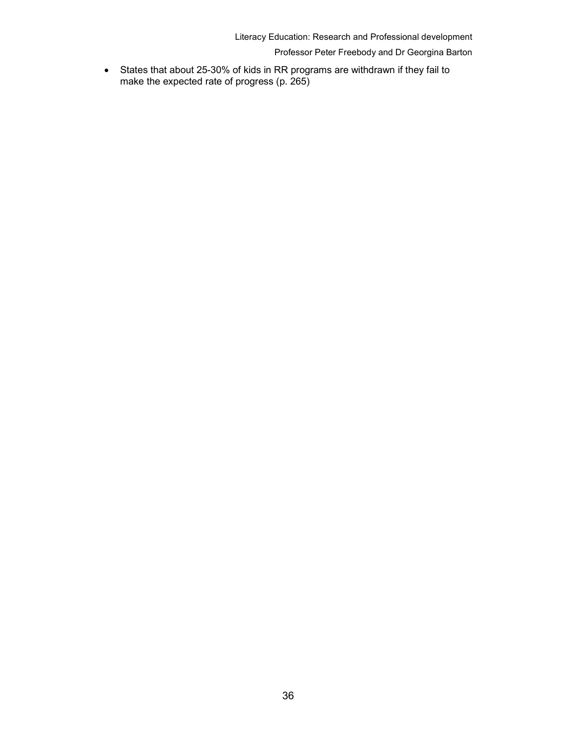- States that about 25-30% of kids in RR programs are withdrawn if they fail to make the expected rate of progress (p. 265)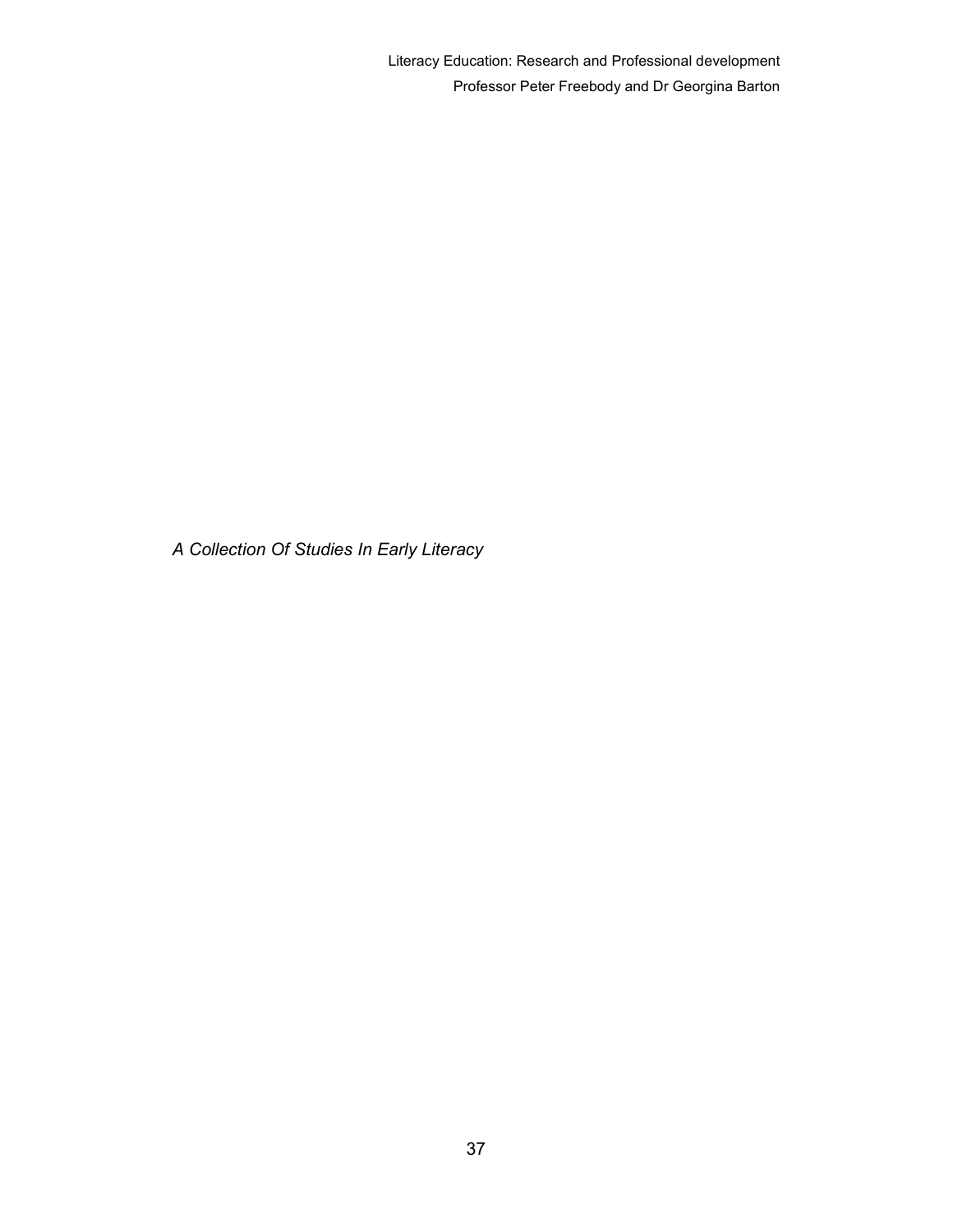*A Collection Of Studies In Early Literacy*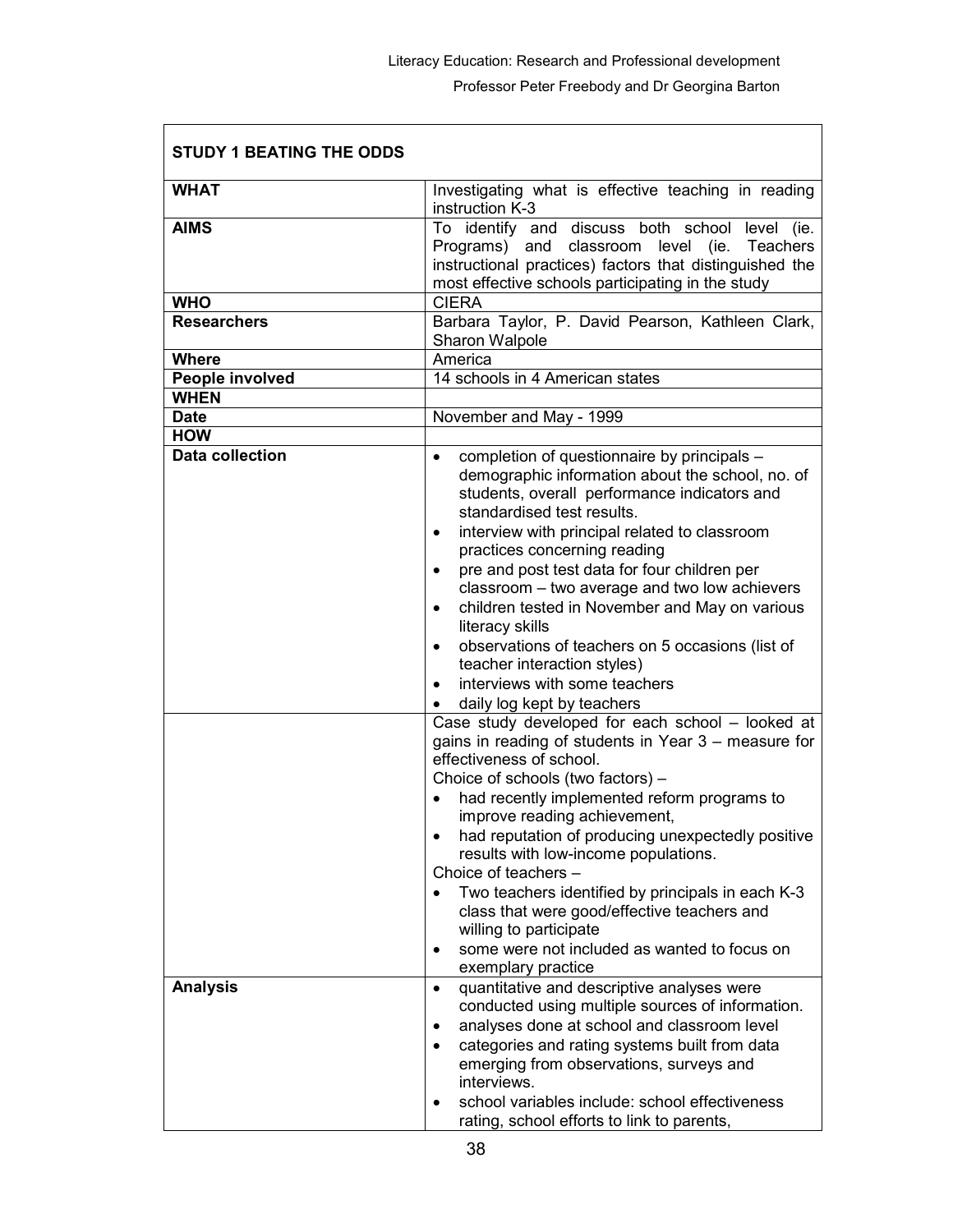| STUDY 1 BEATING THE ODDS | |
|---|---|
| **WHAT** | Investigating what is effective teaching in reading instruction K-3 |
| **AIMS** | To identify and discuss both school level (ie. Programs) and classroom level (ie. Teachers instructional practices) factors that distinguished the most effective schools participating in the study |
| **WHO** | CIERA |
| **Researchers** | Barbara Taylor, P. David Pearson, Kathleen Clark, Sharon Walpole |
| **Where** | America |
| **People involved** | 14 schools in 4 American states |
| **WHEN** | |
| **Date** | November and May - 1999 |
| **HOW** | |
| **Data collection** | • completion of questionnaire by principals – demographic information about the school, no. of students, overall performance indicators and standardised test results.<br>• interview with principal related to classroom practices concerning reading<br>• pre and post test data for four children per classroom – two average and two low achievers<br>• children tested in November and May on various literacy skills<br>• observations of teachers on 5 occasions (list of teacher interaction styles)<br>• interviews with some teachers<br>• daily log kept by teachers |
| | Case study developed for each school – looked at gains in reading of students in Year 3 – measure for effectiveness of school.<br>Choice of schools (two factors) –<br>• had recently implemented reform programs to improve reading achievement,<br>• had reputation of producing unexpectedly positive results with low-income populations.<br>Choice of teachers –<br>• Two teachers identified by principals in each K-3 class that were good/effective teachers and willing to participate<br>• some were not included as wanted to focus on exemplary practice |
| **Analysis** | • quantitative and descriptive analyses were conducted using multiple sources of information.<br>• analyses done at school and classroom level<br>• categories and rating systems built from data emerging from observations, surveys and interviews.<br>• school variables include: school effectiveness rating, school efforts to link to parents, |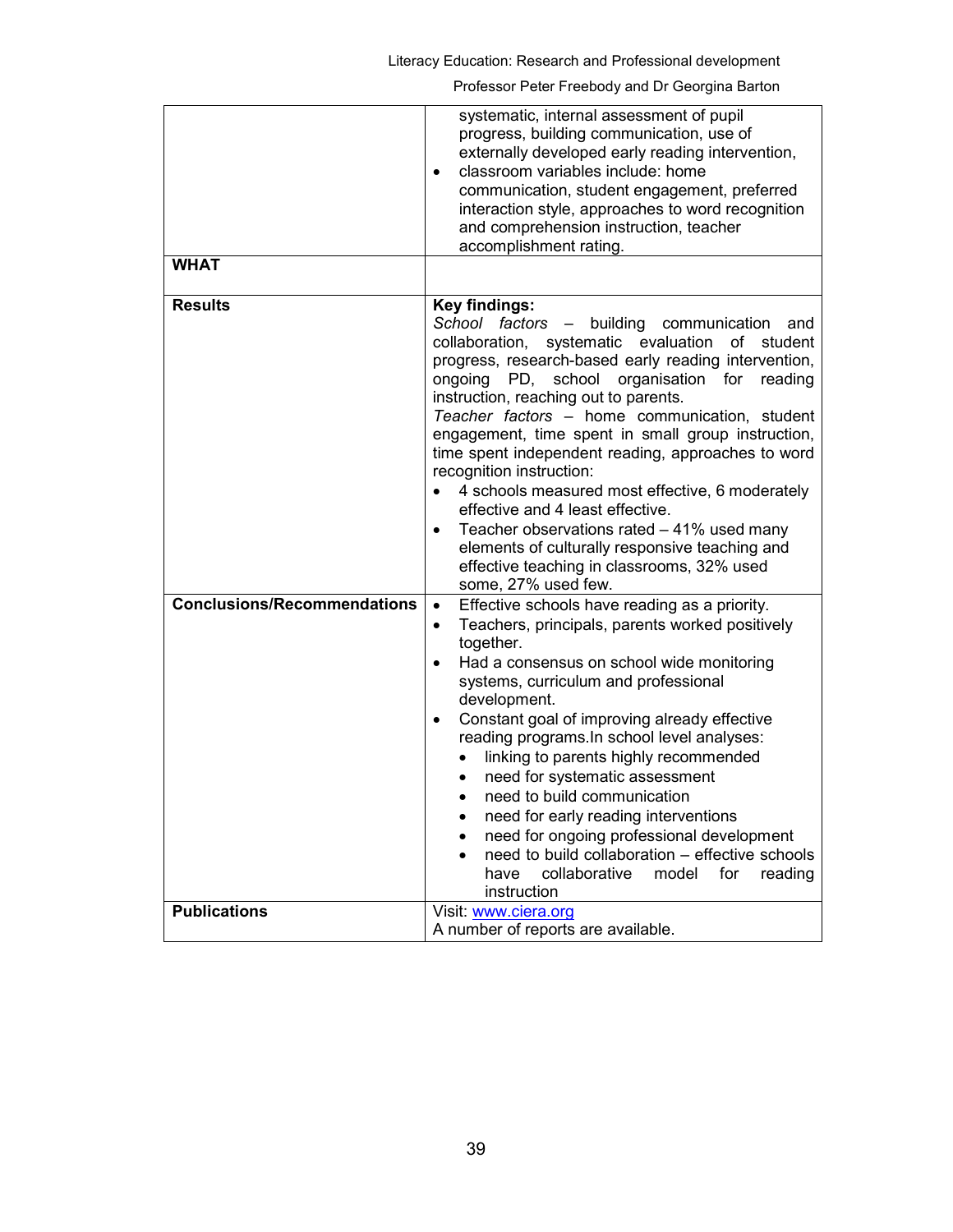| | |
|---|---|
| | systematic, internal assessment of pupil progress, building communication, use of externally developed early reading intervention,<br>• classroom variables include: home communication, student engagement, preferred interaction style, approaches to word recognition and comprehension instruction, teacher accomplishment rating. |
| **WHAT** | |
| **Results** | **Key findings:**<br>*School factors* – building communication and collaboration, systematic evaluation of student progress, research-based early reading intervention, ongoing PD, school organisation for reading instruction, reaching out to parents.<br>*Teacher factors* – home communication, student engagement, time spent in small group instruction, time spent independent reading, approaches to word recognition instruction:<br>• 4 schools measured most effective, 6 moderately effective and 4 least effective.<br>• Teacher observations rated – 41% used many elements of culturally responsive teaching and effective teaching in classrooms, 32% used some, 27% used few. |
| **Conclusions/Recommendations** | • Effective schools have reading as a priority.<br>• Teachers, principals, parents worked positively together.<br>• Had a consensus on school wide monitoring systems, curriculum and professional development.<br>• Constant goal of improving already effective reading programs.In school level analyses:<br>&nbsp;&nbsp;◦ linking to parents highly recommended<br>&nbsp;&nbsp;◦ need for systematic assessment<br>&nbsp;&nbsp;◦ need to build communication<br>&nbsp;&nbsp;◦ need for early reading interventions<br>&nbsp;&nbsp;◦ need for ongoing professional development<br>&nbsp;&nbsp;◦ need to build collaboration – effective schools have collaborative model for reading instruction |
| **Publications** | Visit: [www.ciera.org](http://www.ciera.org)<br>A number of reports are available. |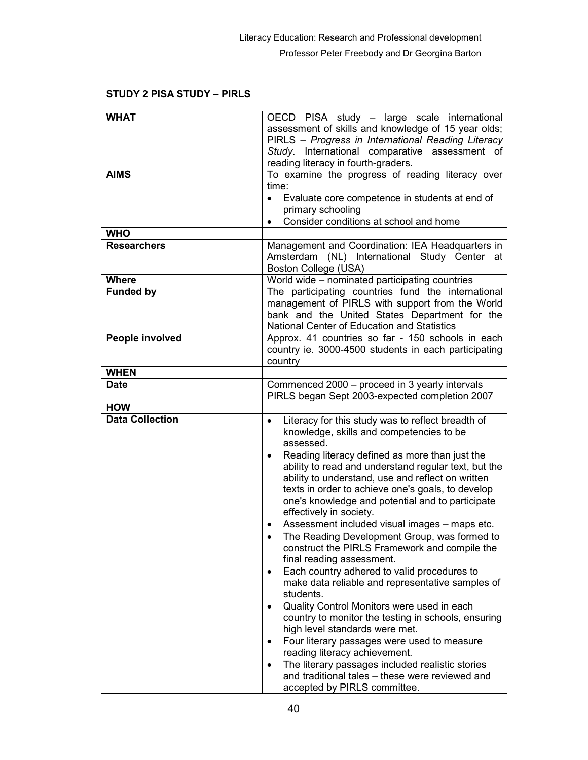| STUDY 2 PISA STUDY – PIRLS | |
|---|---|
| **WHAT** | OECD PISA study – large scale international assessment of skills and knowledge of 15 year olds; PIRLS – *Progress in International Reading Literacy Study*. International comparative assessment of reading literacy in fourth-graders. |
| **AIMS** | To examine the progress of reading literacy over time: <br>• Evaluate core competence in students at end of primary schooling <br>• Consider conditions at school and home |
| **WHO** | |
| **Researchers** | Management and Coordination: IEA Headquarters in Amsterdam (NL) International Study Center at Boston College (USA) |
| **Where** | World wide – nominated participating countries |
| **Funded by** | The participating countries fund the international management of PIRLS with support from the World bank and the United States Department for the National Center of Education and Statistics |
| **People involved** | Approx. 41 countries so far - 150 schools in each country ie. 3000-4500 students in each participating country |
| **WHEN** | |
| **Date** | Commenced 2000 – proceed in 3 yearly intervals <br>PIRLS began Sept 2003-expected completion 2007 |
| **HOW** | |
| **Data Collection** | • Literacy for this study was to reflect breadth of knowledge, skills and competencies to be assessed. <br>• Reading literacy defined as more than just the ability to read and understand regular text, but the ability to understand, use and reflect on written texts in order to achieve one's goals, to develop one's knowledge and potential and to participate effectively in society. <br>• Assessment included visual images – maps etc. <br>• The Reading Development Group, was formed to construct the PIRLS Framework and compile the final reading assessment. <br>• Each country adhered to valid procedures to make data reliable and representative samples of students. <br>• Quality Control Monitors were used in each country to monitor the testing in schools, ensuring high level standards were met. <br>• Four literary passages were used to measure reading literacy achievement. <br>• The literary passages included realistic stories and traditional tales – these were reviewed and accepted by PIRLS committee. |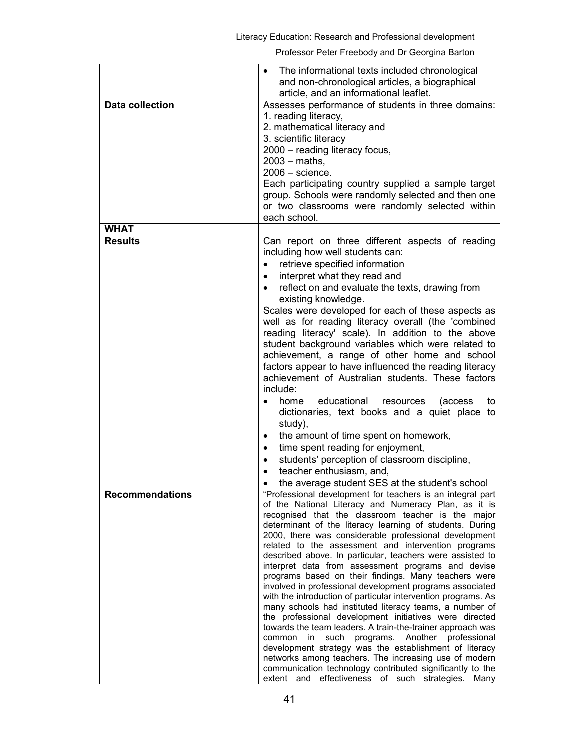| | |
|---|---|
| | • The informational texts included chronological and non-chronological articles, a biographical article, and an informational leaflet. |
| **Data collection** | Assesses performance of students in three domains:<br>1. reading literacy,<br>2. mathematical literacy and<br>3. scientific literacy<br>2000 – reading literacy focus,<br>2003 – maths,<br>2006 – science.<br>Each participating country supplied a sample target group. Schools were randomly selected and then one or two classrooms were randomly selected within each school. |
| **WHAT** | |
| **Results** | Can report on three different aspects of reading including how well students can:<br>• retrieve specified information<br>• interpret what they read and<br>• reflect on and evaluate the texts, drawing from existing knowledge.<br>Scales were developed for each of these aspects as well as for reading literacy overall (the 'combined reading literacy' scale). In addition to the above student background variables which were related to achievement, a range of other home and school factors appear to have influenced the reading literacy achievement of Australian students. These factors include:<br>• home educational resources (access to dictionaries, text books and a quiet place to study),<br>• the amount of time spent on homework,<br>• time spent reading for enjoyment,<br>• students' perception of classroom discipline,<br>• teacher enthusiasm, and,<br>• the average student SES at the student's school |
| **Recommendations** | "Professional development for teachers is an integral part of the National Literacy and Numeracy Plan, as it is recognised that the classroom teacher is the major determinant of the literacy learning of students. During 2000, there was considerable professional development related to the assessment and intervention programs described above. In particular, teachers were assisted to interpret data from assessment programs and devise programs based on their findings. Many teachers were involved in professional development programs associated with the introduction of particular intervention programs. As many schools had instituted literacy teams, a number of the professional development initiatives were directed towards the team leaders. A train-the-trainer approach was common in such programs. Another professional development strategy was the establishment of literacy networks among teachers. The increasing use of modern communication technology contributed significantly to the extent and effectiveness of such strategies. Many |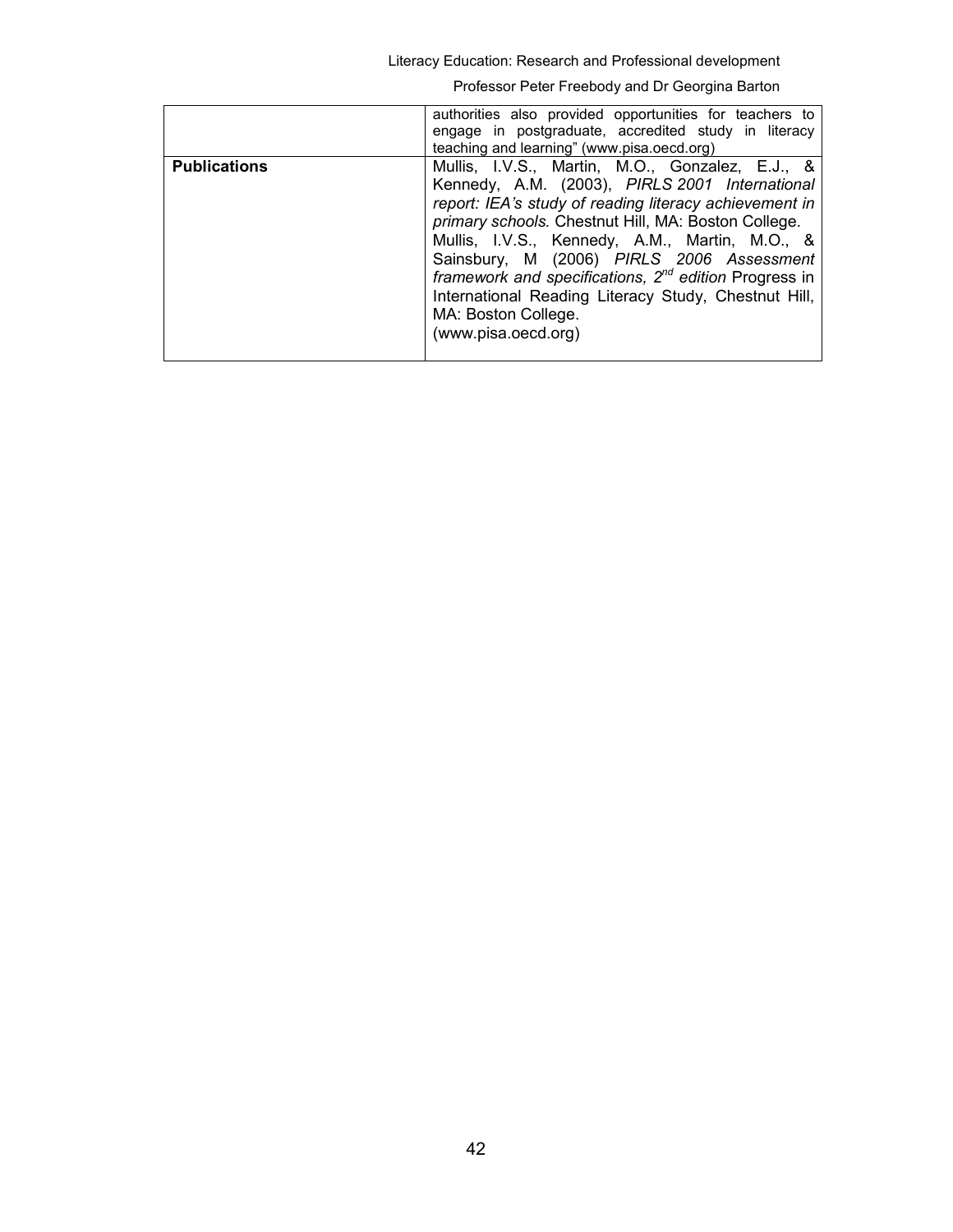| | |
|---|---|
| | authorities also provided opportunities for teachers to engage in postgraduate, accredited study in literacy teaching and learning" (www.pisa.oecd.org) |
| **Publications** | Mullis, I.V.S., Martin, M.O., Gonzalez, E.J., & Kennedy, A.M. (2003), *PIRLS 2001 International report: IEA's study of reading literacy achievement in primary schools.* Chestnut Hill, MA: Boston College. Mullis, I.V.S., Kennedy, A.M., Martin, M.O., & Sainsbury, M (2006) *PIRLS 2006 Assessment framework and specifications, 2nd edition* Progress in International Reading Literacy Study, Chestnut Hill, MA: Boston College. (www.pisa.oecd.org) |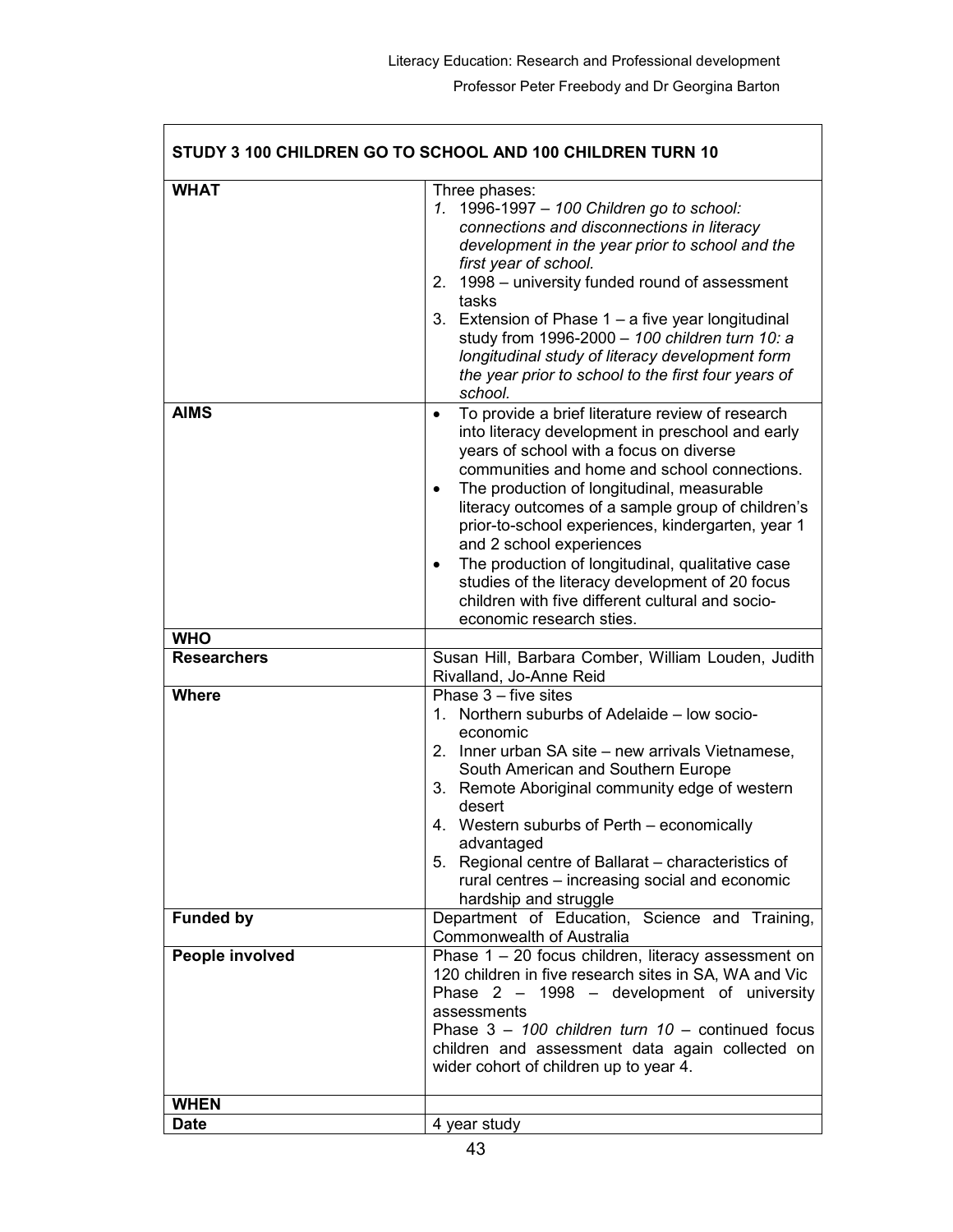| STUDY 3 100 CHILDREN GO TO SCHOOL AND 100 CHILDREN TURN 10 | |
|---|---|
| **WHAT** | Three phases:<br>1. 1996-1997 – *100 Children go to school: connections and disconnections in literacy development in the year prior to school and the first year of school.*<br>2. 1998 – university funded round of assessment tasks<br>3. Extension of Phase 1 – a five year longitudinal study from 1996-2000 – *100 children turn 10: a longitudinal study of literacy development form the year prior to school to the first four years of school.* |
| **AIMS** | • To provide a brief literature review of research into literacy development in preschool and early years of school with a focus on diverse communities and home and school connections.<br>• The production of longitudinal, measurable literacy outcomes of a sample group of children's prior-to-school experiences, kindergarten, year 1 and 2 school experiences<br>• The production of longitudinal, qualitative case studies of the literacy development of 20 focus children with five different cultural and socio-economic research sties. |
| **WHO** | |
| **Researchers** | Susan Hill, Barbara Comber, William Louden, Judith Rivalland, Jo-Anne Reid |
| **Where** | Phase 3 – five sites<br>1. Northern suburbs of Adelaide – low socio-economic<br>2. Inner urban SA site – new arrivals Vietnamese, South American and Southern Europe<br>3. Remote Aboriginal community edge of western desert<br>4. Western suburbs of Perth – economically advantaged<br>5. Regional centre of Ballarat – characteristics of rural centres – increasing social and economic hardship and struggle |
| **Funded by** | Department of Education, Science and Training, Commonwealth of Australia |
| **People involved** | Phase 1 – 20 focus children, literacy assessment on 120 children in five research sites in SA, WA and Vic<br>Phase 2 – 1998 – development of university assessments<br>Phase 3 – *100 children turn 10* – continued focus children and assessment data again collected on wider cohort of children up to year 4. |
| **WHEN** | |
| **Date** | 4 year study |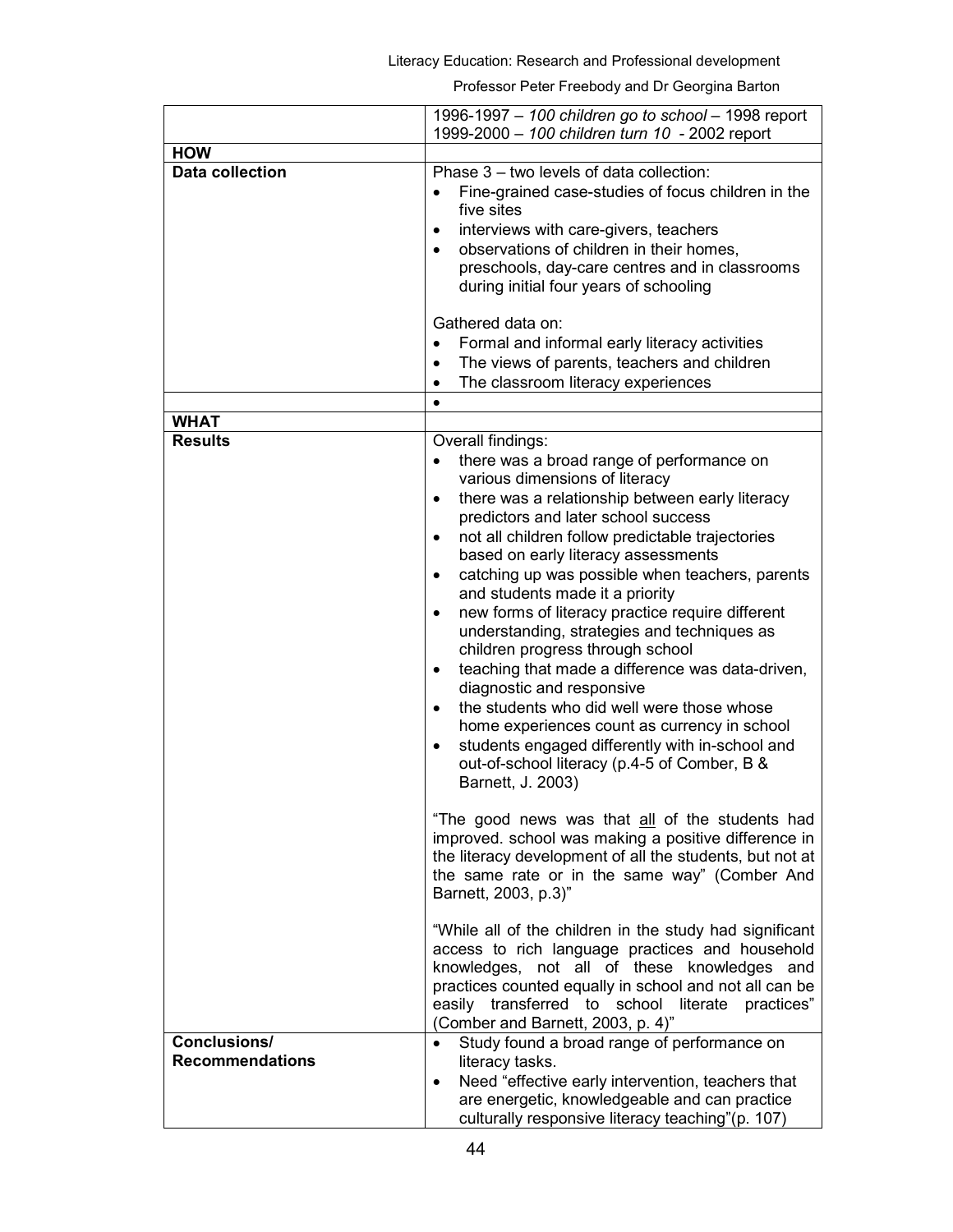| | 1996-1997 – *100 children go to school* – 1998 report<br>1999-2000 – *100 children turn 10* - 2002 report |
|---|---|
| **HOW** | |
| **Data collection** | Phase 3 – two levels of data collection:<br>• Fine-grained case-studies of focus children in the five sites<br>• interviews with care-givers, teachers<br>• observations of children in their homes, preschools, day-care centres and in classrooms during initial four years of schooling<br><br>Gathered data on:<br>• Formal and informal early literacy activities<br>• The views of parents, teachers and children<br>• The classroom literacy experiences |
| | • |
| **WHAT** | |
| **Results** | Overall findings:<br>• there was a broad range of performance on various dimensions of literacy<br>• there was a relationship between early literacy predictors and later school success<br>• not all children follow predictable trajectories based on early literacy assessments<br>• catching up was possible when teachers, parents and students made it a priority<br>• new forms of literacy practice require different understanding, strategies and techniques as children progress through school<br>• teaching that made a difference was data-driven, diagnostic and responsive<br>• the students who did well were those whose home experiences count as currency in school<br>• students engaged differently with in-school and out-of-school literacy (p.4-5 of Comber, B & Barnett, J. 2003)<br><br>"The good news was that <u>all</u> of the students had improved. school was making a positive difference in the literacy development of all the students, but not at the same rate or in the same way" (Comber And Barnett, 2003, p.3)"<br><br>"While all of the children in the study had significant access to rich language practices and household knowledges, not all of these knowledges and practices counted equally in school and not all can be easily transferred to school literate practices" (Comber and Barnett, 2003, p. 4)" |
| **Conclusions/ Recommendations** | • Study found a broad range of performance on literacy tasks.<br>• Need "effective early intervention, teachers that are energetic, knowledgeable and can practice culturally responsive literacy teaching"(p. 107) |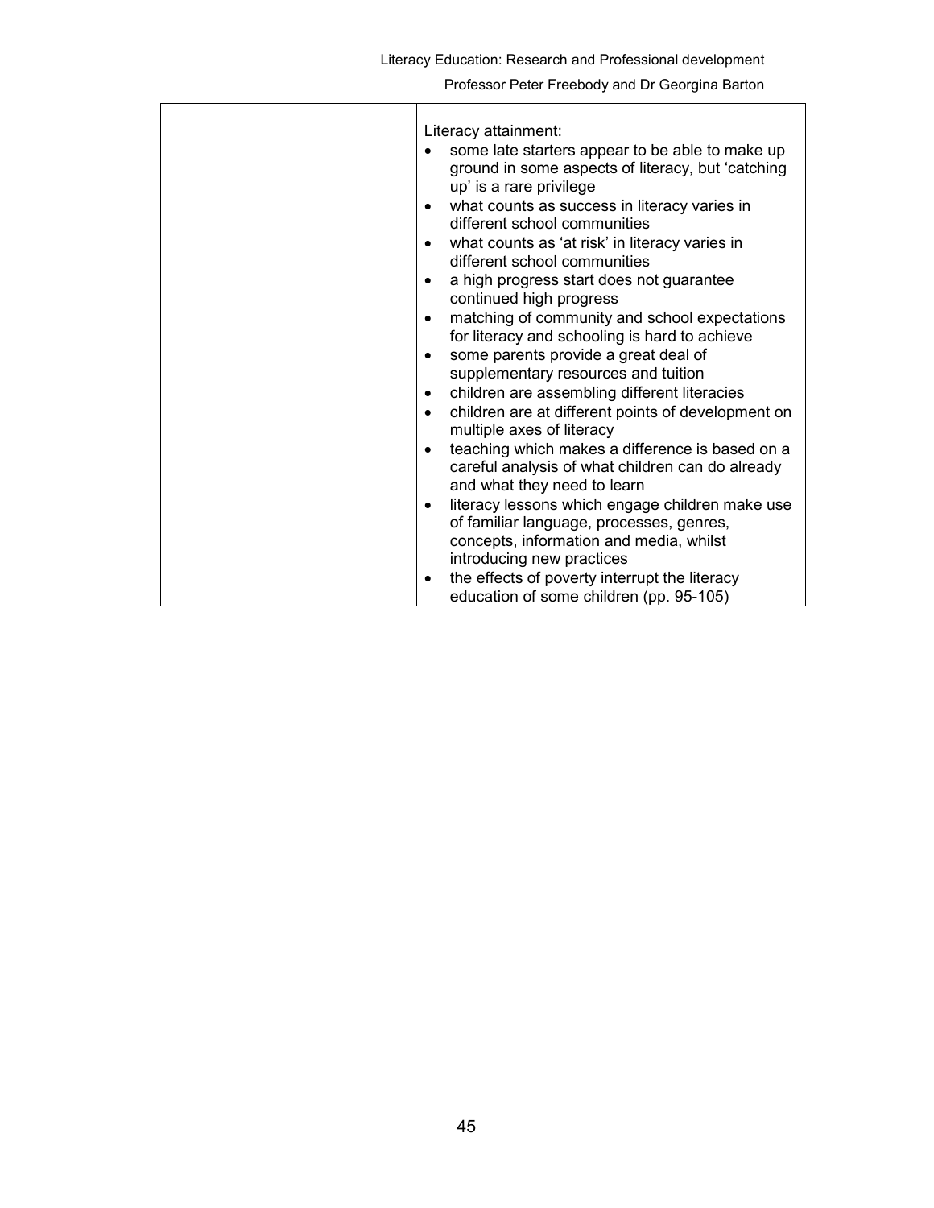|  | Literacy attainment:<br>• some late starters appear to be able to make up ground in some aspects of literacy, but 'catching up' is a rare privilege<br>• what counts as success in literacy varies in different school communities<br>• what counts as 'at risk' in literacy varies in different school communities<br>• a high progress start does not guarantee continued high progress<br>• matching of community and school expectations for literacy and schooling is hard to achieve<br>• some parents provide a great deal of supplementary resources and tuition<br>• children are assembling different literacies<br>• children are at different points of development on multiple axes of literacy<br>• teaching which makes a difference is based on a careful analysis of what children can do already and what they need to learn<br>• literacy lessons which engage children make use of familiar language, processes, genres, concepts, information and media, whilst introducing new practices<br>• the effects of poverty interrupt the literacy education of some children (pp. 95-105) |
|---|---|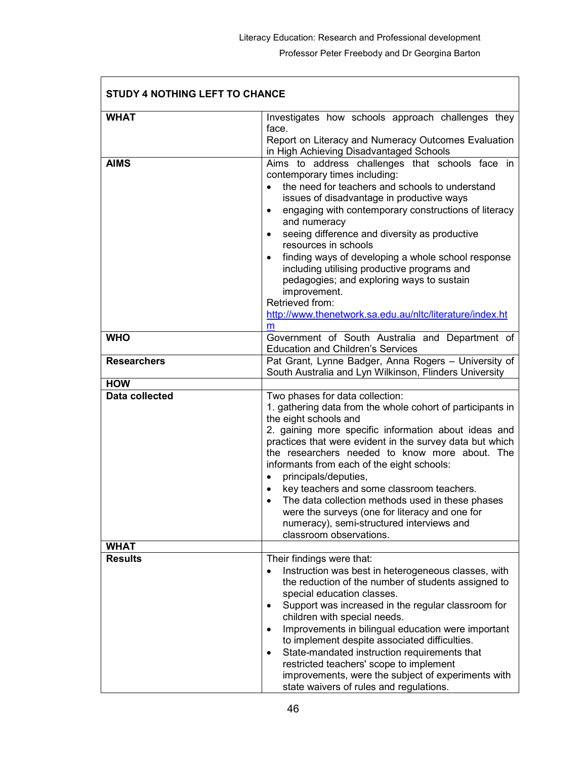| STUDY 4 NOTHING LEFT TO CHANCE | |
|---|---|
| **WHAT** | Investigates how schools approach challenges they face.<br>Report on Literacy and Numeracy Outcomes Evaluation in High Achieving Disadvantaged Schools |
| **AIMS** | Aims to address challenges that schools face in contemporary times including:<br>• the need for teachers and schools to understand issues of disadvantage in productive ways<br>• engaging with contemporary constructions of literacy and numeracy<br>• seeing difference and diversity as productive resources in schools<br>• finding ways of developing a whole school response including utilising productive programs and pedagogies; and exploring ways to sustain improvement.<br>Retrieved from: [http://www.thenetwork.sa.edu.au/nltc/literature/index.htm](http://www.thenetwork.sa.edu.au/nltc/literature/index.htm) |
| **WHO** | Government of South Australia and Department of Education and Children's Services |
| **Researchers** | Pat Grant, Lynne Badger, Anna Rogers – University of South Australia and Lyn Wilkinson, Flinders University |
| **HOW** | |
| **Data collected** | Two phases for data collection:<br>1. gathering data from the whole cohort of participants in the eight schools and<br>2. gaining more specific information about ideas and practices that were evident in the survey data but which the researchers needed to know more about. The informants from each of the eight schools:<br>• principals/deputies,<br>• key teachers and some classroom teachers.<br>• The data collection methods used in these phases were the surveys (one for literacy and one for numeracy), semi-structured interviews and classroom observations. |
| **WHAT** | |
| **Results** | Their findings were that:<br>• Instruction was best in heterogeneous classes, with the reduction of the number of students assigned to special education classes.<br>• Support was increased in the regular classroom for children with special needs.<br>• Improvements in bilingual education were important to implement despite associated difficulties.<br>• State-mandated instruction requirements that restricted teachers' scope to implement improvements, were the subject of experiments with state waivers of rules and regulations. |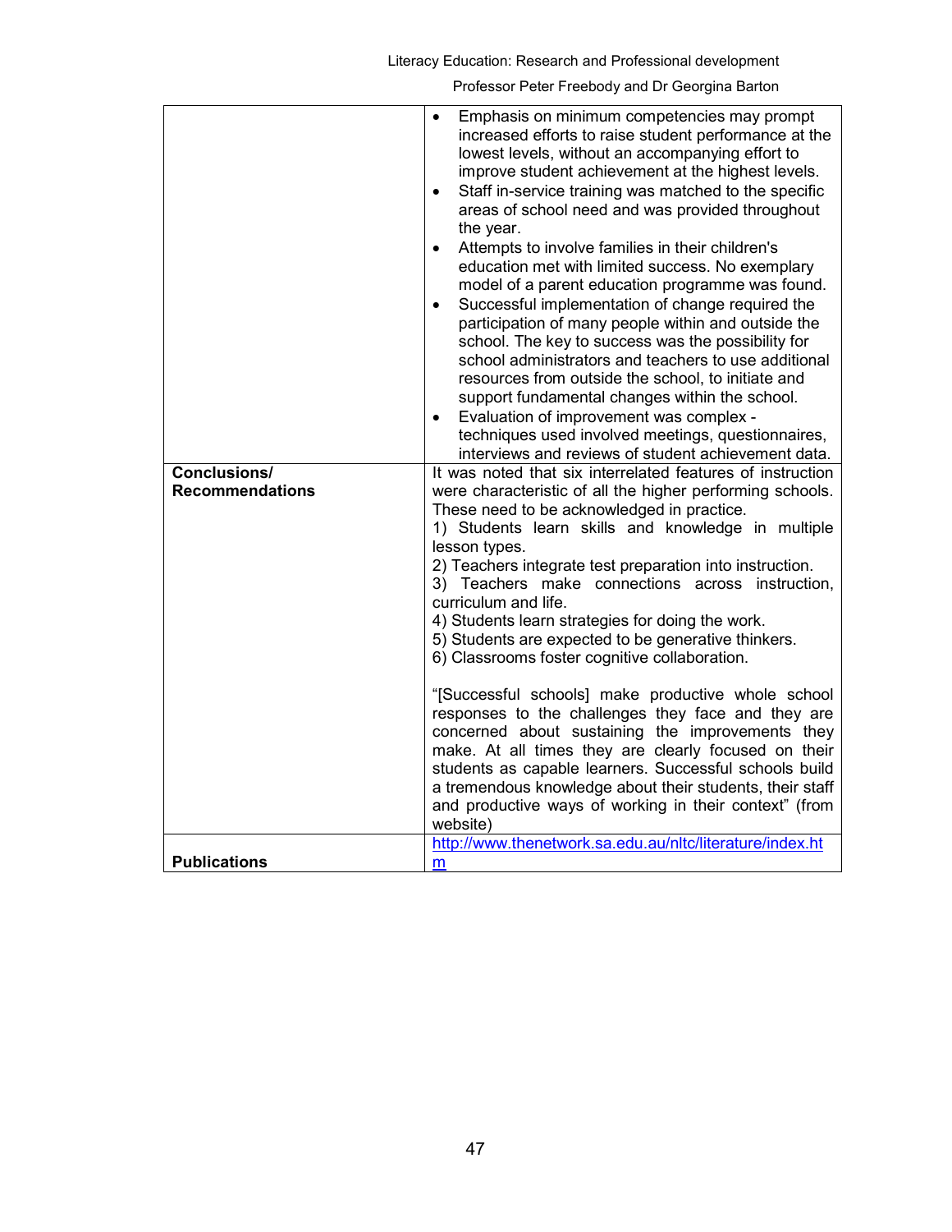| | |
|---|---|
| | • Emphasis on minimum competencies may prompt increased efforts to raise student performance at the lowest levels, without an accompanying effort to improve student achievement at the highest levels.<br>• Staff in-service training was matched to the specific areas of school need and was provided throughout the year.<br>• Attempts to involve families in their children's education met with limited success. No exemplary model of a parent education programme was found.<br>• Successful implementation of change required the participation of many people within and outside the school. The key to success was the possibility for school administrators and teachers to use additional resources from outside the school, to initiate and support fundamental changes within the school.<br>• Evaluation of improvement was complex - techniques used involved meetings, questionnaires, interviews and reviews of student achievement data. |
| **Conclusions/ Recommendations** | It was noted that six interrelated features of instruction were characteristic of all the higher performing schools. These need to be acknowledged in practice.<br>1) Students learn skills and knowledge in multiple lesson types.<br>2) Teachers integrate test preparation into instruction.<br>3) Teachers make connections across instruction, curriculum and life.<br>4) Students learn strategies for doing the work.<br>5) Students are expected to be generative thinkers.<br>6) Classrooms foster cognitive collaboration.<br><br>"[Successful schools] make productive whole school responses to the challenges they face and they are concerned about sustaining the improvements they make. At all times they are clearly focused on their students as capable learners. Successful schools build a tremendous knowledge about their students, their staff and productive ways of working in their context" (from website) |
| **Publications** | http://www.thenetwork.sa.edu.au/nltc/literature/index.htm |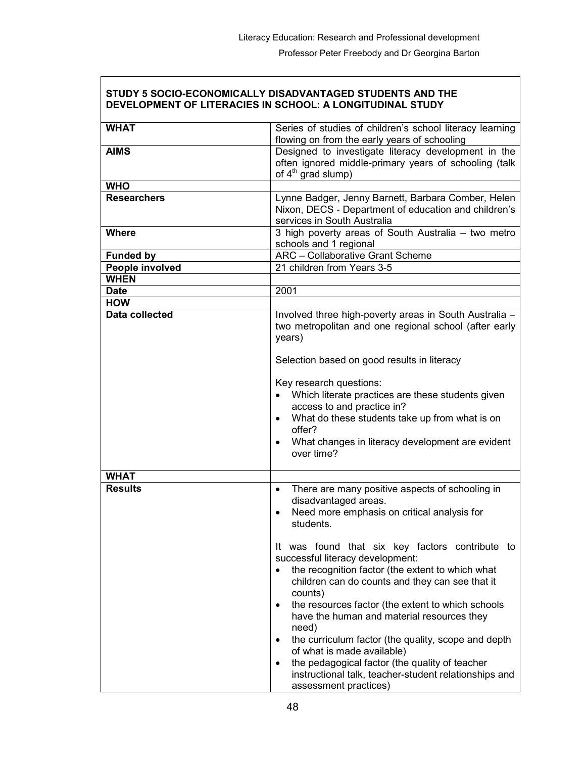| STUDY 5 SOCIO-ECONOMICALLY DISADVANTAGED STUDENTS AND THE DEVELOPMENT OF LITERACIES IN SCHOOL: A LONGITUDINAL STUDY | |
|---|---|
| **WHAT** | Series of studies of children's school literacy learning flowing on from the early years of schooling |
| **AIMS** | Designed to investigate literacy development in the often ignored middle-primary years of schooling (talk of 4th grad slump) |
| **WHO** | |
| **Researchers** | Lynne Badger, Jenny Barnett, Barbara Comber, Helen Nixon, DECS - Department of education and children's services in South Australia |
| **Where** | 3 high poverty areas of South Australia – two metro schools and 1 regional |
| **Funded by** | ARC – Collaborative Grant Scheme |
| **People involved** | 21 children from Years 3-5 |
| **WHEN** | |
| **Date** | 2001 |
| **HOW** | |
| **Data collected** | Involved three high-poverty areas in South Australia – two metropolitan and one regional school (after early years)<br><br>Selection based on good results in literacy<br><br>Key research questions:<br>• Which literate practices are these students given access to and practice in?<br>• What do these students take up from what is on offer?<br>• What changes in literacy development are evident over time? |
| **WHAT** | |
| **Results** | • There are many positive aspects of schooling in disadvantaged areas.<br>• Need more emphasis on critical analysis for students.<br><br>It was found that six key factors contribute to successful literacy development:<br>• the recognition factor (the extent to which what children can do counts and they can see that it counts)<br>• the resources factor (the extent to which schools have the human and material resources they need)<br>• the curriculum factor (the quality, scope and depth of what is made available)<br>• the pedagogical factor (the quality of teacher instructional talk, teacher-student relationships and assessment practices) |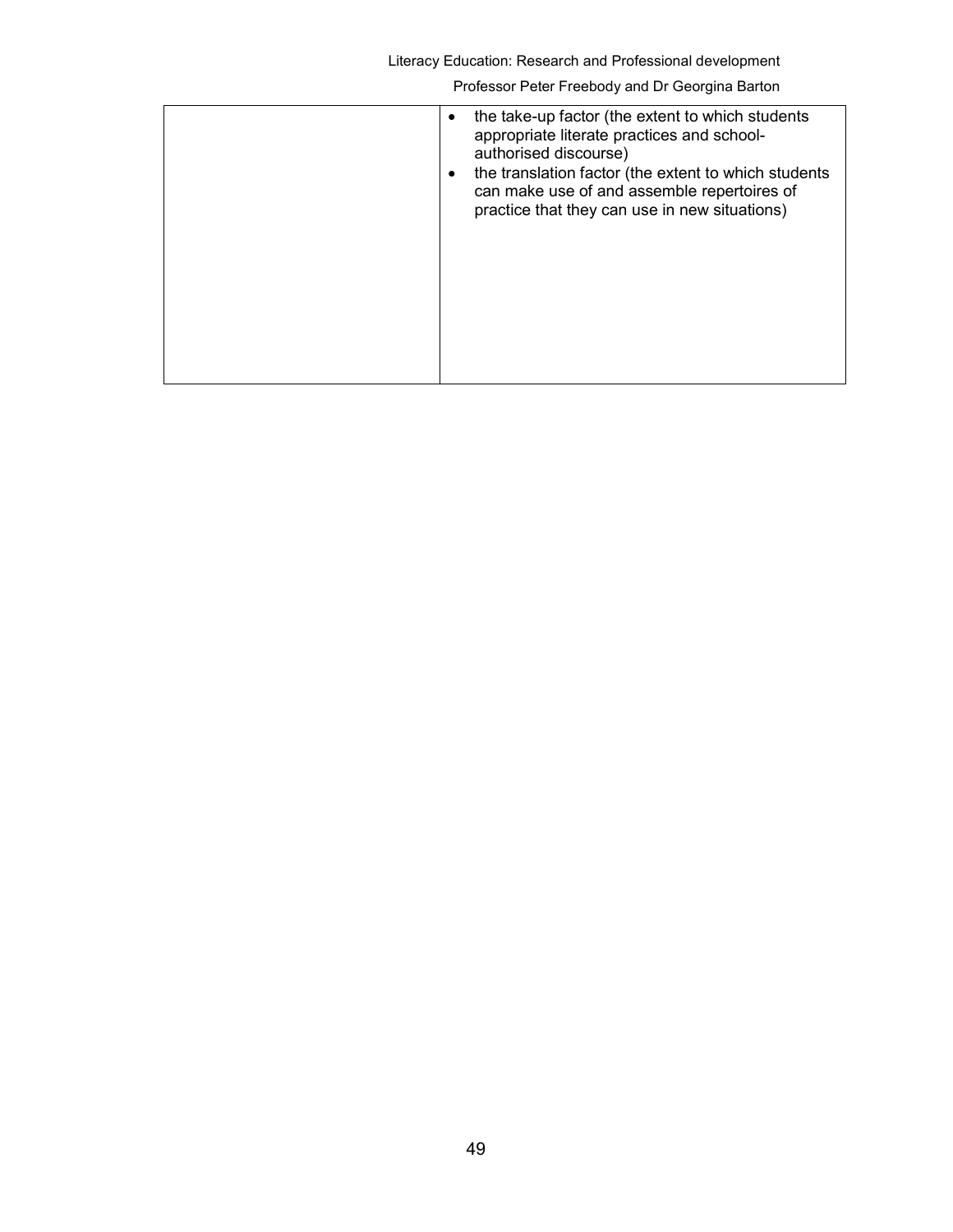| | |
|---|---|
| | • the take-up factor (the extent to which students appropriate literate practices and school-authorised discourse)<br>• the translation factor (the extent to which students can make use of and assemble repertoires of practice that they can use in new situations) |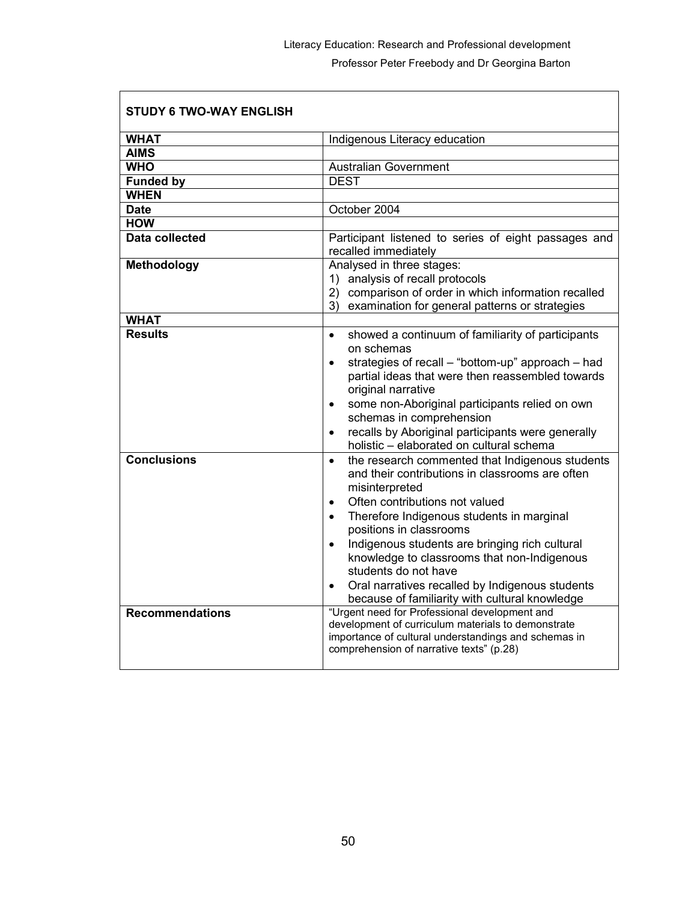| STUDY 6 TWO-WAY ENGLISH | |
|---|---|
| **WHAT** | Indigenous Literacy education |
| **AIMS** | |
| **WHO** | Australian Government |
| **Funded by** | DEST |
| **WHEN** | |
| **Date** | October 2004 |
| **HOW** | |
| **Data collected** | Participant listened to series of eight passages and recalled immediately |
| **Methodology** | Analysed in three stages:<br>1) analysis of recall protocols<br>2) comparison of order in which information recalled<br>3) examination for general patterns or strategies |
| **WHAT** | |
| **Results** | • showed a continuum of familiarity of participants on schemas<br>• strategies of recall – "bottom-up" approach – had partial ideas that were then reassembled towards original narrative<br>• some non-Aboriginal participants relied on own schemas in comprehension<br>• recalls by Aboriginal participants were generally holistic – elaborated on cultural schema |
| **Conclusions** | • the research commented that Indigenous students and their contributions in classrooms are often misinterpreted<br>• Often contributions not valued<br>• Therefore Indigenous students in marginal positions in classrooms<br>• Indigenous students are bringing rich cultural knowledge to classrooms that non-Indigenous students do not have<br>• Oral narratives recalled by Indigenous students because of familiarity with cultural knowledge |
| **Recommendations** | "Urgent need for Professional development and development of curriculum materials to demonstrate importance of cultural understandings and schemas in comprehension of narrative texts" (p.28) |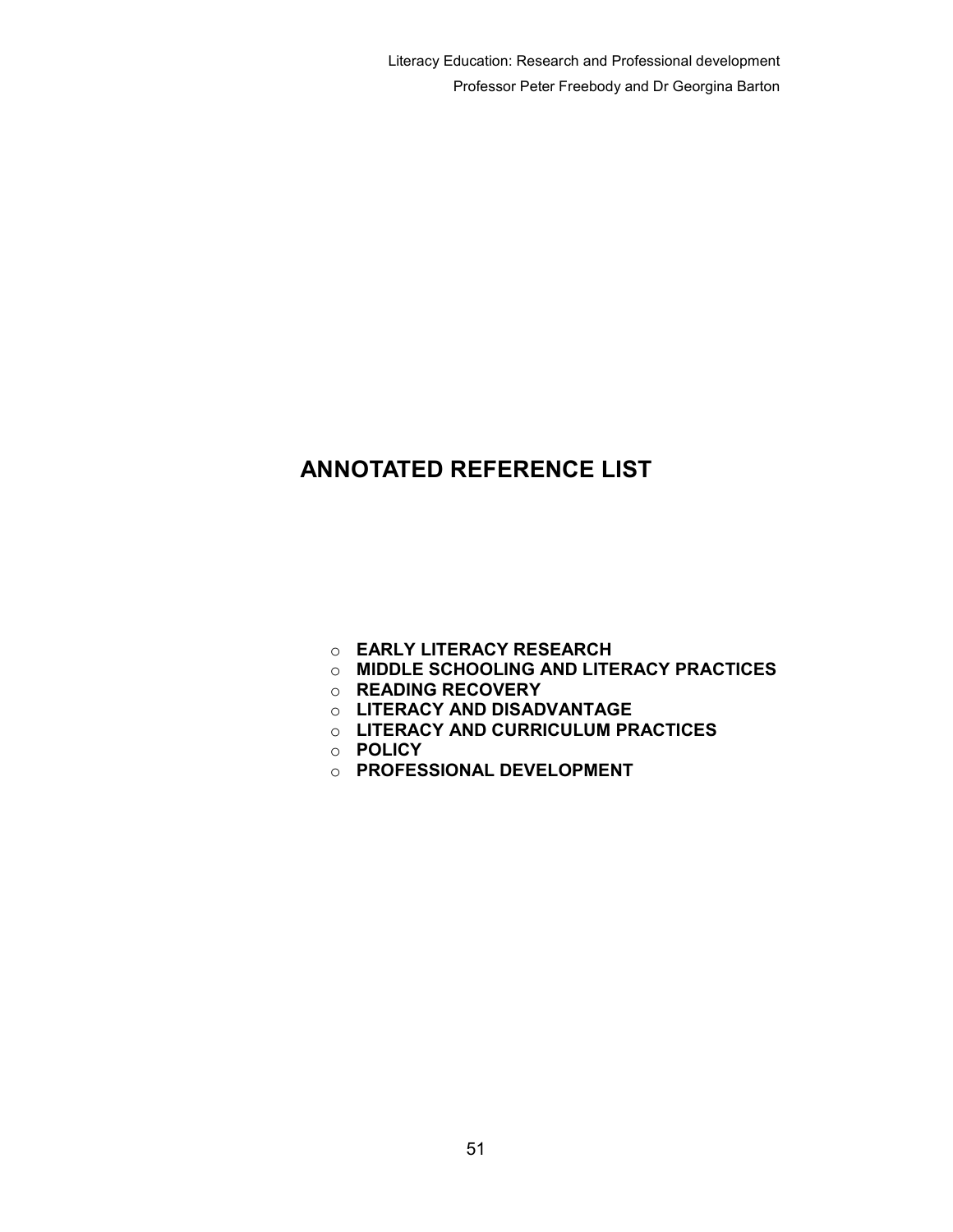# ANNOTATED REFERENCE LIST

- **EARLY LITERACY RESEARCH**
- **MIDDLE SCHOOLING AND LITERACY PRACTICES**
- **READING RECOVERY**
- **LITERACY AND DISADVANTAGE**
- **LITERACY AND CURRICULUM PRACTICES**
- **POLICY**
- **PROFESSIONAL DEVELOPMENT**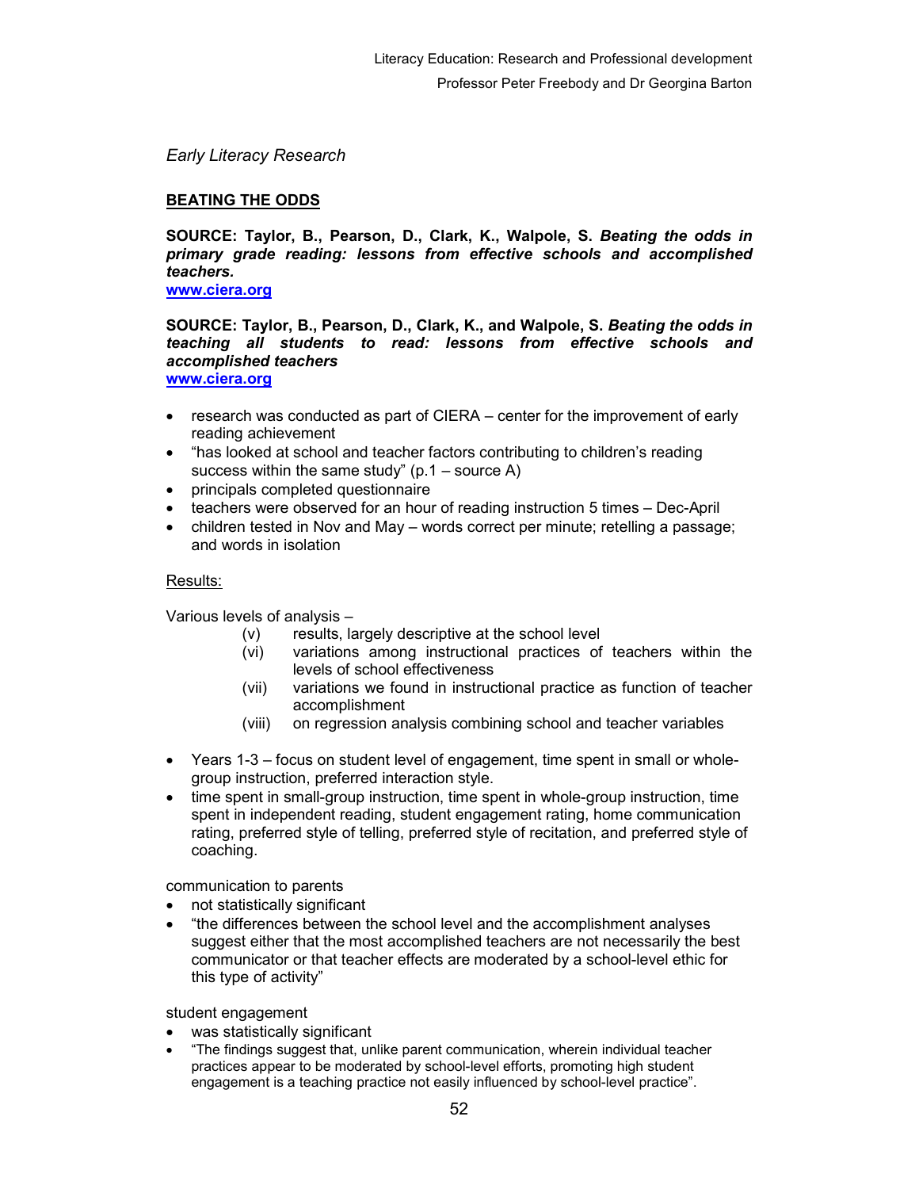*Early Literacy Research*

## BEATING THE ODDS

**SOURCE: Taylor, B., Pearson, D., Clark, K., Walpole, S. *Beating the odds in primary grade reading: lessons from effective schools and accomplished teachers.***
**www.ciera.org**

**SOURCE: Taylor, B., Pearson, D., Clark, K., and Walpole, S. *Beating the odds in teaching all students to read: lessons from effective schools and accomplished teachers***
**www.ciera.org**

- research was conducted as part of CIERA – center for the improvement of early reading achievement
- "has looked at school and teacher factors contributing to children's reading success within the same study" (p.1 – source A)
- principals completed questionnaire
- teachers were observed for an hour of reading instruction 5 times – Dec-April
- children tested in Nov and May – words correct per minute; retelling a passage; and words in isolation

Results:

Various levels of analysis –

(v) results, largely descriptive at the school level
(vi) variations among instructional practices of teachers within the levels of school effectiveness
(vii) variations we found in instructional practice as function of teacher accomplishment
(viii) on regression analysis combining school and teacher variables

- Years 1-3 – focus on student level of engagement, time spent in small or whole-group instruction, preferred interaction style.
- time spent in small-group instruction, time spent in whole-group instruction, time spent in independent reading, student engagement rating, home communication rating, preferred style of telling, preferred style of recitation, and preferred style of coaching.

communication to parents

- not statistically significant
- "the differences between the school level and the accomplishment analyses suggest either that the most accomplished teachers are not necessarily the best communicator or that teacher effects are moderated by a school-level ethic for this type of activity"

student engagement

- was statistically significant
- "The findings suggest that, unlike parent communication, wherein individual teacher practices appear to be moderated by school-level efforts, promoting high student engagement is a teaching practice not easily influenced by school-level practice".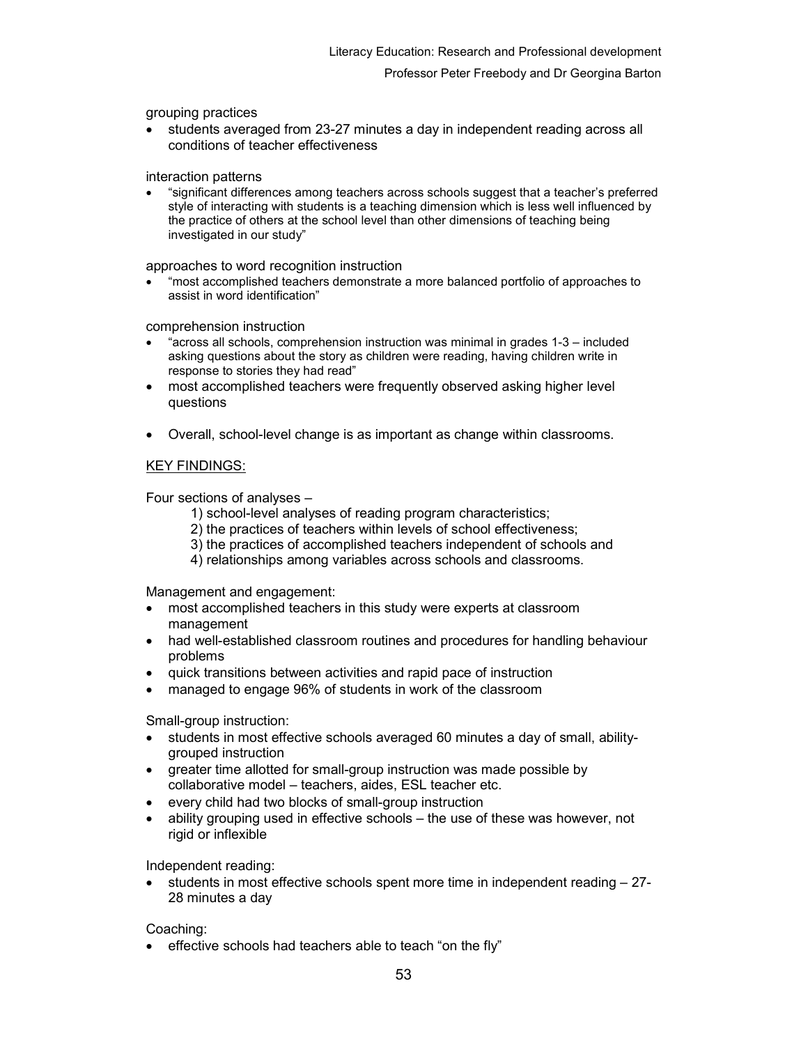grouping practices

- students averaged from 23-27 minutes a day in independent reading across all conditions of teacher effectiveness

interaction patterns

- "significant differences among teachers across schools suggest that a teacher's preferred style of interacting with students is a teaching dimension which is less well influenced by the practice of others at the school level than other dimensions of teaching being investigated in our study"

approaches to word recognition instruction

- "most accomplished teachers demonstrate a more balanced portfolio of approaches to assist in word identification"

comprehension instruction

- "across all schools, comprehension instruction was minimal in grades 1-3 – included asking questions about the story as children were reading, having children write in response to stories they had read"
- most accomplished teachers were frequently observed asking higher level questions

- Overall, school-level change is as important as change within classrooms.

<u>KEY FINDINGS:</u>

Four sections of analyses –

1) school-level analyses of reading program characteristics;
2) the practices of teachers within levels of school effectiveness;
3) the practices of accomplished teachers independent of schools and
4) relationships among variables across schools and classrooms.

Management and engagement:

- most accomplished teachers in this study were experts at classroom management
- had well-established classroom routines and procedures for handling behaviour problems
- quick transitions between activities and rapid pace of instruction
- managed to engage 96% of students in work of the classroom

Small-group instruction:

- students in most effective schools averaged 60 minutes a day of small, ability-grouped instruction
- greater time allotted for small-group instruction was made possible by collaborative model – teachers, aides, ESL teacher etc.
- every child had two blocks of small-group instruction
- ability grouping used in effective schools – the use of these was however, not rigid or inflexible

Independent reading:

- students in most effective schools spent more time in independent reading – 27-28 minutes a day

Coaching:

- effective schools had teachers able to teach "on the fly"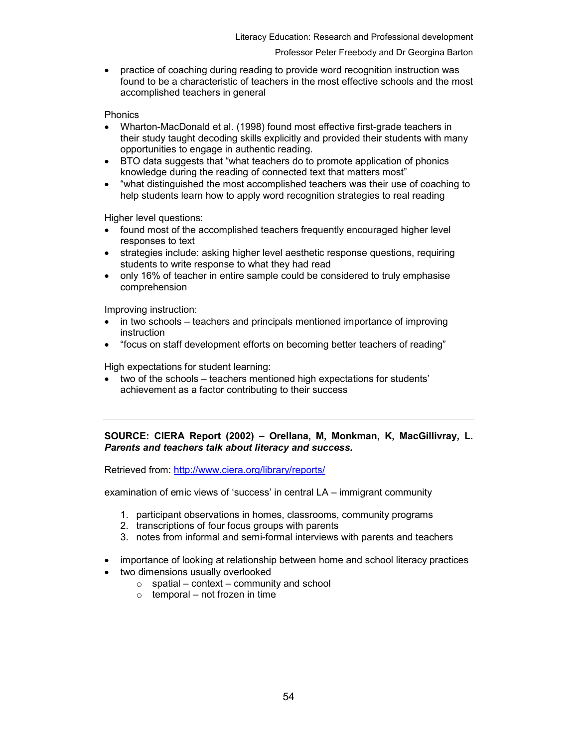- practice of coaching during reading to provide word recognition instruction was found to be a characteristic of teachers in the most effective schools and the most accomplished teachers in general

Phonics

- Wharton-MacDonald et al. (1998) found most effective first-grade teachers in their study taught decoding skills explicitly and provided their students with many opportunities to engage in authentic reading.
- BTO data suggests that "what teachers do to promote application of phonics knowledge during the reading of connected text that matters most"
- "what distinguished the most accomplished teachers was their use of coaching to help students learn how to apply word recognition strategies to real reading

Higher level questions:

- found most of the accomplished teachers frequently encouraged higher level responses to text
- strategies include: asking higher level aesthetic response questions, requiring students to write response to what they had read
- only 16% of teacher in entire sample could be considered to truly emphasise comprehension

Improving instruction:

- in two schools – teachers and principals mentioned importance of improving instruction
- "focus on staff development efforts on becoming better teachers of reading"

High expectations for student learning:

- two of the schools – teachers mentioned high expectations for students' achievement as a factor contributing to their success

---

**SOURCE: CIERA Report (2002) – Orellana, M, Monkman, K, MacGillivray, L. *Parents and teachers talk about literacy and success.***

Retrieved from: http://www.ciera.org/library/reports/

examination of emic views of 'success' in central LA – immigrant community

1. participant observations in homes, classrooms, community programs
2. transcriptions of four focus groups with parents
3. notes from informal and semi-formal interviews with parents and teachers

- importance of looking at relationship between home and school literacy practices
- two dimensions usually overlooked
    - spatial – context – community and school
    - temporal – not frozen in time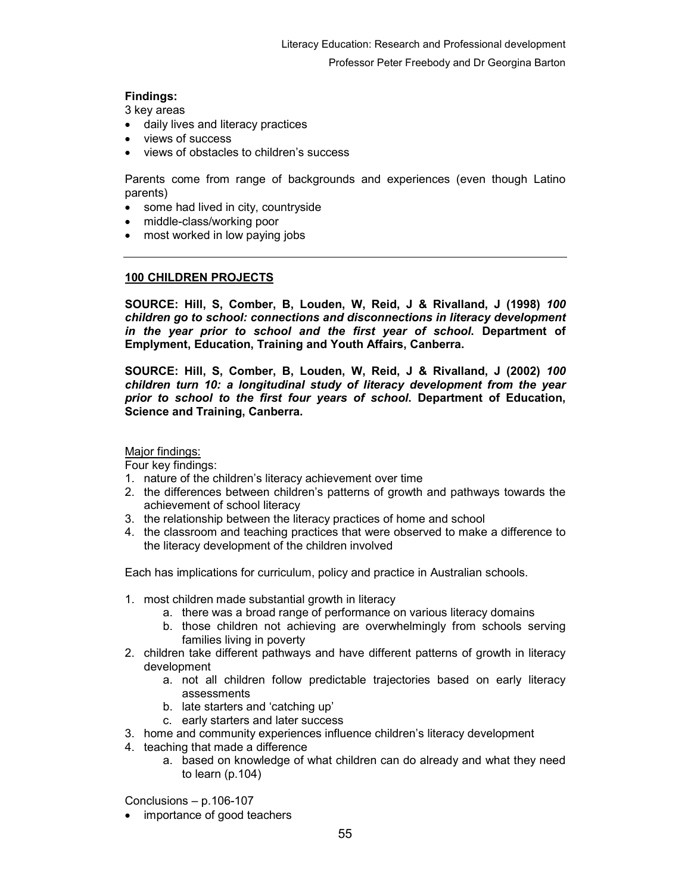**Findings:**

3 key areas

- daily lives and literacy practices
- views of success
- views of obstacles to children's success

Parents come from range of backgrounds and experiences (even though Latino parents)

- some had lived in city, countryside
- middle-class/working poor
- most worked in low paying jobs

---

## 100 CHILDREN PROJECTS

**SOURCE: Hill, S, Comber, B, Louden, W, Reid, J & Rivalland, J (1998) *100 children go to school: connections and disconnections in literacy development in the year prior to school and the first year of school*. Department of Emplyment, Education, Training and Youth Affairs, Canberra.**

**SOURCE: Hill, S, Comber, B, Louden, W, Reid, J & Rivalland, J (2002) *100 children turn 10: a longitudinal study of literacy development from the year prior to school to the first four years of school*. Department of Education, Science and Training, Canberra.**

<u>Major findings:</u>

Four key findings:

1. nature of the children's literacy achievement over time
2. the differences between children's patterns of growth and pathways towards the achievement of school literacy
3. the relationship between the literacy practices of home and school
4. the classroom and teaching practices that were observed to make a difference to the literacy development of the children involved

Each has implications for curriculum, policy and practice in Australian schools.

1. most children made substantial growth in literacy
   a. there was a broad range of performance on various literacy domains
   b. those children not achieving are overwhelmingly from schools serving families living in poverty
2. children take different pathways and have different patterns of growth in literacy development
   a. not all children follow predictable trajectories based on early literacy assessments
   b. late starters and 'catching up'
   c. early starters and later success
3. home and community experiences influence children's literacy development
4. teaching that made a difference
   a. based on knowledge of what children can do already and what they need to learn (p.104)

Conclusions – p.106-107

- importance of good teachers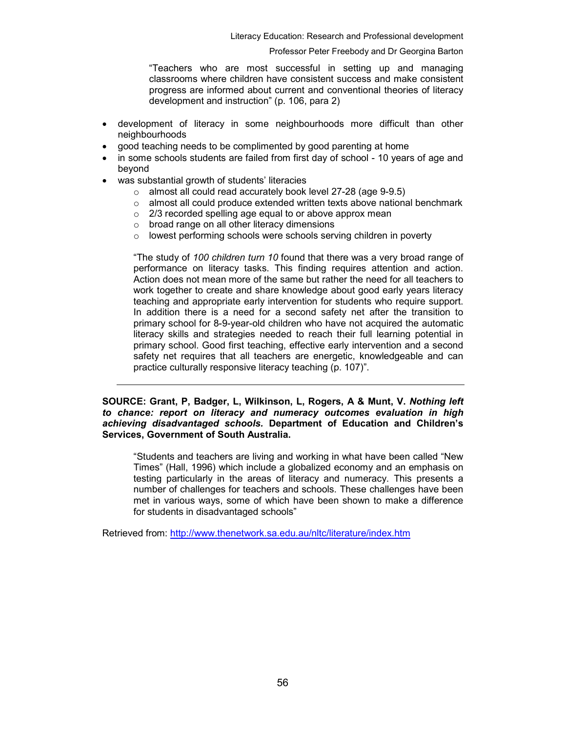> "Teachers who are most successful in setting up and managing classrooms where children have consistent success and make consistent progress are informed about current and conventional theories of literacy development and instruction" (p. 106, para 2)

- development of literacy in some neighbourhoods more difficult than other neighbourhoods
- good teaching needs to be complimented by good parenting at home
- in some schools students are failed from first day of school - 10 years of age and beyond
- was substantial growth of students' literacies
  - almost all could read accurately book level 27-28 (age 9-9.5)
  - almost all could produce extended written texts above national benchmark
  - 2/3 recorded spelling age equal to or above approx mean
  - broad range on all other literacy dimensions
  - lowest performing schools were schools serving children in poverty

> "The study of *100 children turn 10* found that there was a very broad range of performance on literacy tasks. This finding requires attention and action. Action does not mean more of the same but rather the need for all teachers to work together to create and share knowledge about good early years literacy teaching and appropriate early intervention for students who require support. In addition there is a need for a second safety net after the transition to primary school for 8-9-year-old children who have not acquired the automatic literacy skills and strategies needed to reach their full learning potential in primary school. Good first teaching, effective early intervention and a second safety net requires that all teachers are energetic, knowledgeable and can practice culturally responsive literacy teaching (p. 107)".

---

**SOURCE: Grant, P, Badger, L, Wilkinson, L, Rogers, A & Munt, V. *Nothing left to chance: report on literacy and numeracy outcomes evaluation in high achieving disadvantaged schools.* Department of Education and Children's Services, Government of South Australia.**

> "Students and teachers are living and working in what have been called "New Times" (Hall, 1996) which include a globalized economy and an emphasis on testing particularly in the areas of literacy and numeracy. This presents a number of challenges for teachers and schools. These challenges have been met in various ways, some of which have been shown to make a difference for students in disadvantaged schools"

Retrieved from: http://www.thenetwork.sa.edu.au/nltc/literature/index.htm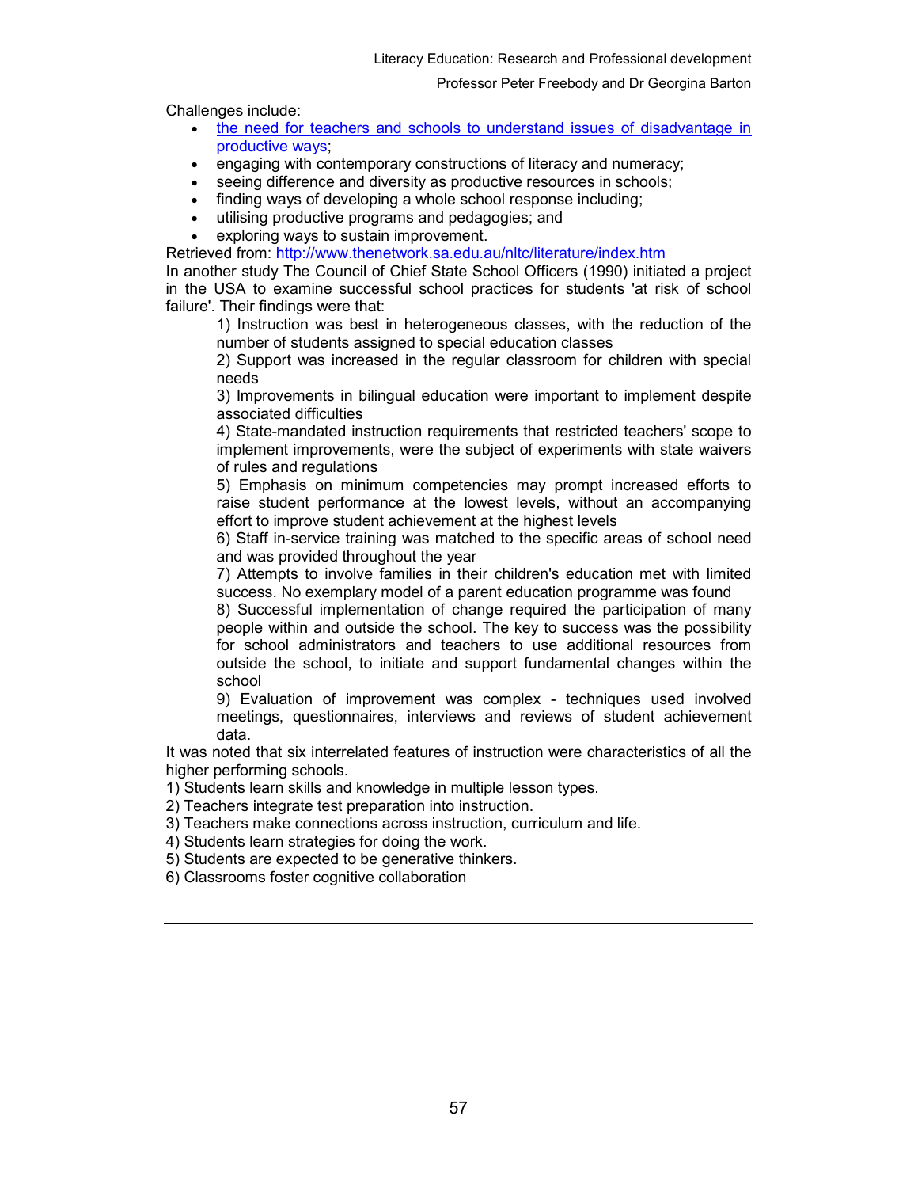Challenges include:

- [the need for teachers and schools to understand issues of disadvantage in productive ways](http://www.thenetwork.sa.edu.au/nltc/literature/index.htm);
- engaging with contemporary constructions of literacy and numeracy;
- seeing difference and diversity as productive resources in schools;
- finding ways of developing a whole school response including;
- utilising productive programs and pedagogies; and
- exploring ways to sustain improvement.

Retrieved from: http://www.thenetwork.sa.edu.au/nltc/literature/index.htm

In another study The Council of Chief State School Officers (1990) initiated a project in the USA to examine successful school practices for students 'at risk of school failure'. Their findings were that:

> 1) Instruction was best in heterogeneous classes, with the reduction of the number of students assigned to special education classes
>
> 2) Support was increased in the regular classroom for children with special needs
>
> 3) Improvements in bilingual education were important to implement despite associated difficulties
>
> 4) State-mandated instruction requirements that restricted teachers' scope to implement improvements, were the subject of experiments with state waivers of rules and regulations
>
> 5) Emphasis on minimum competencies may prompt increased efforts to raise student performance at the lowest levels, without an accompanying effort to improve student achievement at the highest levels
>
> 6) Staff in-service training was matched to the specific areas of school need and was provided throughout the year
>
> 7) Attempts to involve families in their children's education met with limited success. No exemplary model of a parent education programme was found
>
> 8) Successful implementation of change required the participation of many people within and outside the school. The key to success was the possibility for school administrators and teachers to use additional resources from outside the school, to initiate and support fundamental changes within the school
>
> 9) Evaluation of improvement was complex - techniques used involved meetings, questionnaires, interviews and reviews of student achievement data.

It was noted that six interrelated features of instruction were characteristics of all the higher performing schools.

1) Students learn skills and knowledge in multiple lesson types.
2) Teachers integrate test preparation into instruction.
3) Teachers make connections across instruction, curriculum and life.
4) Students learn strategies for doing the work.
5) Students are expected to be generative thinkers.
6) Classrooms foster cognitive collaboration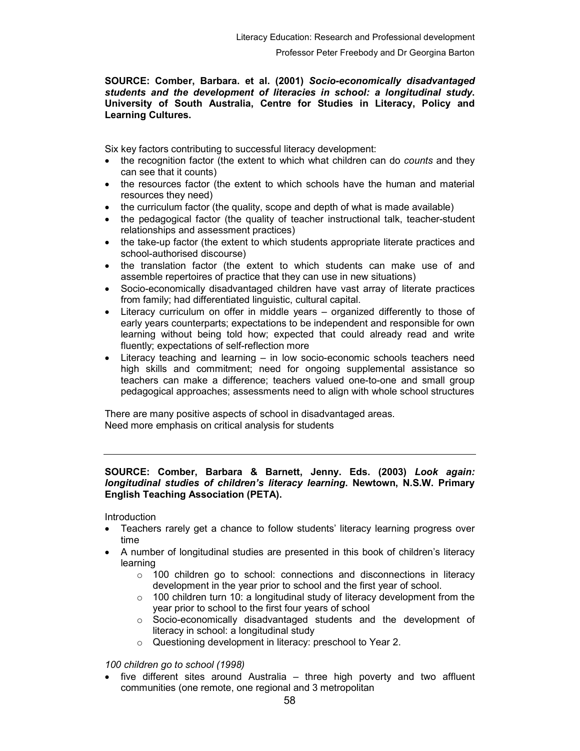**SOURCE: Comber, Barbara. et al. (2001) *Socio-economically disadvantaged students and the development of literacies in school: a longitudinal study*. University of South Australia, Centre for Studies in Literacy, Policy and Learning Cultures.**

Six key factors contributing to successful literacy development:

- the recognition factor (the extent to which what children can do *counts* and they can see that it counts)
- the resources factor (the extent to which schools have the human and material resources they need)
- the curriculum factor (the quality, scope and depth of what is made available)
- the pedagogical factor (the quality of teacher instructional talk, teacher-student relationships and assessment practices)
- the take-up factor (the extent to which students appropriate literate practices and school-authorised discourse)
- the translation factor (the extent to which students can make use of and assemble repertoires of practice that they can use in new situations)
- Socio-economically disadvantaged children have vast array of literate practices from family; had differentiated linguistic, cultural capital.
- Literacy curriculum on offer in middle years – organized differently to those of early years counterparts; expectations to be independent and responsible for own learning without being told how; expected that could already read and write fluently; expectations of self-reflection more
- Literacy teaching and learning – in low socio-economic schools teachers need high skills and commitment; need for ongoing supplemental assistance so teachers can make a difference; teachers valued one-to-one and small group pedagogical approaches; assessments need to align with whole school structures

There are many positive aspects of school in disadvantaged areas.
Need more emphasis on critical analysis for students

---

**SOURCE: Comber, Barbara & Barnett, Jenny. Eds. (2003) *Look again: longitudinal studies of children's literacy learning*. Newtown, N.S.W. Primary English Teaching Association (PETA).**

Introduction

- Teachers rarely get a chance to follow students' literacy learning progress over time
- A number of longitudinal studies are presented in this book of children's literacy learning
    - 100 children go to school: connections and disconnections in literacy development in the year prior to school and the first year of school.
    - 100 children turn 10: a longitudinal study of literacy development from the year prior to school to the first four years of school
    - Socio-economically disadvantaged students and the development of literacy in school: a longitudinal study
    - Questioning development in literacy: preschool to Year 2.

*100 children go to school (1998)*

- five different sites around Australia – three high poverty and two affluent communities (one remote, one regional and 3 metropolitan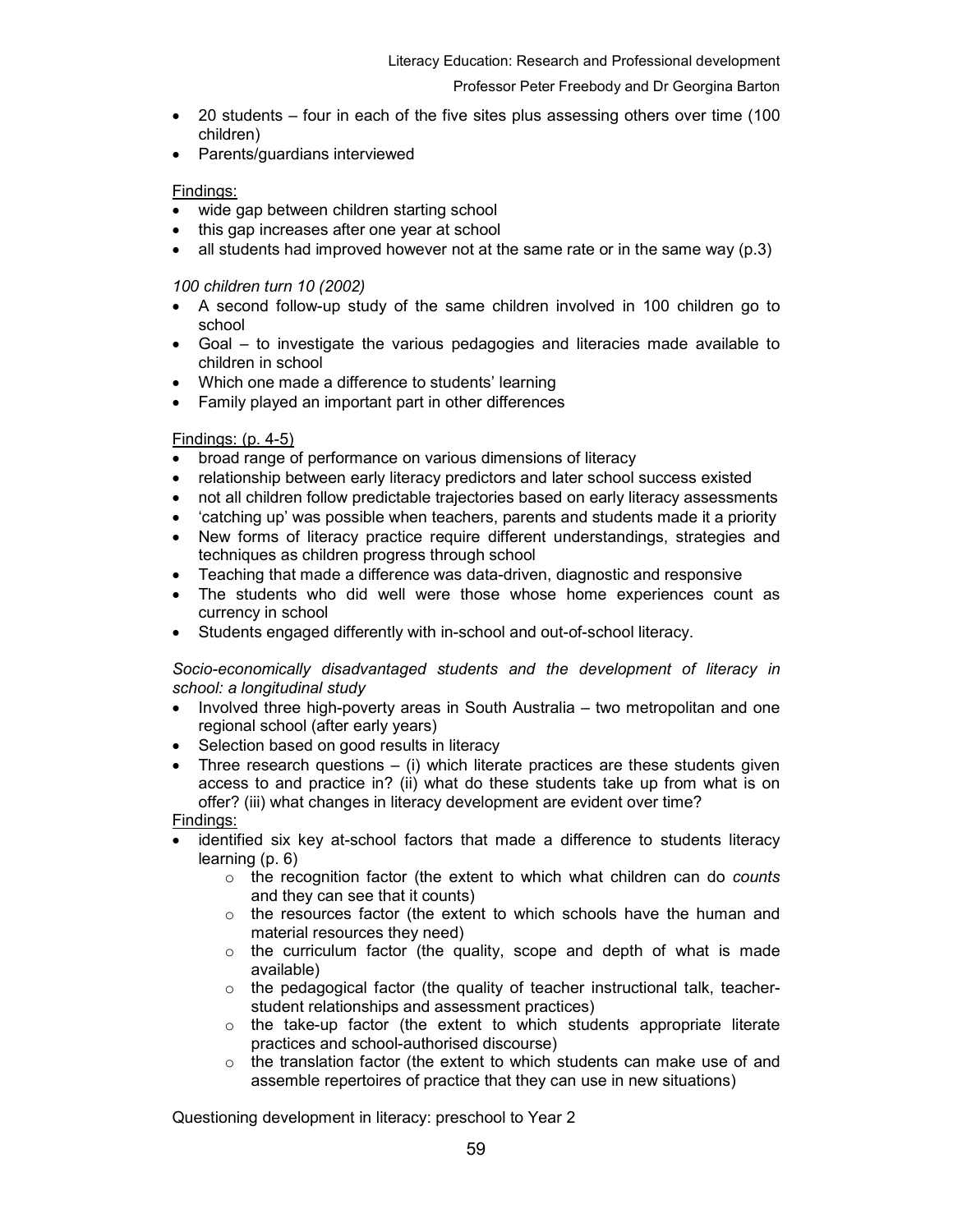- 20 students – four in each of the five sites plus assessing others over time (100 children)
- Parents/guardians interviewed

Findings:

- wide gap between children starting school
- this gap increases after one year at school
- all students had improved however not at the same rate or in the same way (p.3)

*100 children turn 10 (2002)*

- A second follow-up study of the same children involved in 100 children go to school
- Goal – to investigate the various pedagogies and literacies made available to children in school
- Which one made a difference to students' learning
- Family played an important part in other differences

Findings: (p. 4-5)

- broad range of performance on various dimensions of literacy
- relationship between early literacy predictors and later school success existed
- not all children follow predictable trajectories based on early literacy assessments
- 'catching up' was possible when teachers, parents and students made it a priority
- New forms of literacy practice require different understandings, strategies and techniques as children progress through school
- Teaching that made a difference was data-driven, diagnostic and responsive
- The students who did well were those whose home experiences count as currency in school
- Students engaged differently with in-school and out-of-school literacy.

*Socio-economically disadvantaged students and the development of literacy in school: a longitudinal study*

- Involved three high-poverty areas in South Australia – two metropolitan and one regional school (after early years)
- Selection based on good results in literacy
- Three research questions – (i) which literate practices are these students given access to and practice in? (ii) what do these students take up from what is on offer? (iii) what changes in literacy development are evident over time?

Findings:

- identified six key at-school factors that made a difference to students literacy learning (p. 6)
  - the recognition factor (the extent to which what children can do *counts* and they can see that it counts)
  - the resources factor (the extent to which schools have the human and material resources they need)
  - the curriculum factor (the quality, scope and depth of what is made available)
  - the pedagogical factor (the quality of teacher instructional talk, teacher-student relationships and assessment practices)
  - the take-up factor (the extent to which students appropriate literate practices and school-authorised discourse)
  - the translation factor (the extent to which students can make use of and assemble repertoires of practice that they can use in new situations)

Questioning development in literacy: preschool to Year 2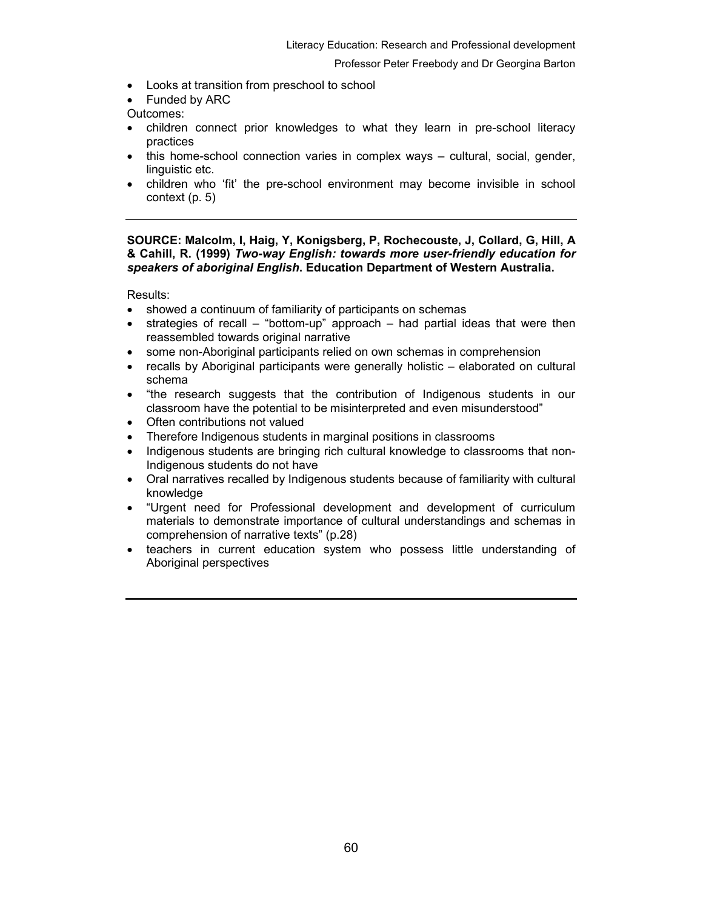- Looks at transition from preschool to school
- Funded by ARC

Outcomes:

- children connect prior knowledges to what they learn in pre-school literacy practices
- this home-school connection varies in complex ways – cultural, social, gender, linguistic etc.
- children who 'fit' the pre-school environment may become invisible in school context (p. 5)

---

**SOURCE: Malcolm, I, Haig, Y, Konigsberg, P, Rochecouste, J, Collard, G, Hill, A & Cahill, R. (1999)** ***Two-way English: towards more user-friendly education for speakers of aboriginal English*****. Education Department of Western Australia.**

Results:

- showed a continuum of familiarity of participants on schemas
- strategies of recall – "bottom-up" approach – had partial ideas that were then reassembled towards original narrative
- some non-Aboriginal participants relied on own schemas in comprehension
- recalls by Aboriginal participants were generally holistic – elaborated on cultural schema
- "the research suggests that the contribution of Indigenous students in our classroom have the potential to be misinterpreted and even misunderstood"
- Often contributions not valued
- Therefore Indigenous students in marginal positions in classrooms
- Indigenous students are bringing rich cultural knowledge to classrooms that non-Indigenous students do not have
- Oral narratives recalled by Indigenous students because of familiarity with cultural knowledge
- "Urgent need for Professional development and development of curriculum materials to demonstrate importance of cultural understandings and schemas in comprehension of narrative texts" (p.28)
- teachers in current education system who possess little understanding of Aboriginal perspectives

---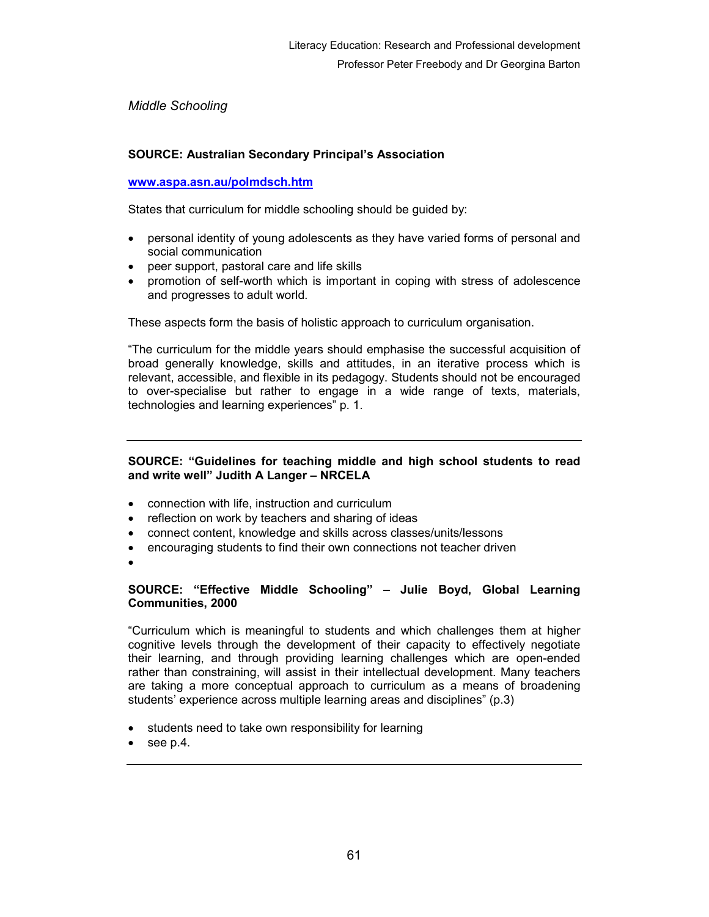*Middle Schooling*

**SOURCE: Australian Secondary Principal's Association**

**www.aspa.asn.au/polmdsch.htm**

States that curriculum for middle schooling should be guided by:

- personal identity of young adolescents as they have varied forms of personal and social communication
- peer support, pastoral care and life skills
- promotion of self-worth which is important in coping with stress of adolescence and progresses to adult world.

These aspects form the basis of holistic approach to curriculum organisation.

"The curriculum for the middle years should emphasise the successful acquisition of broad generally knowledge, skills and attitudes, in an iterative process which is relevant, accessible, and flexible in its pedagogy. Students should not be encouraged to over-specialise but rather to engage in a wide range of texts, materials, technologies and learning experiences" p. 1.

---

**SOURCE: "Guidelines for teaching middle and high school students to read and write well" Judith A Langer – NRCELA**

- connection with life, instruction and curriculum
- reflection on work by teachers and sharing of ideas
- connect content, knowledge and skills across classes/units/lessons
- encouraging students to find their own connections not teacher driven
- 

**SOURCE: "Effective Middle Schooling" – Julie Boyd, Global Learning Communities, 2000**

"Curriculum which is meaningful to students and which challenges them at higher cognitive levels through the development of their capacity to effectively negotiate their learning, and through providing learning challenges which are open-ended rather than constraining, will assist in their intellectual development. Many teachers are taking a more conceptual approach to curriculum as a means of broadening students' experience across multiple learning areas and disciplines" (p.3)

- students need to take own responsibility for learning
- see p.4.

---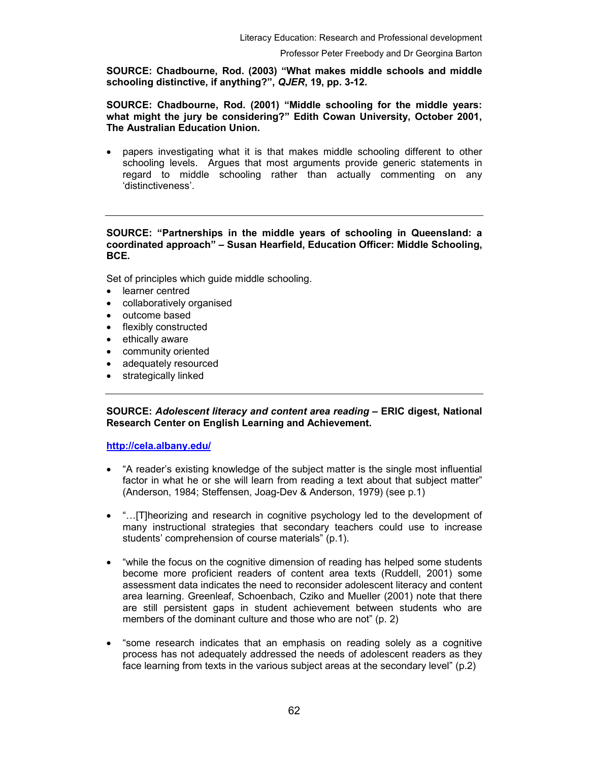**SOURCE: Chadbourne, Rod. (2003) "What makes middle schools and middle schooling distinctive, if anything?",** ***QJER*****, 19, pp. 3-12.**

**SOURCE: Chadbourne, Rod. (2001) "Middle schooling for the middle years: what might the jury be considering?" Edith Cowan University, October 2001, The Australian Education Union.**

- papers investigating what it is that makes middle schooling different to other schooling levels. Argues that most arguments provide generic statements in regard to middle schooling rather than actually commenting on any 'distinctiveness'.

---

**SOURCE: "Partnerships in the middle years of schooling in Queensland: a coordinated approach" – Susan Hearfield, Education Officer: Middle Schooling, BCE.**

Set of principles which guide middle schooling.

- learner centred
- collaboratively organised
- outcome based
- flexibly constructed
- ethically aware
- community oriented
- adequately resourced
- strategically linked

---

**SOURCE:** ***Adolescent literacy and content area reading*** **– ERIC digest, National Research Center on English Learning and Achievement.**

**http://cela.albany.edu/**

- "A reader's existing knowledge of the subject matter is the single most influential factor in what he or she will learn from reading a text about that subject matter" (Anderson, 1984; Steffensen, Joag-Dev & Anderson, 1979) (see p.1)

- "…[T]heorizing and research in cognitive psychology led to the development of many instructional strategies that secondary teachers could use to increase students' comprehension of course materials" (p.1).

- "while the focus on the cognitive dimension of reading has helped some students become more proficient readers of content area texts (Ruddell, 2001) some assessment data indicates the need to reconsider adolescent literacy and content area learning. Greenleaf, Schoenbach, Cziko and Mueller (2001) note that there are still persistent gaps in student achievement between students who are members of the dominant culture and those who are not" (p. 2)

- "some research indicates that an emphasis on reading solely as a cognitive process has not adequately addressed the needs of adolescent readers as they face learning from texts in the various subject areas at the secondary level" (p.2)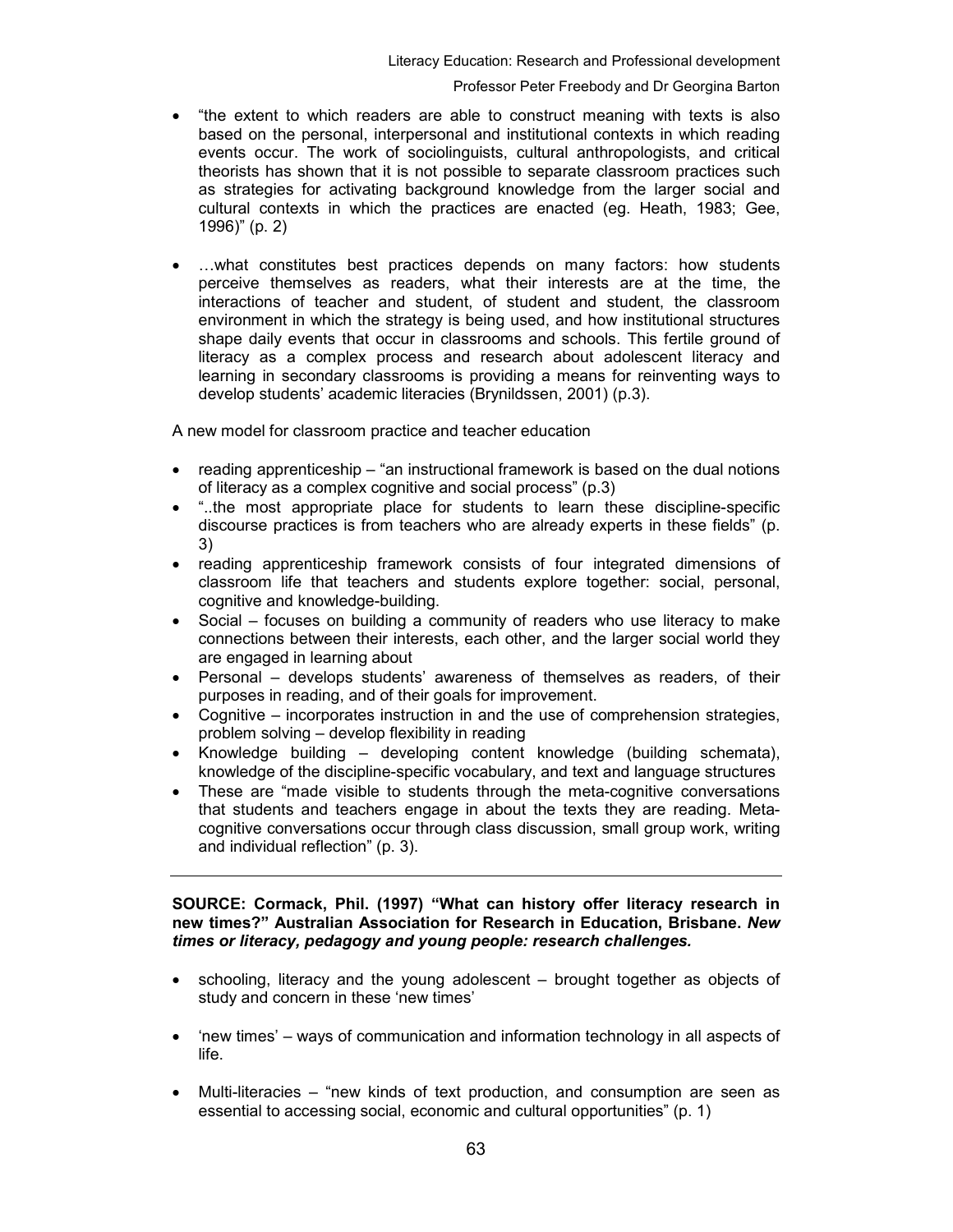- "the extent to which readers are able to construct meaning with texts is also based on the personal, interpersonal and institutional contexts in which reading events occur. The work of sociolinguists, cultural anthropologists, and critical theorists has shown that it is not possible to separate classroom practices such as strategies for activating background knowledge from the larger social and cultural contexts in which the practices are enacted (eg. Heath, 1983; Gee, 1996)" (p. 2)

- …what constitutes best practices depends on many factors: how students perceive themselves as readers, what their interests are at the time, the interactions of teacher and student, of student and student, the classroom environment in which the strategy is being used, and how institutional structures shape daily events that occur in classrooms and schools. This fertile ground of literacy as a complex process and research about adolescent literacy and learning in secondary classrooms is providing a means for reinventing ways to develop students' academic literacies (Brynildssen, 2001) (p.3).

A new model for classroom practice and teacher education

- reading apprenticeship – "an instructional framework is based on the dual notions of literacy as a complex cognitive and social process" (p.3)
- "..the most appropriate place for students to learn these discipline-specific discourse practices is from teachers who are already experts in these fields" (p. 3)
- reading apprenticeship framework consists of four integrated dimensions of classroom life that teachers and students explore together: social, personal, cognitive and knowledge-building.
- Social – focuses on building a community of readers who use literacy to make connections between their interests, each other, and the larger social world they are engaged in learning about
- Personal – develops students' awareness of themselves as readers, of their purposes in reading, and of their goals for improvement.
- Cognitive – incorporates instruction in and the use of comprehension strategies, problem solving – develop flexibility in reading
- Knowledge building – developing content knowledge (building schemata), knowledge of the discipline-specific vocabulary, and text and language structures
- These are "made visible to students through the meta-cognitive conversations that students and teachers engage in about the texts they are reading. Meta-cognitive conversations occur through class discussion, small group work, writing and individual reflection" (p. 3).

---

**SOURCE: Cormack, Phil. (1997) "What can history offer literacy research in new times?" Australian Association for Research in Education, Brisbane. *New times or literacy, pedagogy and young people: research challenges.***

- schooling, literacy and the young adolescent – brought together as objects of study and concern in these 'new times'

- 'new times' – ways of communication and information technology in all aspects of life.

- Multi-literacies – "new kinds of text production, and consumption are seen as essential to accessing social, economic and cultural opportunities" (p. 1)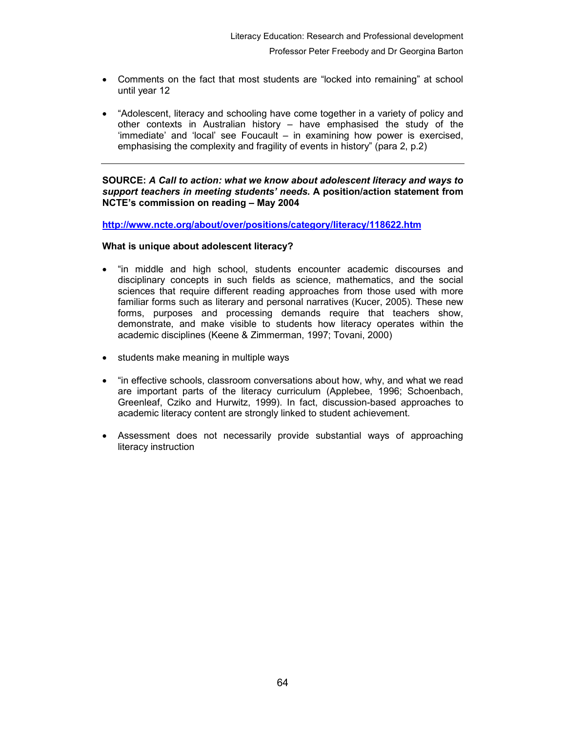- Comments on the fact that most students are "locked into remaining" at school until year 12

- "Adolescent, literacy and schooling have come together in a variety of policy and other contexts in Australian history – have emphasised the study of the 'immediate' and 'local' see Foucault – in examining how power is exercised, emphasising the complexity and fragility of events in history" (para 2, p.2)

---

**SOURCE: *A Call to action: what we know about adolescent literacy and ways to support teachers in meeting students' needs.* A position/action statement from NCTE's commission on reading – May 2004**

**http://www.ncte.org/about/over/positions/category/literacy/118622.htm**

**What is unique about adolescent literacy?**

- "in middle and high school, students encounter academic discourses and disciplinary concepts in such fields as science, mathematics, and the social sciences that require different reading approaches from those used with more familiar forms such as literary and personal narratives (Kucer, 2005). These new forms, purposes and processing demands require that teachers show, demonstrate, and make visible to students how literacy operates within the academic disciplines (Keene & Zimmerman, 1997; Tovani, 2000)

- students make meaning in multiple ways

- "in effective schools, classroom conversations about how, why, and what we read are important parts of the literacy curriculum (Applebee, 1996; Schoenbach, Greenleaf, Cziko and Hurwitz, 1999). In fact, discussion-based approaches to academic literacy content are strongly linked to student achievement.

- Assessment does not necessarily provide substantial ways of approaching literacy instruction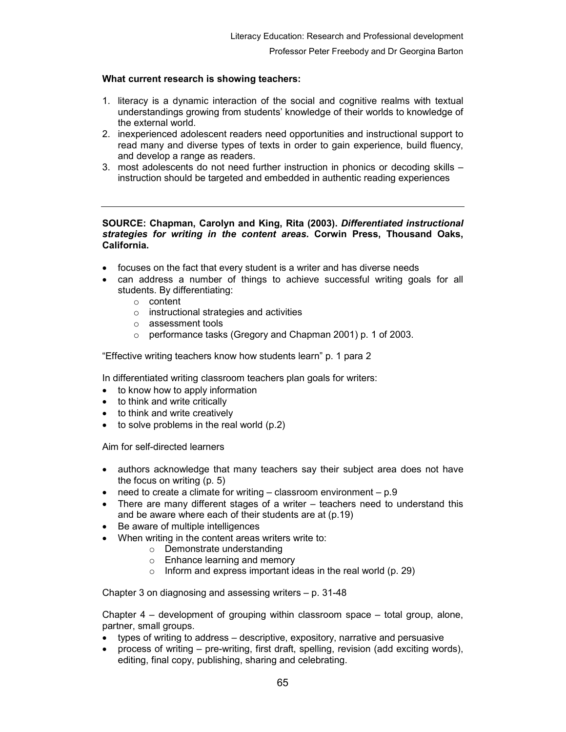**What current research is showing teachers:**

1. literacy is a dynamic interaction of the social and cognitive realms with textual understandings growing from students' knowledge of their worlds to knowledge of the external world.
2. inexperienced adolescent readers need opportunities and instructional support to read many and diverse types of texts in order to gain experience, build fluency, and develop a range as readers.
3. most adolescents do not need further instruction in phonics or decoding skills – instruction should be targeted and embedded in authentic reading experiences

---

**SOURCE: Chapman, Carolyn and King, Rita (2003). *Differentiated instructional strategies for writing in the content areas.* Corwin Press, Thousand Oaks, California.**

- focuses on the fact that every student is a writer and has diverse needs
- can address a number of things to achieve successful writing goals for all students. By differentiating:
    - content
    - instructional strategies and activities
    - assessment tools
    - performance tasks (Gregory and Chapman 2001) p. 1 of 2003.

"Effective writing teachers know how students learn" p. 1 para 2

In differentiated writing classroom teachers plan goals for writers:

- to know how to apply information
- to think and write critically
- to think and write creatively
- to solve problems in the real world (p.2)

Aim for self-directed learners

- authors acknowledge that many teachers say their subject area does not have the focus on writing (p. 5)
- need to create a climate for writing – classroom environment – p.9
- There are many different stages of a writer – teachers need to understand this and be aware where each of their students are at (p.19)
- Be aware of multiple intelligences
- When writing in the content areas writers write to:
    - Demonstrate understanding
    - Enhance learning and memory
    - Inform and express important ideas in the real world (p. 29)

Chapter 3 on diagnosing and assessing writers – p. 31-48

Chapter 4 – development of grouping within classroom space – total group, alone, partner, small groups.

- types of writing to address – descriptive, expository, narrative and persuasive
- process of writing – pre-writing, first draft, spelling, revision (add exciting words), editing, final copy, publishing, sharing and celebrating.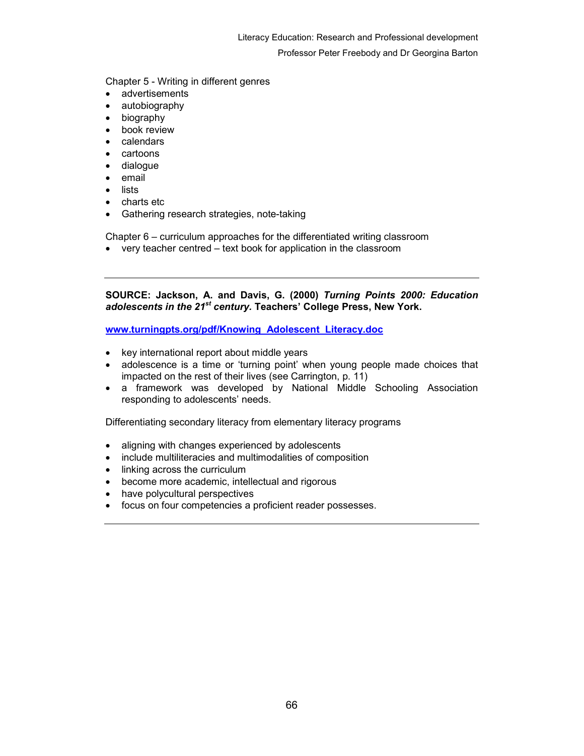Chapter 5 - Writing in different genres

- advertisements
- autobiography
- biography
- book review
- calendars
- cartoons
- dialogue
- email
- lists
- charts etc
- Gathering research strategies, note-taking

Chapter 6 – curriculum approaches for the differentiated writing classroom

- very teacher centred – text book for application in the classroom

---

**SOURCE: Jackson, A. and Davis, G. (2000) *Turning Points 2000: Education adolescents in the 21st century.* Teachers' College Press, New York.**

[www.turningpts.org/pdf/Knowing_Adolescent_Literacy.doc](www.turningpts.org/pdf/Knowing_Adolescent_Literacy.doc)

- key international report about middle years
- adolescence is a time or 'turning point' when young people made choices that impacted on the rest of their lives (see Carrington, p. 11)
- a framework was developed by National Middle Schooling Association responding to adolescents' needs.

Differentiating secondary literacy from elementary literacy programs

- aligning with changes experienced by adolescents
- include multiliteracies and multimodalities of composition
- linking across the curriculum
- become more academic, intellectual and rigorous
- have polycultural perspectives
- focus on four competencies a proficient reader possesses.

---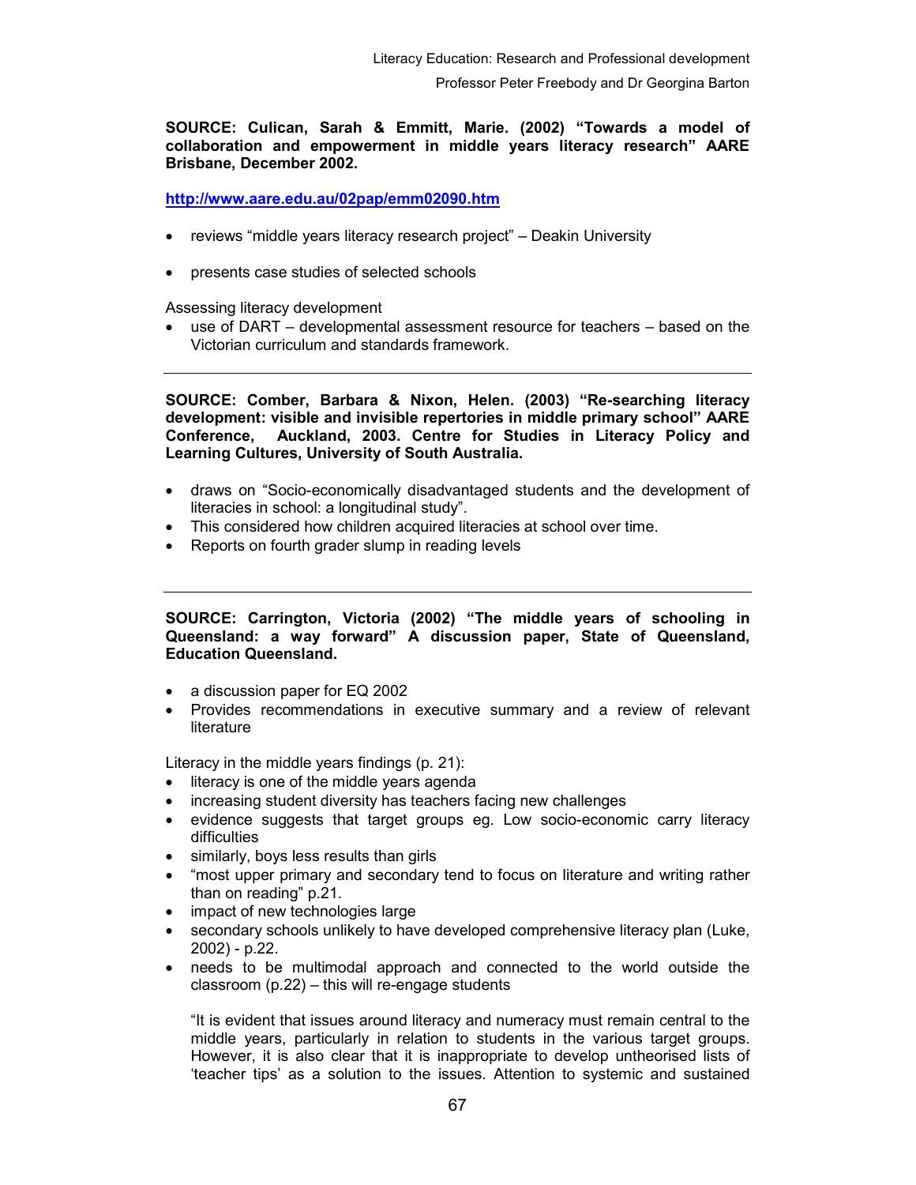**SOURCE: Culican, Sarah & Emmitt, Marie. (2002) "Towards a model of collaboration and empowerment in middle years literacy research" AARE Brisbane, December 2002.**

http://www.aare.edu.au/02pap/emm02090.htm

- reviews "middle years literacy research project" – Deakin University

- presents case studies of selected schools

Assessing literacy development

- use of DART – developmental assessment resource for teachers – based on the Victorian curriculum and standards framework.

---

**SOURCE: Comber, Barbara & Nixon, Helen. (2003) "Re-searching literacy development: visible and invisible repertories in middle primary school" AARE Conference, Auckland, 2003. Centre for Studies in Literacy Policy and Learning Cultures, University of South Australia.**

- draws on "Socio-economically disadvantaged students and the development of literacies in school: a longitudinal study".
- This considered how children acquired literacies at school over time.
- Reports on fourth grader slump in reading levels

---

**SOURCE: Carrington, Victoria (2002) "The middle years of schooling in Queensland: a way forward" A discussion paper, State of Queensland, Education Queensland.**

- a discussion paper for EQ 2002
- Provides recommendations in executive summary and a review of relevant literature

Literacy in the middle years findings (p. 21):

- literacy is one of the middle years agenda
- increasing student diversity has teachers facing new challenges
- evidence suggests that target groups eg. Low socio-economic carry literacy difficulties
- similarly, boys less results than girls
- "most upper primary and secondary tend to focus on literature and writing rather than on reading" p.21.
- impact of new technologies large
- secondary schools unlikely to have developed comprehensive literacy plan (Luke, 2002) - p.22.
- needs to be multimodal approach and connected to the world outside the classroom (p.22) – this will re-engage students

  "It is evident that issues around literacy and numeracy must remain central to the middle years, particularly in relation to students in the various target groups. However, it is also clear that it is inappropriate to develop untheorised lists of 'teacher tips' as a solution to the issues. Attention to systemic and sustained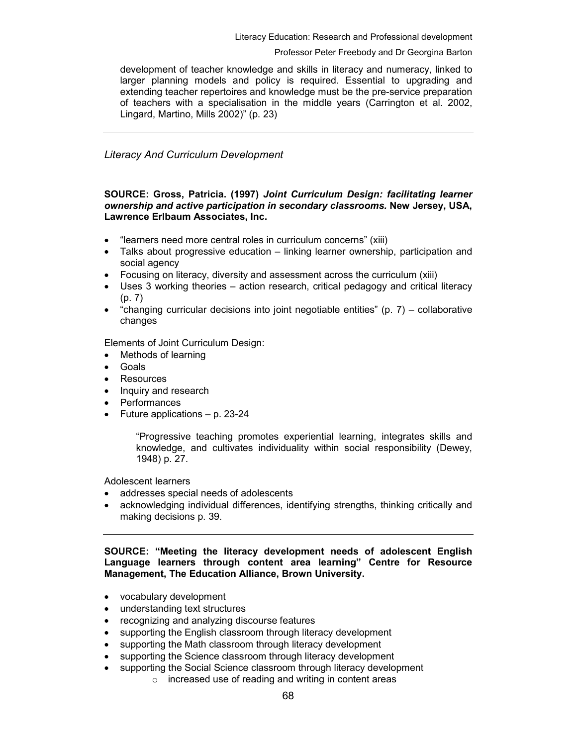development of teacher knowledge and skills in literacy and numeracy, linked to larger planning models and policy is required. Essential to upgrading and extending teacher repertoires and knowledge must be the pre-service preparation of teachers with a specialisation in the middle years (Carrington et al. 2002, Lingard, Martino, Mills 2002)" (p. 23)

---

*Literacy And Curriculum Development*

**SOURCE: Gross, Patricia. (1997) *Joint Curriculum Design: facilitating learner ownership and active participation in secondary classrooms.* New Jersey, USA, Lawrence Erlbaum Associates, Inc.**

- "learners need more central roles in curriculum concerns" (xiii)
- Talks about progressive education – linking learner ownership, participation and social agency
- Focusing on literacy, diversity and assessment across the curriculum (xiii)
- Uses 3 working theories – action research, critical pedagogy and critical literacy (p. 7)
- "changing curricular decisions into joint negotiable entities" (p. 7) – collaborative changes

Elements of Joint Curriculum Design:

- Methods of learning
- Goals
- Resources
- Inquiry and research
- Performances
- Future applications – p. 23-24

> "Progressive teaching promotes experiential learning, integrates skills and knowledge, and cultivates individuality within social responsibility (Dewey, 1948) p. 27.

Adolescent learners

- addresses special needs of adolescents
- acknowledging individual differences, identifying strengths, thinking critically and making decisions p. 39.

---

**SOURCE: "Meeting the literacy development needs of adolescent English Language learners through content area learning" Centre for Resource Management, The Education Alliance, Brown University.**

- vocabulary development
- understanding text structures
- recognizing and analyzing discourse features
- supporting the English classroom through literacy development
- supporting the Math classroom through literacy development
- supporting the Science classroom through literacy development
- supporting the Social Science classroom through literacy development
  - increased use of reading and writing in content areas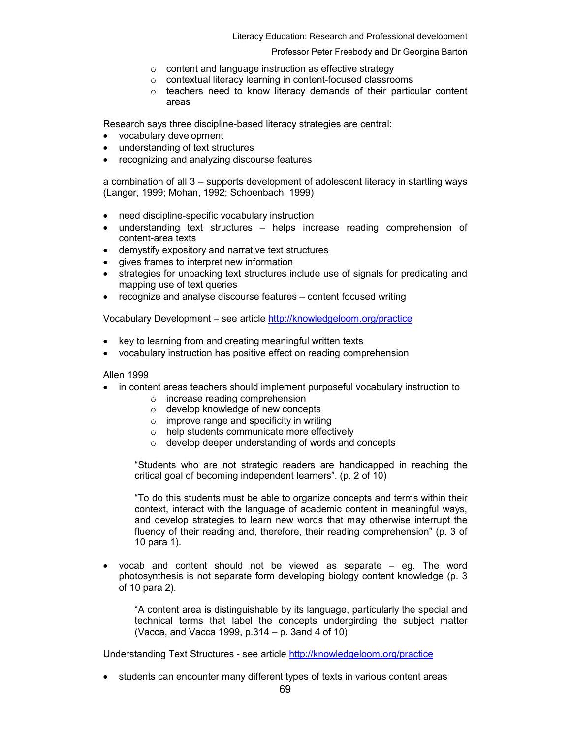- content and language instruction as effective strategy
  - contextual literacy learning in content-focused classrooms
  - teachers need to know literacy demands of their particular content areas

Research says three discipline-based literacy strategies are central:

- vocabulary development
- understanding of text structures
- recognizing and analyzing discourse features

a combination of all 3 – supports development of adolescent literacy in startling ways (Langer, 1999; Mohan, 1992; Schoenbach, 1999)

- need discipline-specific vocabulary instruction
- understanding text structures – helps increase reading comprehension of content-area texts
- demystify expository and narrative text structures
- gives frames to interpret new information
- strategies for unpacking text structures include use of signals for predicating and mapping use of text queries
- recognize and analyse discourse features – content focused writing

Vocabulary Development – see article http://knowledgeloom.org/practice

- key to learning from and creating meaningful written texts
- vocabulary instruction has positive effect on reading comprehension

Allen 1999

- in content areas teachers should implement purposeful vocabulary instruction to
  - increase reading comprehension
  - develop knowledge of new concepts
  - improve range and specificity in writing
  - help students communicate more effectively
  - develop deeper understanding of words and concepts

  "Students who are not strategic readers are handicapped in reaching the critical goal of becoming independent learners". (p. 2 of 10)

  "To do this students must be able to organize concepts and terms within their context, interact with the language of academic content in meaningful ways, and develop strategies to learn new words that may otherwise interrupt the fluency of their reading and, therefore, their reading comprehension" (p. 3 of 10 para 1).

- vocab and content should not be viewed as separate – eg. The word photosynthesis is not separate form developing biology content knowledge (p. 3 of 10 para 2).

  "A content area is distinguishable by its language, particularly the special and technical terms that label the concepts undergirding the subject matter (Vacca, and Vacca 1999, p.314 – p. 3and 4 of 10)

Understanding Text Structures - see article http://knowledgeloom.org/practice

- students can encounter many different types of texts in various content areas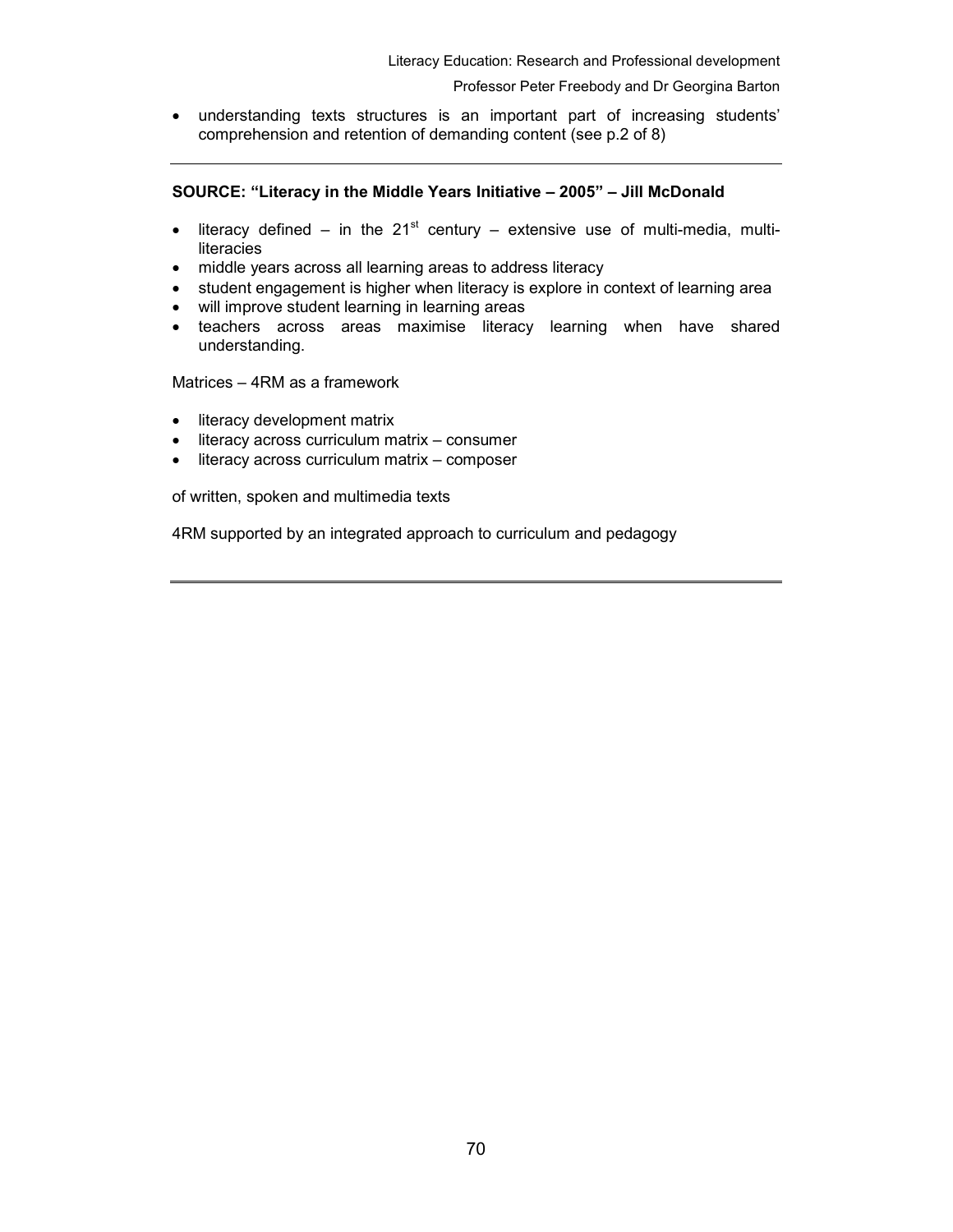- understanding texts structures is an important part of increasing students' comprehension and retention of demanding content (see p.2 of 8)

---

**SOURCE: "Literacy in the Middle Years Initiative – 2005" – Jill McDonald**

- literacy defined – in the 21st century – extensive use of multi-media, multi-literacies
- middle years across all learning areas to address literacy
- student engagement is higher when literacy is explore in context of learning area
- will improve student learning in learning areas
- teachers across areas maximise literacy learning when have shared understanding.

Matrices – 4RM as a framework

- literacy development matrix
- literacy across curriculum matrix – consumer
- literacy across curriculum matrix – composer

of written, spoken and multimedia texts

4RM supported by an integrated approach to curriculum and pedagogy

---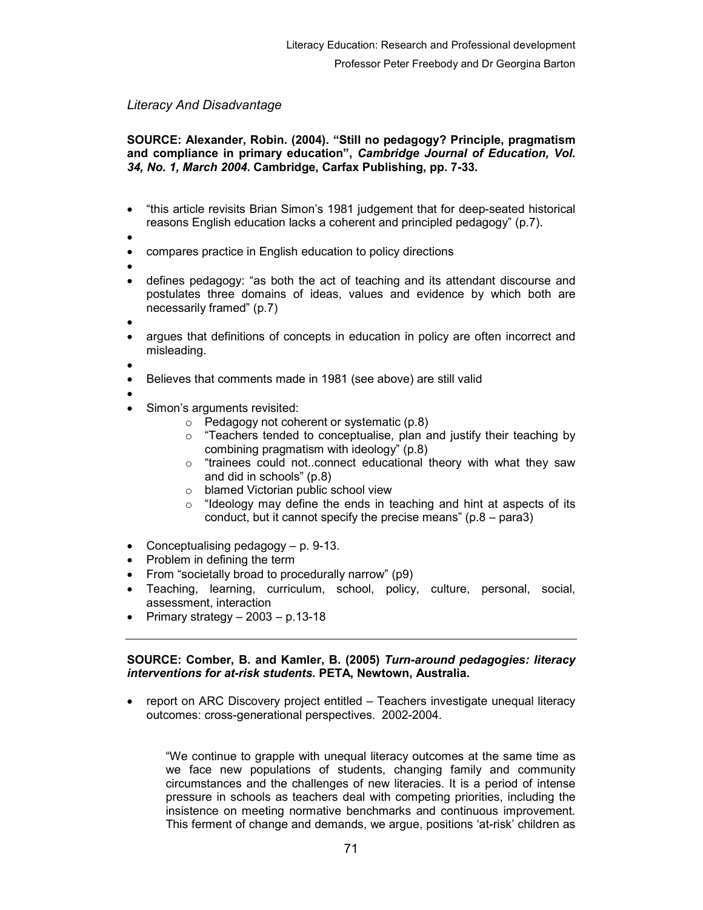*Literacy And Disadvantage*

**SOURCE: Alexander, Robin. (2004). "Still no pedagogy? Principle, pragmatism and compliance in primary education", *Cambridge Journal of Education, Vol. 34, No. 1, March 2004.* Cambridge, Carfax Publishing, pp. 7-33.**

- "this article revisits Brian Simon's 1981 judgement that for deep-seated historical reasons English education lacks a coherent and principled pedagogy" (p.7).
- compares practice in English education to policy directions
- defines pedagogy: "as both the act of teaching and its attendant discourse and postulates three domains of ideas, values and evidence by which both are necessarily framed" (p.7)
- argues that definitions of concepts in education in policy are often incorrect and misleading.
- Believes that comments made in 1981 (see above) are still valid
- Simon's arguments revisited:
  - Pedagogy not coherent or systematic (p.8)
  - "Teachers tended to conceptualise, plan and justify their teaching by combining pragmatism with ideology" (p.8)
  - "trainees could not..connect educational theory with what they saw and did in schools" (p.8)
  - blamed Victorian public school view
  - "Ideology may define the ends in teaching and hint at aspects of its conduct, but it cannot specify the precise means" (p.8 – para3)
- Conceptualising pedagogy – p. 9-13.
- Problem in defining the term
- From "societally broad to procedurally narrow" (p9)
- Teaching, learning, curriculum, school, policy, culture, personal, social, assessment, interaction
- Primary strategy – 2003 – p.13-18

---

**SOURCE: Comber, B. and Kamler, B. (2005) *Turn-around pedagogies: literacy interventions for at-risk students.* PETA, Newtown, Australia.**

- report on ARC Discovery project entitled – Teachers investigate unequal literacy outcomes: cross-generational perspectives. 2002-2004.

> "We continue to grapple with unequal literacy outcomes at the same time as we face new populations of students, changing family and community circumstances and the challenges of new literacies. It is a period of intense pressure in schools as teachers deal with competing priorities, including the insistence on meeting normative benchmarks and continuous improvement. This ferment of change and demands, we argue, positions 'at-risk' children as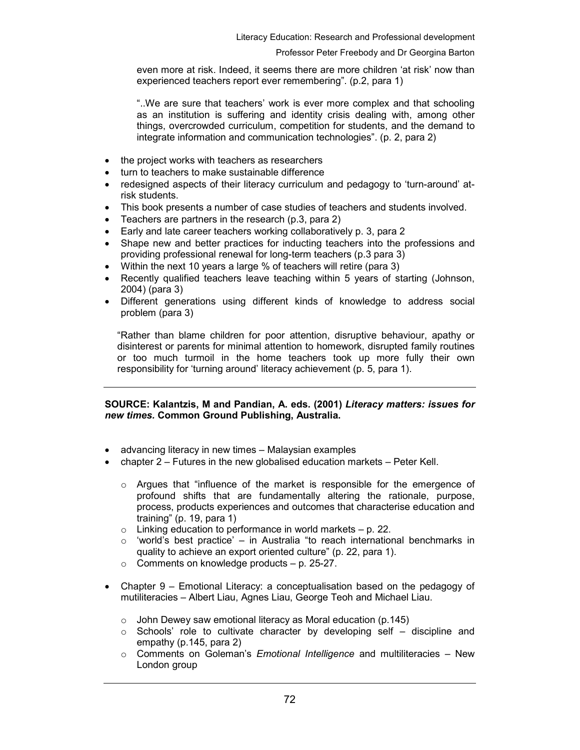even more at risk. Indeed, it seems there are more children 'at risk' now than experienced teachers report ever remembering". (p.2, para 1)

"..We are sure that teachers' work is ever more complex and that schooling as an institution is suffering and identity crisis dealing with, among other things, overcrowded curriculum, competition for students, and the demand to integrate information and communication technologies". (p. 2, para 2)

- the project works with teachers as researchers
- turn to teachers to make sustainable difference
- redesigned aspects of their literacy curriculum and pedagogy to 'turn-around' at-risk students.
- This book presents a number of case studies of teachers and students involved.
- Teachers are partners in the research (p.3, para 2)
- Early and late career teachers working collaboratively p. 3, para 2
- Shape new and better practices for inducting teachers into the professions and providing professional renewal for long-term teachers (p.3 para 3)
- Within the next 10 years a large % of teachers will retire (para 3)
- Recently qualified teachers leave teaching within 5 years of starting (Johnson, 2004) (para 3)
- Different generations using different kinds of knowledge to address social problem (para 3)

"Rather than blame children for poor attention, disruptive behaviour, apathy or disinterest or parents for minimal attention to homework, disrupted family routines or too much turmoil in the home teachers took up more fully their own responsibility for 'turning around' literacy achievement (p. 5, para 1).

---

**SOURCE: Kalantzis, M and Pandian, A. eds. (2001) *Literacy matters: issues for new times.* Common Ground Publishing, Australia.**

- advancing literacy in new times – Malaysian examples
- chapter 2 – Futures in the new globalised education markets – Peter Kell.
    - Argues that "influence of the market is responsible for the emergence of profound shifts that are fundamentally altering the rationale, purpose, process, products experiences and outcomes that characterise education and training" (p. 19, para 1)
    - Linking education to performance in world markets – p. 22.
    - 'world's best practice' – in Australia "to reach international benchmarks in quality to achieve an export oriented culture" (p. 22, para 1).
    - Comments on knowledge products – p. 25-27.
- Chapter 9 – Emotional Literacy: a conceptualisation based on the pedagogy of mutiliteracies – Albert Liau, Agnes Liau, George Teoh and Michael Liau.
    - John Dewey saw emotional literacy as Moral education (p.145)
    - Schools' role to cultivate character by developing self – discipline and empathy (p.145, para 2)
    - Comments on Goleman's *Emotional Intelligence* and multiliteracies – New London group

---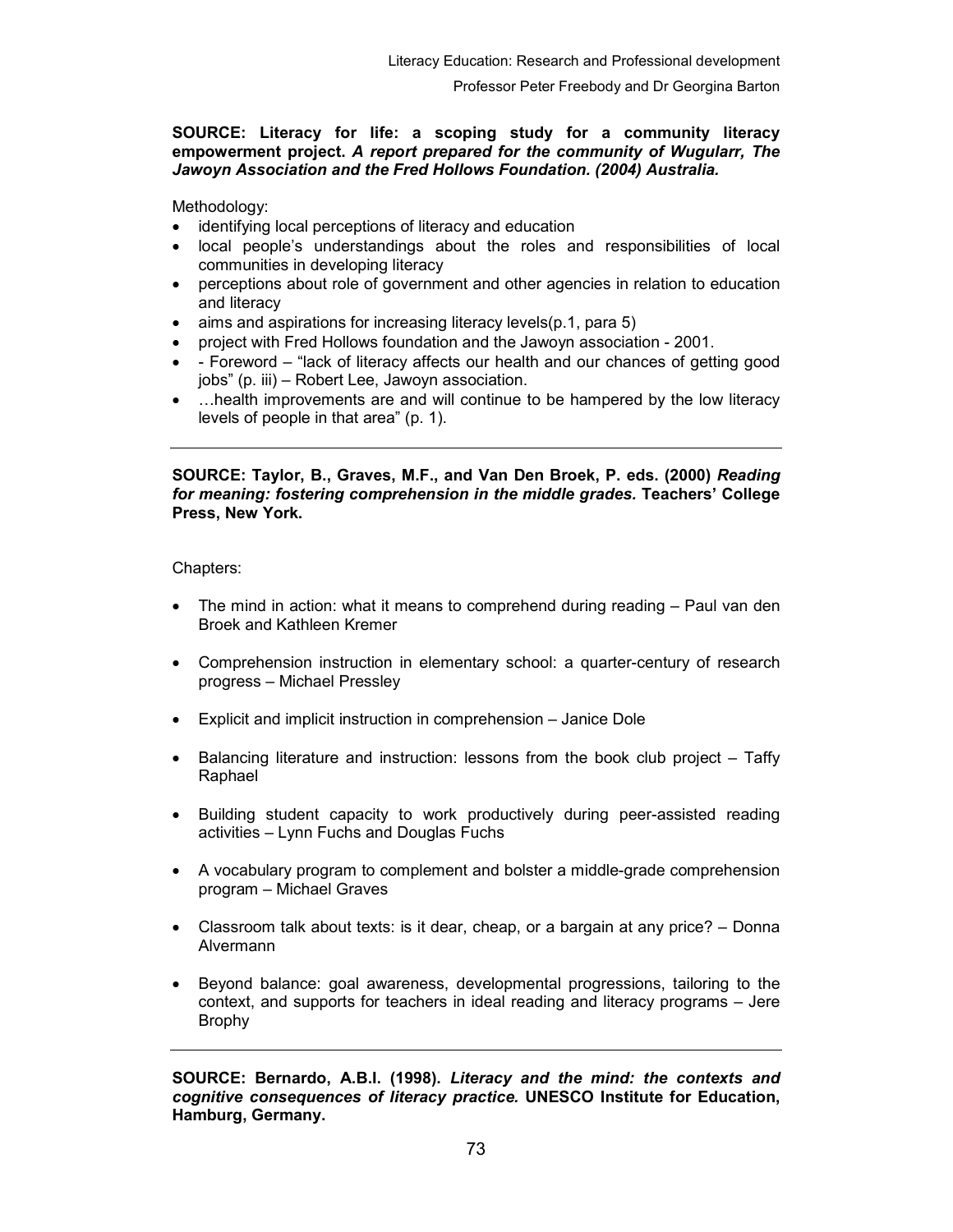**SOURCE: Literacy for life: a scoping study for a community literacy empowerment project.** ***A report prepared for the community of Wugularr, The Jawoyn Association and the Fred Hollows Foundation. (2004) Australia.***

Methodology:

- identifying local perceptions of literacy and education
- local people's understandings about the roles and responsibilities of local communities in developing literacy
- perceptions about role of government and other agencies in relation to education and literacy
- aims and aspirations for increasing literacy levels(p.1, para 5)
- project with Fred Hollows foundation and the Jawoyn association - 2001.
- - Foreword – "lack of literacy affects our health and our chances of getting good jobs" (p. iii) – Robert Lee, Jawoyn association.
- …health improvements are and will continue to be hampered by the low literacy levels of people in that area" (p. 1).

---

**SOURCE: Taylor, B., Graves, M.F., and Van Den Broek, P. eds. (2000)** ***Reading for meaning: fostering comprehension in the middle grades.*** **Teachers' College Press, New York.**

Chapters:

- The mind in action: what it means to comprehend during reading – Paul van den Broek and Kathleen Kremer
- Comprehension instruction in elementary school: a quarter-century of research progress – Michael Pressley
- Explicit and implicit instruction in comprehension – Janice Dole
- Balancing literature and instruction: lessons from the book club project – Taffy Raphael
- Building student capacity to work productively during peer-assisted reading activities – Lynn Fuchs and Douglas Fuchs
- A vocabulary program to complement and bolster a middle-grade comprehension program – Michael Graves
- Classroom talk about texts: is it dear, cheap, or a bargain at any price? – Donna Alvermann
- Beyond balance: goal awareness, developmental progressions, tailoring to the context, and supports for teachers in ideal reading and literacy programs – Jere Brophy

---

**SOURCE: Bernardo, A.B.I. (1998).** ***Literacy and the mind: the contexts and cognitive consequences of literacy practice.*** **UNESCO Institute for Education, Hamburg, Germany.**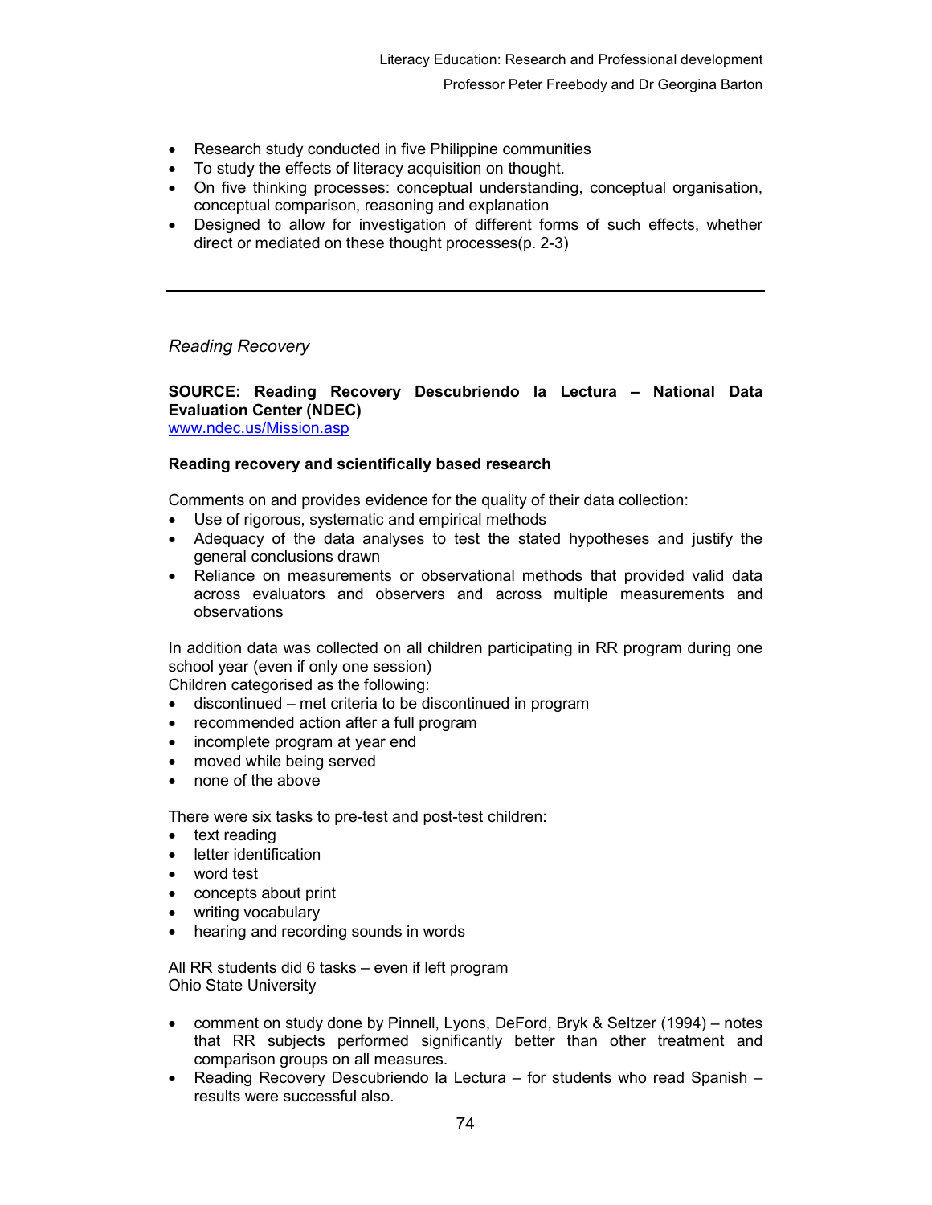- Research study conducted in five Philippine communities
- To study the effects of literacy acquisition on thought.
- On five thinking processes: conceptual understanding, conceptual organisation, conceptual comparison, reasoning and explanation
- Designed to allow for investigation of different forms of such effects, whether direct or mediated on these thought processes(p. 2-3)

---

*Reading Recovery*

**SOURCE: Reading Recovery Descubriendo la Lectura – National Data Evaluation Center (NDEC)**
www.ndec.us/Mission.asp

**Reading recovery and scientifically based research**

Comments on and provides evidence for the quality of their data collection:

- Use of rigorous, systematic and empirical methods
- Adequacy of the data analyses to test the stated hypotheses and justify the general conclusions drawn
- Reliance on measurements or observational methods that provided valid data across evaluators and observers and across multiple measurements and observations

In addition data was collected on all children participating in RR program during one school year (even if only one session)
Children categorised as the following:

- discontinued – met criteria to be discontinued in program
- recommended action after a full program
- incomplete program at year end
- moved while being served
- none of the above

There were six tasks to pre-test and post-test children:

- text reading
- letter identification
- word test
- concepts about print
- writing vocabulary
- hearing and recording sounds in words

All RR students did 6 tasks – even if left program
Ohio State University

- comment on study done by Pinnell, Lyons, DeFord, Bryk & Seltzer (1994) – notes that RR subjects performed significantly better than other treatment and comparison groups on all measures.
- Reading Recovery Descubriendo la Lectura – for students who read Spanish – results were successful also.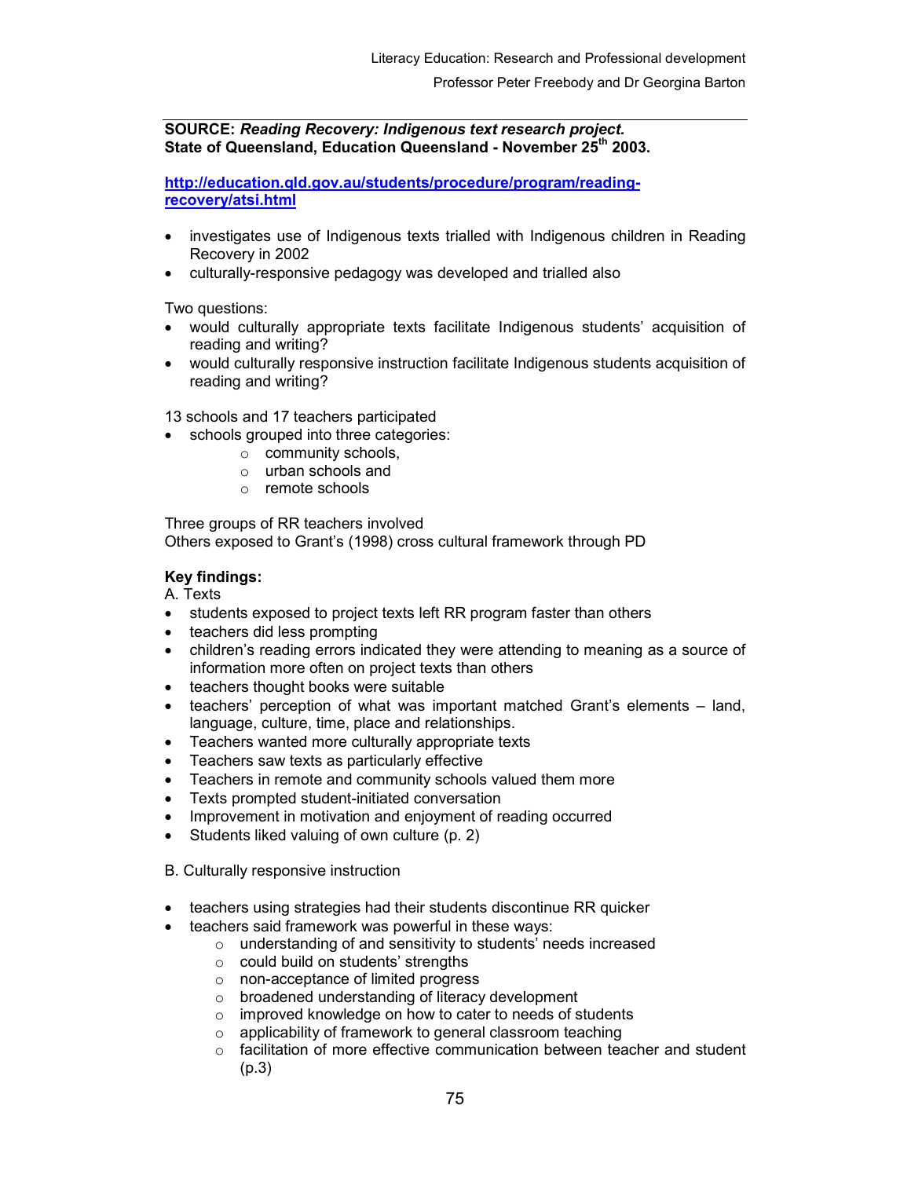**SOURCE: *Reading Recovery: Indigenous text research project.* State of Queensland, Education Queensland - November 25th 2003.**

**[http://education.qld.gov.au/students/procedure/program/reading-recovery/atsi.html](http://education.qld.gov.au/students/procedure/program/reading-recovery/atsi.html)**

- investigates use of Indigenous texts trialled with Indigenous children in Reading Recovery in 2002
- culturally-responsive pedagogy was developed and trialled also

Two questions:

- would culturally appropriate texts facilitate Indigenous students' acquisition of reading and writing?
- would culturally responsive instruction facilitate Indigenous students acquisition of reading and writing?

13 schools and 17 teachers participated

- schools grouped into three categories:
  - community schools,
  - urban schools and
  - remote schools

Three groups of RR teachers involved
Others exposed to Grant's (1998) cross cultural framework through PD

**Key findings:**
A. Texts

- students exposed to project texts left RR program faster than others
- teachers did less prompting
- children's reading errors indicated they were attending to meaning as a source of information more often on project texts than others
- teachers thought books were suitable
- teachers' perception of what was important matched Grant's elements – land, language, culture, time, place and relationships.
- Teachers wanted more culturally appropriate texts
- Teachers saw texts as particularly effective
- Teachers in remote and community schools valued them more
- Texts prompted student-initiated conversation
- Improvement in motivation and enjoyment of reading occurred
- Students liked valuing of own culture (p. 2)

B. Culturally responsive instruction

- teachers using strategies had their students discontinue RR quicker
- teachers said framework was powerful in these ways:
  - understanding of and sensitivity to students' needs increased
  - could build on students' strengths
  - non-acceptance of limited progress
  - broadened understanding of literacy development
  - improved knowledge on how to cater to needs of students
  - applicability of framework to general classroom teaching
  - facilitation of more effective communication between teacher and student (p.3)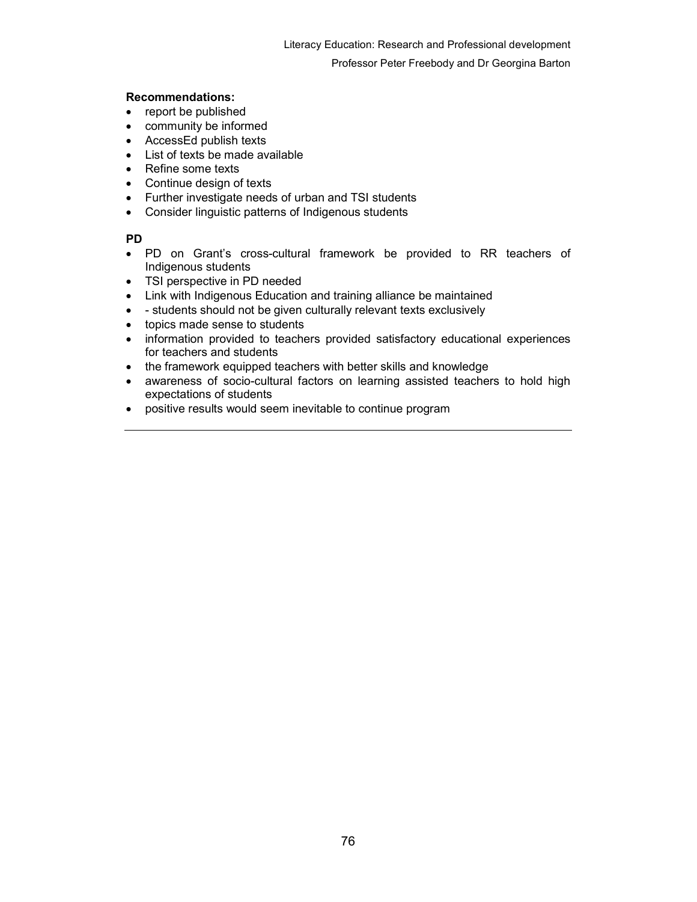**Recommendations:**

- report be published
- community be informed
- AccessEd publish texts
- List of texts be made available
- Refine some texts
- Continue design of texts
- Further investigate needs of urban and TSI students
- Consider linguistic patterns of Indigenous students

**PD**

- PD on Grant's cross-cultural framework be provided to RR teachers of Indigenous students
- TSI perspective in PD needed
- Link with Indigenous Education and training alliance be maintained
- - students should not be given culturally relevant texts exclusively
- topics made sense to students
- information provided to teachers provided satisfactory educational experiences for teachers and students
- the framework equipped teachers with better skills and knowledge
- awareness of socio-cultural factors on learning assisted teachers to hold high expectations of students
- positive results would seem inevitable to continue program

---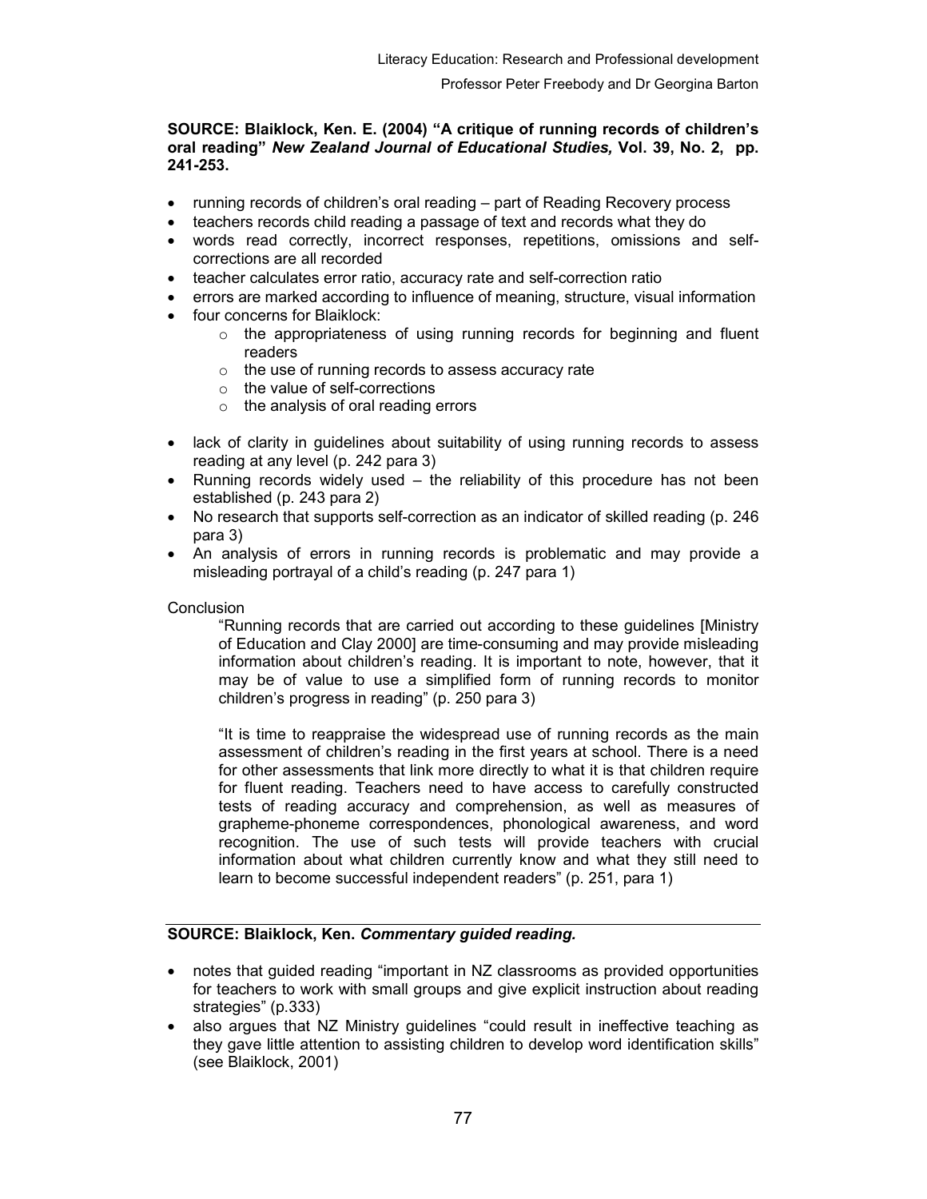**SOURCE: Blaiklock, Ken. E. (2004) "A critique of running records of children's oral reading" *New Zealand Journal of Educational Studies,* Vol. 39, No. 2, pp. 241-253.**

- running records of children's oral reading – part of Reading Recovery process
- teachers records child reading a passage of text and records what they do
- words read correctly, incorrect responses, repetitions, omissions and self-corrections are all recorded
- teacher calculates error ratio, accuracy rate and self-correction ratio
- errors are marked according to influence of meaning, structure, visual information
- four concerns for Blaiklock:
    - the appropriateness of using running records for beginning and fluent readers
    - the use of running records to assess accuracy rate
    - the value of self-corrections
    - the analysis of oral reading errors

- lack of clarity in guidelines about suitability of using running records to assess reading at any level (p. 242 para 3)
- Running records widely used – the reliability of this procedure has not been established (p. 243 para 2)
- No research that supports self-correction as an indicator of skilled reading (p. 246 para 3)
- An analysis of errors in running records is problematic and may provide a misleading portrayal of a child's reading (p. 247 para 1)

Conclusion

> "Running records that are carried out according to these guidelines [Ministry of Education and Clay 2000] are time-consuming and may provide misleading information about children's reading. It is important to note, however, that it may be of value to use a simplified form of running records to monitor children's progress in reading" (p. 250 para 3)
>
> "It is time to reappraise the widespread use of running records as the main assessment of children's reading in the first years at school. There is a need for other assessments that link more directly to what it is that children require for fluent reading. Teachers need to have access to carefully constructed tests of reading accuracy and comprehension, as well as measures of grapheme-phoneme correspondences, phonological awareness, and word recognition. The use of such tests will provide teachers with crucial information about what children currently know and what they still need to learn to become successful independent readers" (p. 251, para 1)

---

**SOURCE: Blaiklock, Ken. *Commentary guided reading.***

- notes that guided reading "important in NZ classrooms as provided opportunities for teachers to work with small groups and give explicit instruction about reading strategies" (p.333)
- also argues that NZ Ministry guidelines "could result in ineffective teaching as they gave little attention to assisting children to develop word identification skills" (see Blaiklock, 2001)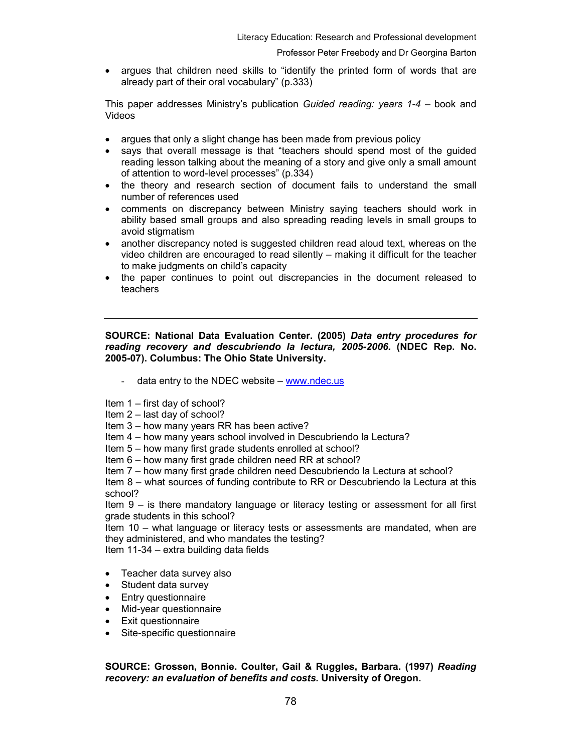- argues that children need skills to "identify the printed form of words that are already part of their oral vocabulary" (p.333)

This paper addresses Ministry's publication *Guided reading: years 1-4* – book and Videos

- argues that only a slight change has been made from previous policy
- says that overall message is that "teachers should spend most of the guided reading lesson talking about the meaning of a story and give only a small amount of attention to word-level processes" (p.334)
- the theory and research section of document fails to understand the small number of references used
- comments on discrepancy between Ministry saying teachers should work in ability based small groups and also spreading reading levels in small groups to avoid stigmatism
- another discrepancy noted is suggested children read aloud text, whereas on the video children are encouraged to read silently – making it difficult for the teacher to make judgments on child's capacity
- the paper continues to point out discrepancies in the document released to teachers

---

**SOURCE: National Data Evaluation Center. (2005) *Data entry procedures for reading recovery and descubriendo la lectura, 2005-2006.* (NDEC Rep. No. 2005-07). Columbus: The Ohio State University.**

- data entry to the NDEC website – www.ndec.us

Item 1 – first day of school?
Item 2 – last day of school?
Item 3 – how many years RR has been active?
Item 4 – how many years school involved in Descubriendo la Lectura?
Item 5 – how many first grade students enrolled at school?
Item 6 – how many first grade children need RR at school?
Item 7 – how many first grade children need Descubriendo la Lectura at school?
Item 8 – what sources of funding contribute to RR or Descubriendo la Lectura at this school?
Item 9 – is there mandatory language or literacy testing or assessment for all first grade students in this school?
Item 10 – what language or literacy tests or assessments are mandated, when are they administered, and who mandates the testing?
Item 11-34 – extra building data fields

- Teacher data survey also
- Student data survey
- Entry questionnaire
- Mid-year questionnaire
- Exit questionnaire
- Site-specific questionnaire

**SOURCE: Grossen, Bonnie. Coulter, Gail & Ruggles, Barbara. (1997) *Reading recovery: an evaluation of benefits and costs.* University of Oregon.**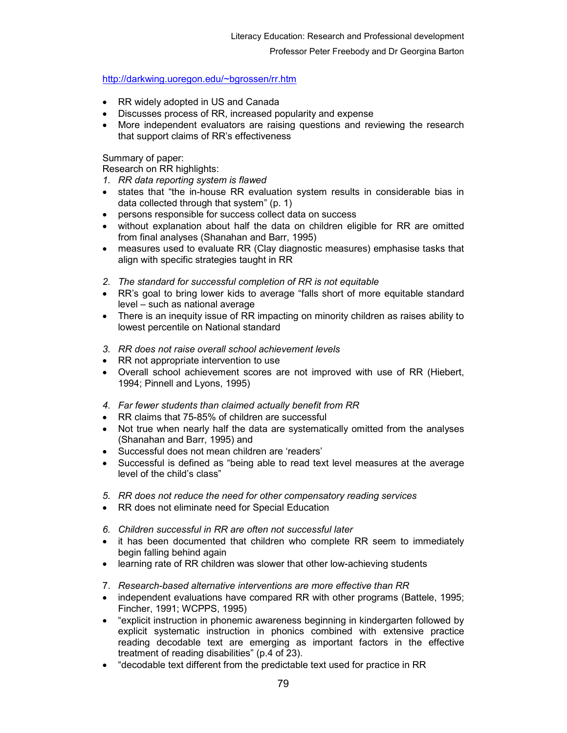http://darkwing.uoregon.edu/~bgrossen/rr.htm

- RR widely adopted in US and Canada
- Discusses process of RR, increased popularity and expense
- More independent evaluators are raising questions and reviewing the research that support claims of RR's effectiveness

Summary of paper:
Research on RR highlights:

1. *RR data reporting system is flawed*

- states that "the in-house RR evaluation system results in considerable bias in data collected through that system" (p. 1)
- persons responsible for success collect data on success
- without explanation about half the data on children eligible for RR are omitted from final analyses (Shanahan and Barr, 1995)
- measures used to evaluate RR (Clay diagnostic measures) emphasise tasks that align with specific strategies taught in RR

2. *The standard for successful completion of RR is not equitable*

- RR's goal to bring lower kids to average "falls short of more equitable standard level – such as national average
- There is an inequity issue of RR impacting on minority children as raises ability to lowest percentile on National standard

3. *RR does not raise overall school achievement levels*

- RR not appropriate intervention to use
- Overall school achievement scores are not improved with use of RR (Hiebert, 1994; Pinnell and Lyons, 1995)

4. *Far fewer students than claimed actually benefit from RR*

- RR claims that 75-85% of children are successful
- Not true when nearly half the data are systematically omitted from the analyses (Shanahan and Barr, 1995) and
- Successful does not mean children are 'readers'
- Successful is defined as "being able to read text level measures at the average level of the child's class"

5. *RR does not reduce the need for other compensatory reading services*

- RR does not eliminate need for Special Education

6. *Children successful in RR are often not successful later*

- it has been documented that children who complete RR seem to immediately begin falling behind again
- learning rate of RR children was slower that other low-achieving students

7. *Research-based alternative interventions are more effective than RR*

- independent evaluations have compared RR with other programs (Battele, 1995; Fincher, 1991; WCPPS, 1995)
- "explicit instruction in phonemic awareness beginning in kindergarten followed by explicit systematic instruction in phonics combined with extensive practice reading decodable text are emerging as important factors in the effective treatment of reading disabilities" (p.4 of 23).
- "decodable text different from the predictable text used for practice in RR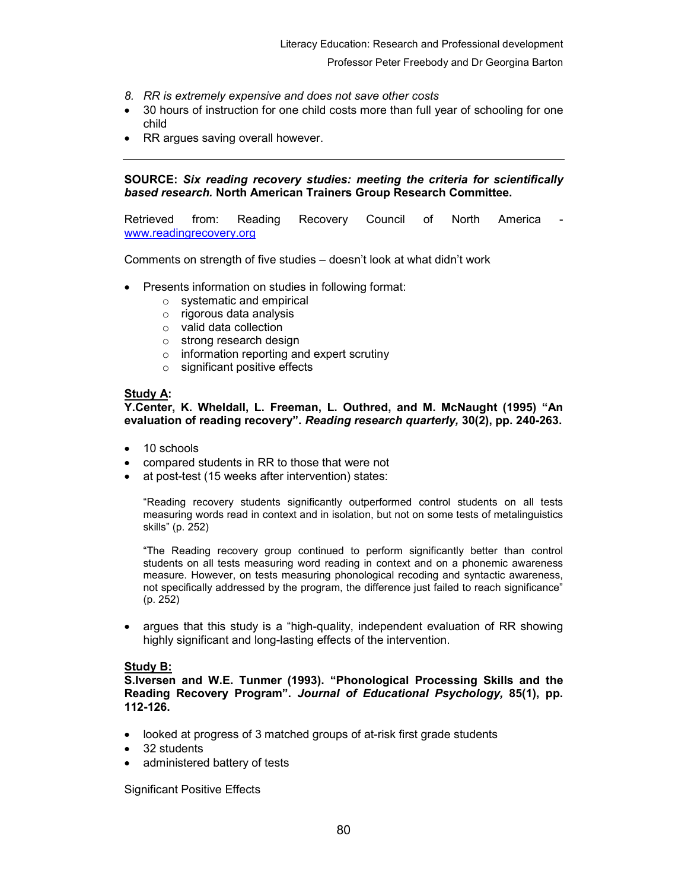8. *RR is extremely expensive and does not save other costs*

- 30 hours of instruction for one child costs more than full year of schooling for one child
- RR argues saving overall however.

---

**SOURCE:** ***Six reading recovery studies: meeting the criteria for scientifically based research.*** **North American Trainers Group Research Committee.**

Retrieved from: Reading Recovery Council of North America - www.readingrecovery.org

Comments on strength of five studies – doesn't look at what didn't work

- Presents information on studies in following format:
  - systematic and empirical
  - rigorous data analysis
  - valid data collection
  - strong research design
  - information reporting and expert scrutiny
  - significant positive effects

**<u>Study A</u>:**
**Y.Center, K. Wheldall, L. Freeman, L. Outhred, and M. McNaught (1995) "An evaluation of reading recovery".** ***Reading research quarterly,*** **30(2), pp. 240-263.**

- 10 schools
- compared students in RR to those that were not
- at post-test (15 weeks after intervention) states:

> "Reading recovery students significantly outperformed control students on all tests measuring words read in context and in isolation, but not on some tests of metalinguistics skills" (p. 252)
>
> "The Reading recovery group continued to perform significantly better than control students on all tests measuring word reading in context and on a phonemic awareness measure. However, on tests measuring phonological recoding and syntactic awareness, not specifically addressed by the program, the difference just failed to reach significance" (p. 252)

- argues that this study is a "high-quality, independent evaluation of RR showing highly significant and long-lasting effects of the intervention.

**<u>Study B:</u>**
**S.Iversen and W.E. Tunmer (1993). "Phonological Processing Skills and the Reading Recovery Program".** ***Journal of Educational Psychology,*** **85(1), pp. 112-126.**

- looked at progress of 3 matched groups of at-risk first grade students
- 32 students
- administered battery of tests

Significant Positive Effects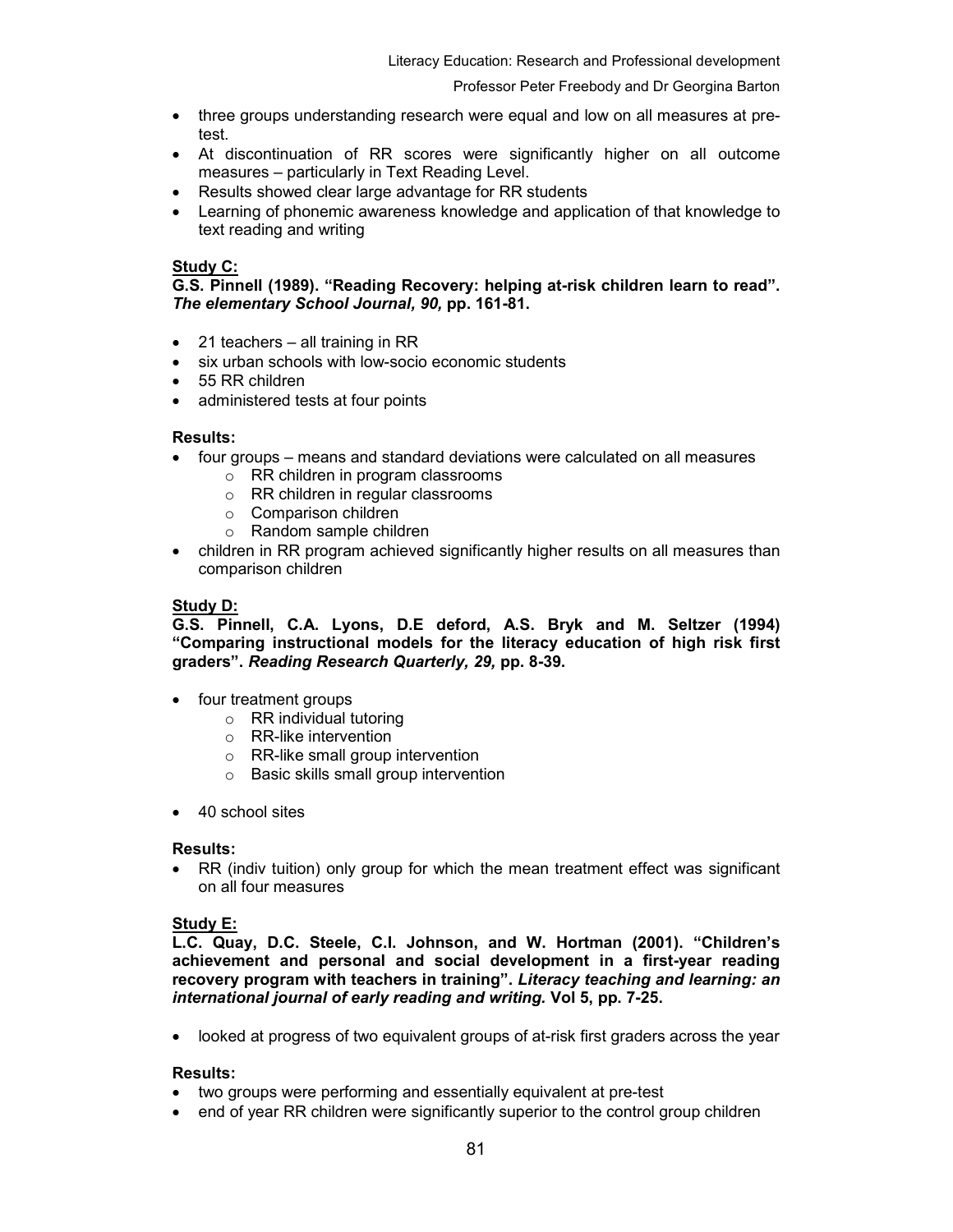- three groups understanding research were equal and low on all measures at pre-test.
- At discontinuation of RR scores were significantly higher on all outcome measures – particularly in Text Reading Level.
- Results showed clear large advantage for RR students
- Learning of phonemic awareness knowledge and application of that knowledge to text reading and writing

**Study C:**

**G.S. Pinnell (1989). "Reading Recovery: helping at-risk children learn to read". *The elementary School Journal, 90,* pp. 161-81.**

- 21 teachers – all training in RR
- six urban schools with low-socio economic students
- 55 RR children
- administered tests at four points

**Results:**

- four groups – means and standard deviations were calculated on all measures
  - RR children in program classrooms
  - RR children in regular classrooms
  - Comparison children
  - Random sample children
- children in RR program achieved significantly higher results on all measures than comparison children

**Study D:**

**G.S. Pinnell, C.A. Lyons, D.E deford, A.S. Bryk and M. Seltzer (1994) "Comparing instructional models for the literacy education of high risk first graders". *Reading Research Quarterly, 29,* pp. 8-39.**

- four treatment groups
  - RR individual tutoring
  - RR-like intervention
  - RR-like small group intervention
  - Basic skills small group intervention
- 40 school sites

**Results:**

- RR (indiv tuition) only group for which the mean treatment effect was significant on all four measures

**Study E:**

**L.C. Quay, D.C. Steele, C.I. Johnson, and W. Hortman (2001). "Children's achievement and personal and social development in a first-year reading recovery program with teachers in training". *Literacy teaching and learning: an international journal of early reading and writing.* Vol 5, pp. 7-25.**

- looked at progress of two equivalent groups of at-risk first graders across the year

**Results:**

- two groups were performing and essentially equivalent at pre-test
- end of year RR children were significantly superior to the control group children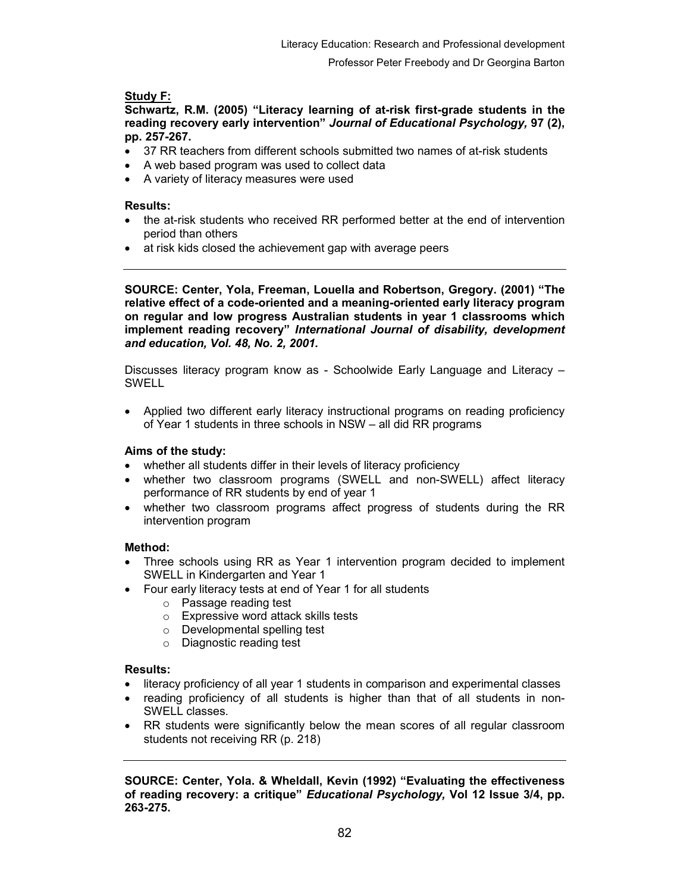**<u>Study F:</u>**

**Schwartz, R.M. (2005) "Literacy learning of at-risk first-grade students in the reading recovery early intervention"** ***Journal of Educational Psychology,*** **97 (2), pp. 257-267.**

- 37 RR teachers from different schools submitted two names of at-risk students
- A web based program was used to collect data
- A variety of literacy measures were used

**Results:**

- the at-risk students who received RR performed better at the end of intervention period than others
- at risk kids closed the achievement gap with average peers

---

**SOURCE: Center, Yola, Freeman, Louella and Robertson, Gregory. (2001) "The relative effect of a code-oriented and a meaning-oriented early literacy program on regular and low progress Australian students in year 1 classrooms which implement reading recovery"** ***International Journal of disability, development and education, Vol. 48, No. 2, 2001.***

Discusses literacy program know as - Schoolwide Early Language and Literacy – SWELL

- Applied two different early literacy instructional programs on reading proficiency of Year 1 students in three schools in NSW – all did RR programs

**Aims of the study:**

- whether all students differ in their levels of literacy proficiency
- whether two classroom programs (SWELL and non-SWELL) affect literacy performance of RR students by end of year 1
- whether two classroom programs affect progress of students during the RR intervention program

**Method:**

- Three schools using RR as Year 1 intervention program decided to implement SWELL in Kindergarten and Year 1
- Four early literacy tests at end of Year 1 for all students
    - Passage reading test
    - Expressive word attack skills tests
    - Developmental spelling test
    - Diagnostic reading test

**Results:**

- literacy proficiency of all year 1 students in comparison and experimental classes
- reading proficiency of all students is higher than that of all students in non-SWELL classes.
- RR students were significantly below the mean scores of all regular classroom students not receiving RR (p. 218)

---

**SOURCE: Center, Yola. & Wheldall, Kevin (1992) "Evaluating the effectiveness of reading recovery: a critique"** ***Educational Psychology,*** **Vol 12 Issue 3/4, pp. 263-275.**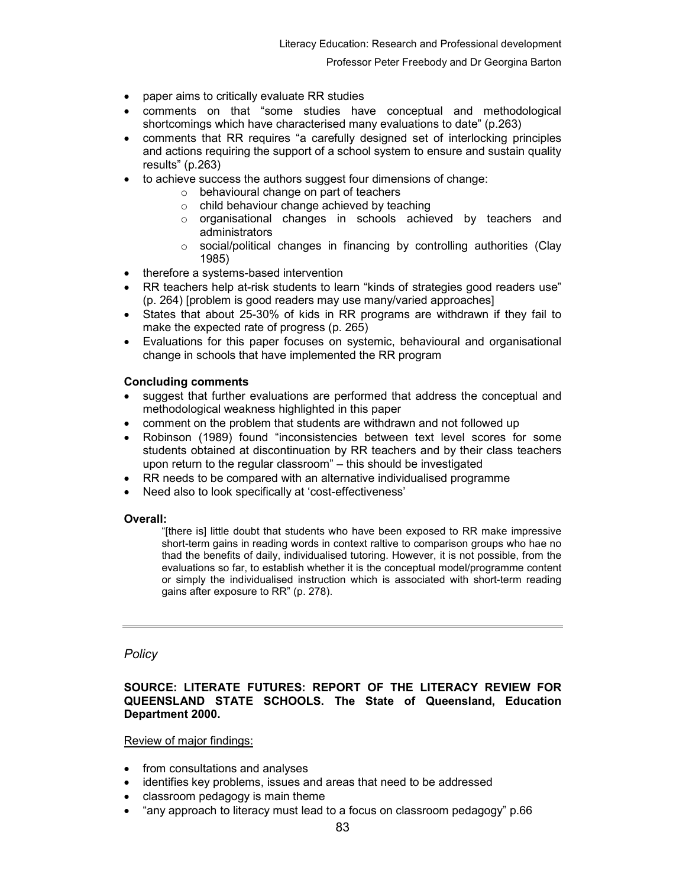- paper aims to critically evaluate RR studies
- comments on that "some studies have conceptual and methodological shortcomings which have characterised many evaluations to date" (p.263)
- comments that RR requires "a carefully designed set of interlocking principles and actions requiring the support of a school system to ensure and sustain quality results" (p.263)
- to achieve success the authors suggest four dimensions of change:
    - behavioural change on part of teachers
    - child behaviour change achieved by teaching
    - organisational changes in schools achieved by teachers and administrators
    - social/political changes in financing by controlling authorities (Clay 1985)
- therefore a systems-based intervention
- RR teachers help at-risk students to learn "kinds of strategies good readers use" (p. 264) [problem is good readers may use many/varied approaches]
- States that about 25-30% of kids in RR programs are withdrawn if they fail to make the expected rate of progress (p. 265)
- Evaluations for this paper focuses on systemic, behavioural and organisational change in schools that have implemented the RR program

**Concluding comments**

- suggest that further evaluations are performed that address the conceptual and methodological weakness highlighted in this paper
- comment on the problem that students are withdrawn and not followed up
- Robinson (1989) found "inconsistencies between text level scores for some students obtained at discontinuation by RR teachers and by their class teachers upon return to the regular classroom" – this should be investigated
- RR needs to be compared with an alternative individualised programme
- Need also to look specifically at 'cost-effectiveness'

**Overall:**

> "[there is] little doubt that students who have been exposed to RR make impressive short-term gains in reading words in context raltive to comparison groups who hae no thad the benefits of daily, individualised tutoring. However, it is not possible, from the evaluations so far, to establish whether it is the conceptual model/programme content or simply the individualised instruction which is associated with short-term reading gains after exposure to RR" (p. 278).

---

*Policy*

**SOURCE: LITERATE FUTURES: REPORT OF THE LITERACY REVIEW FOR QUEENSLAND STATE SCHOOLS. The State of Queensland, Education Department 2000.**

Review of major findings:

- from consultations and analyses
- identifies key problems, issues and areas that need to be addressed
- classroom pedagogy is main theme
- "any approach to literacy must lead to a focus on classroom pedagogy" p.66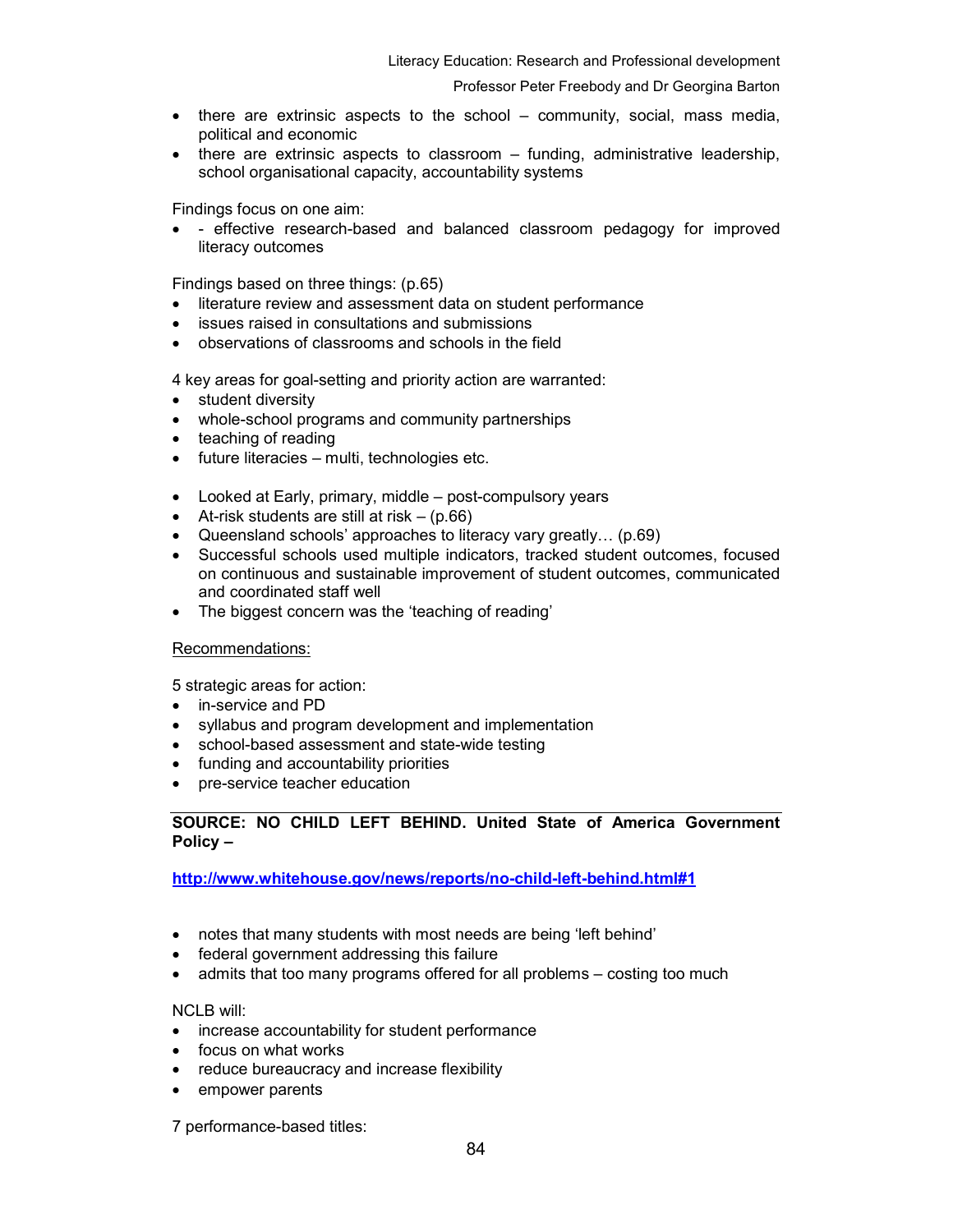- there are extrinsic aspects to the school – community, social, mass media, political and economic
- there are extrinsic aspects to classroom – funding, administrative leadership, school organisational capacity, accountability systems

Findings focus on one aim:

- - effective research-based and balanced classroom pedagogy for improved literacy outcomes

Findings based on three things: (p.65)

- literature review and assessment data on student performance
- issues raised in consultations and submissions
- observations of classrooms and schools in the field

4 key areas for goal-setting and priority action are warranted:

- student diversity
- whole-school programs and community partnerships
- teaching of reading
- future literacies – multi, technologies etc.

- Looked at Early, primary, middle – post-compulsory years
- At-risk students are still at risk – (p.66)
- Queensland schools' approaches to literacy vary greatly… (p.69)
- Successful schools used multiple indicators, tracked student outcomes, focused on continuous and sustainable improvement of student outcomes, communicated and coordinated staff well
- The biggest concern was the 'teaching of reading'

<u>Recommendations:</u>

5 strategic areas for action:

- in-service and PD
- syllabus and program development and implementation
- school-based assessment and state-wide testing
- funding and accountability priorities
- pre-service teacher education

---

**SOURCE: NO CHILD LEFT BEHIND. United State of America Government Policy –**

**http://www.whitehouse.gov/news/reports/no-child-left-behind.html#1**

- notes that many students with most needs are being 'left behind'
- federal government addressing this failure
- admits that too many programs offered for all problems – costing too much

NCLB will:

- increase accountability for student performance
- focus on what works
- reduce bureaucracy and increase flexibility
- empower parents

7 performance-based titles: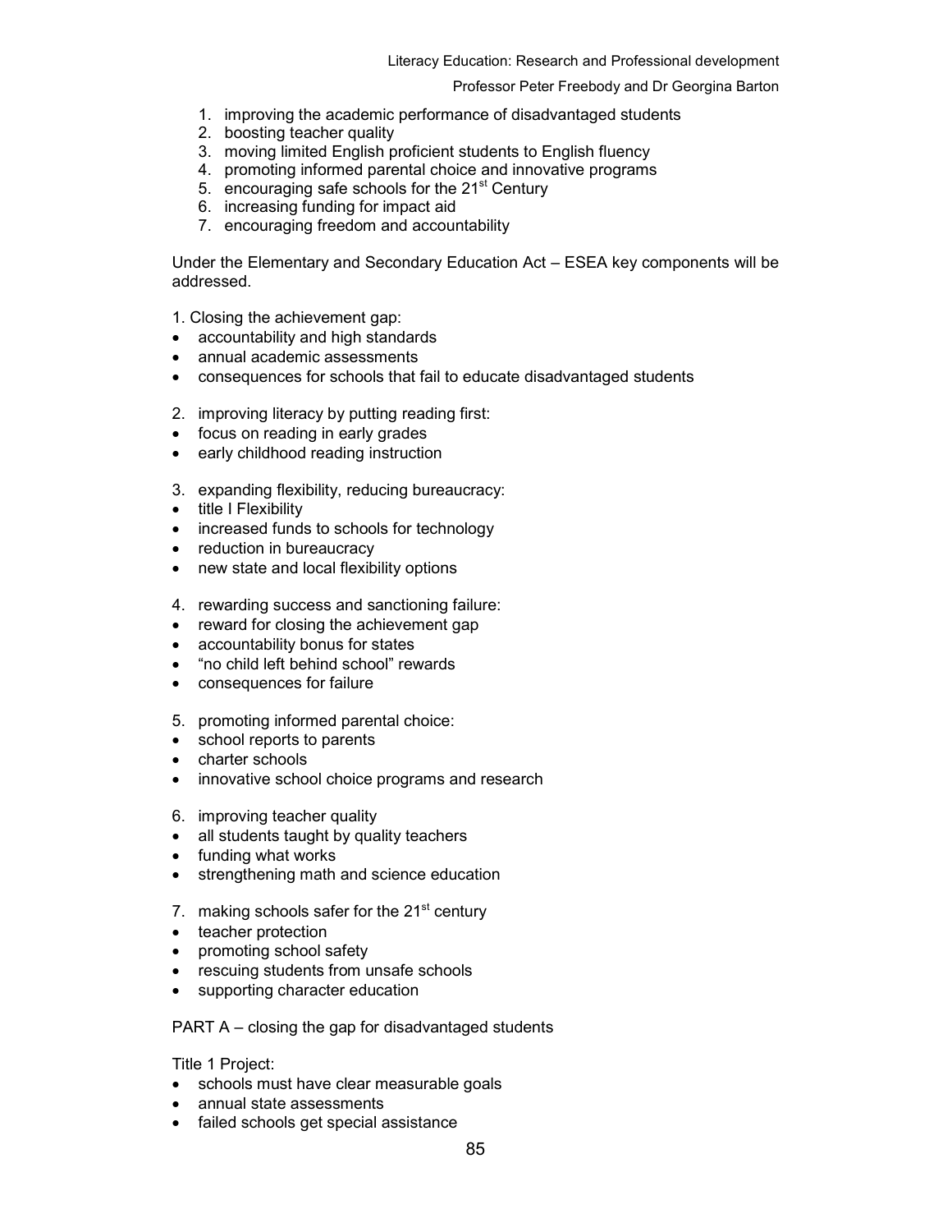1. improving the academic performance of disadvantaged students
2. boosting teacher quality
3. moving limited English proficient students to English fluency
4. promoting informed parental choice and innovative programs
5. encouraging safe schools for the 21st Century
6. increasing funding for impact aid
7. encouraging freedom and accountability

Under the Elementary and Secondary Education Act – ESEA key components will be addressed.

1. Closing the achievement gap:
- accountability and high standards
- annual academic assessments
- consequences for schools that fail to educate disadvantaged students

2. improving literacy by putting reading first:
- focus on reading in early grades
- early childhood reading instruction

3. expanding flexibility, reducing bureaucracy:
- title I Flexibility
- increased funds to schools for technology
- reduction in bureaucracy
- new state and local flexibility options

4. rewarding success and sanctioning failure:
- reward for closing the achievement gap
- accountability bonus for states
- "no child left behind school" rewards
- consequences for failure

5. promoting informed parental choice:
- school reports to parents
- charter schools
- innovative school choice programs and research

6. improving teacher quality
- all students taught by quality teachers
- funding what works
- strengthening math and science education

7. making schools safer for the 21st century
- teacher protection
- promoting school safety
- rescuing students from unsafe schools
- supporting character education

PART A – closing the gap for disadvantaged students

Title 1 Project:
- schools must have clear measurable goals
- annual state assessments
- failed schools get special assistance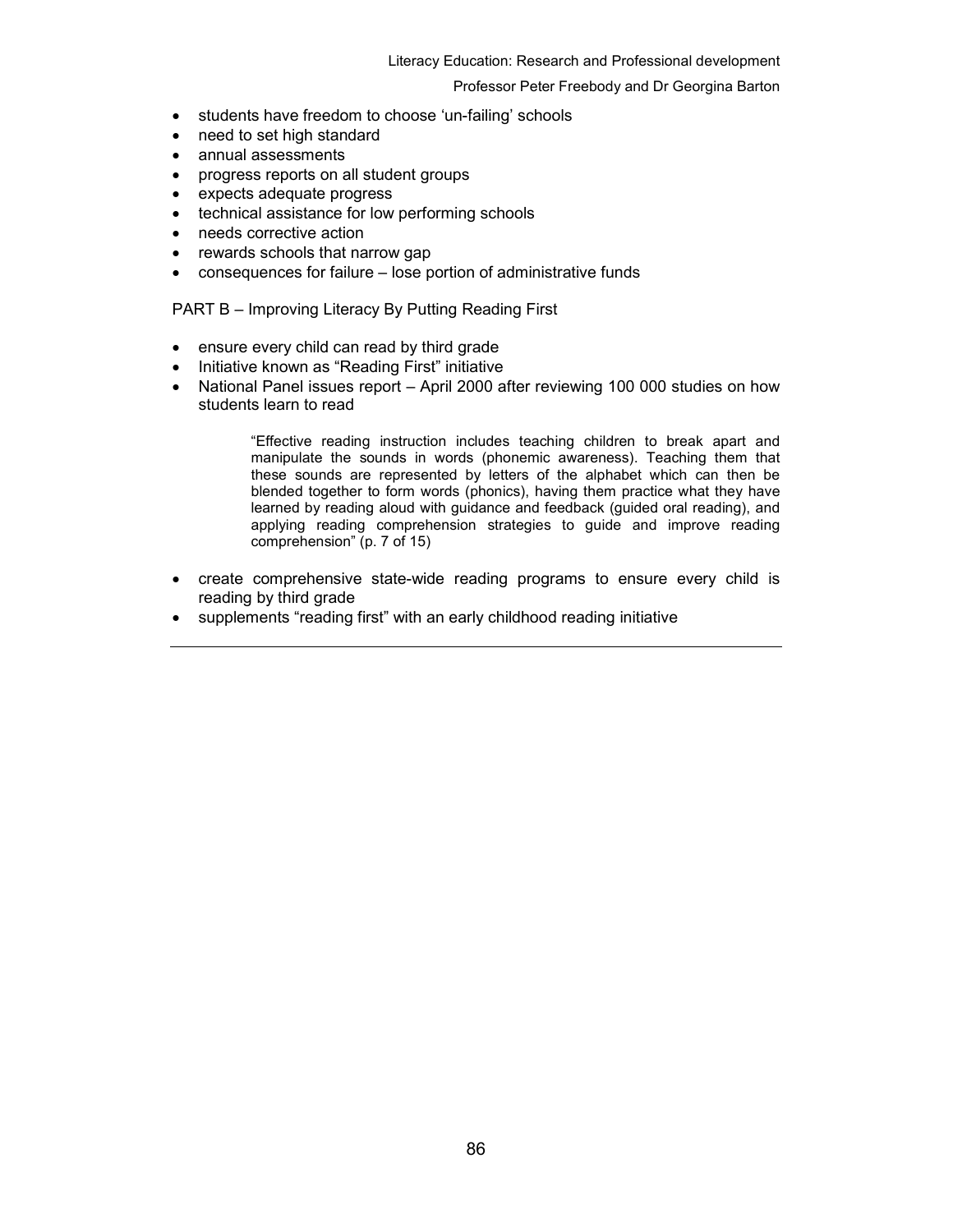- students have freedom to choose 'un-failing' schools
- need to set high standard
- annual assessments
- progress reports on all student groups
- expects adequate progress
- technical assistance for low performing schools
- needs corrective action
- rewards schools that narrow gap
- consequences for failure – lose portion of administrative funds

PART B – Improving Literacy By Putting Reading First

- ensure every child can read by third grade
- Initiative known as "Reading First" initiative
- National Panel issues report – April 2000 after reviewing 100 000 studies on how students learn to read

> "Effective reading instruction includes teaching children to break apart and manipulate the sounds in words (phonemic awareness). Teaching them that these sounds are represented by letters of the alphabet which can then be blended together to form words (phonics), having them practice what they have learned by reading aloud with guidance and feedback (guided oral reading), and applying reading comprehension strategies to guide and improve reading comprehension" (p. 7 of 15)

- create comprehensive state-wide reading programs to ensure every child is reading by third grade
- supplements "reading first" with an early childhood reading initiative

---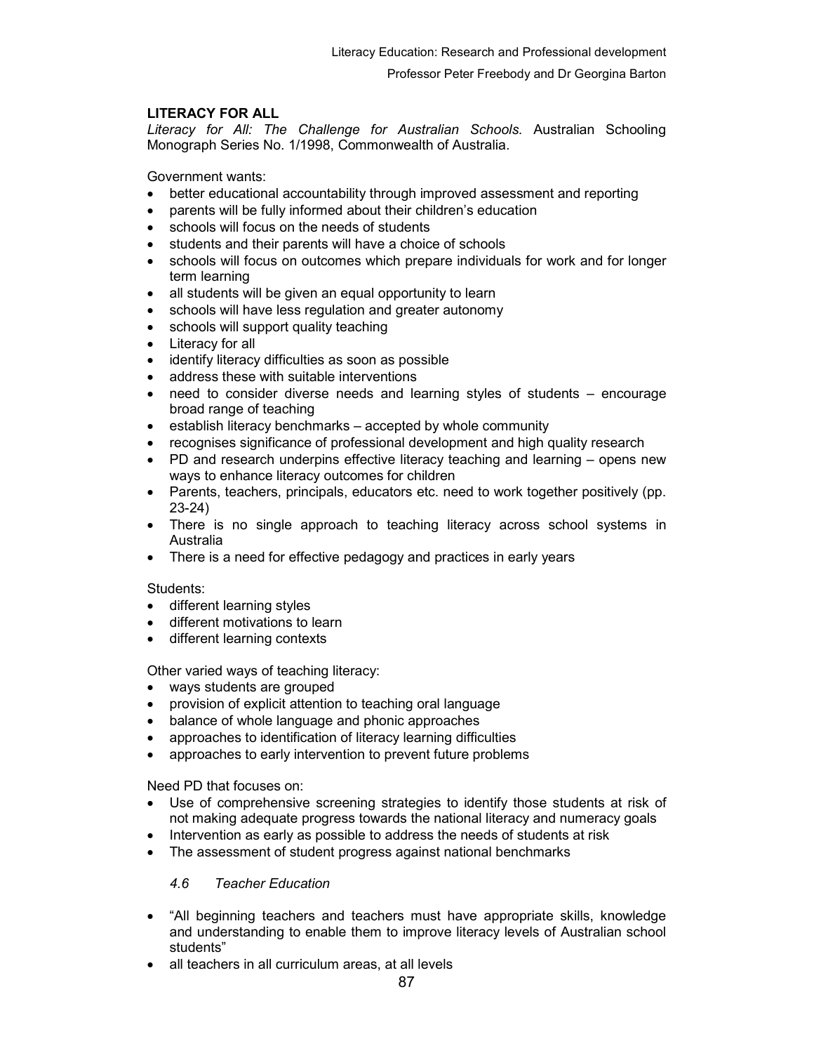## LITERACY FOR ALL

*Literacy for All: The Challenge for Australian Schools.* Australian Schooling Monograph Series No. 1/1998, Commonwealth of Australia.

Government wants:

- better educational accountability through improved assessment and reporting
- parents will be fully informed about their children's education
- schools will focus on the needs of students
- students and their parents will have a choice of schools
- schools will focus on outcomes which prepare individuals for work and for longer term learning
- all students will be given an equal opportunity to learn
- schools will have less regulation and greater autonomy
- schools will support quality teaching
- Literacy for all
- identify literacy difficulties as soon as possible
- address these with suitable interventions
- need to consider diverse needs and learning styles of students – encourage broad range of teaching
- establish literacy benchmarks – accepted by whole community
- recognises significance of professional development and high quality research
- PD and research underpins effective literacy teaching and learning – opens new ways to enhance literacy outcomes for children
- Parents, teachers, principals, educators etc. need to work together positively (pp. 23-24)
- There is no single approach to teaching literacy across school systems in Australia
- There is a need for effective pedagogy and practices in early years

Students:

- different learning styles
- different motivations to learn
- different learning contexts

Other varied ways of teaching literacy:

- ways students are grouped
- provision of explicit attention to teaching oral language
- balance of whole language and phonic approaches
- approaches to identification of literacy learning difficulties
- approaches to early intervention to prevent future problems

Need PD that focuses on:

- Use of comprehensive screening strategies to identify those students at risk of not making adequate progress towards the national literacy and numeracy goals
- Intervention as early as possible to address the needs of students at risk
- The assessment of student progress against national benchmarks

### *4.6 Teacher Education*

- "All beginning teachers and teachers must have appropriate skills, knowledge and understanding to enable them to improve literacy levels of Australian school students"
- all teachers in all curriculum areas, at all levels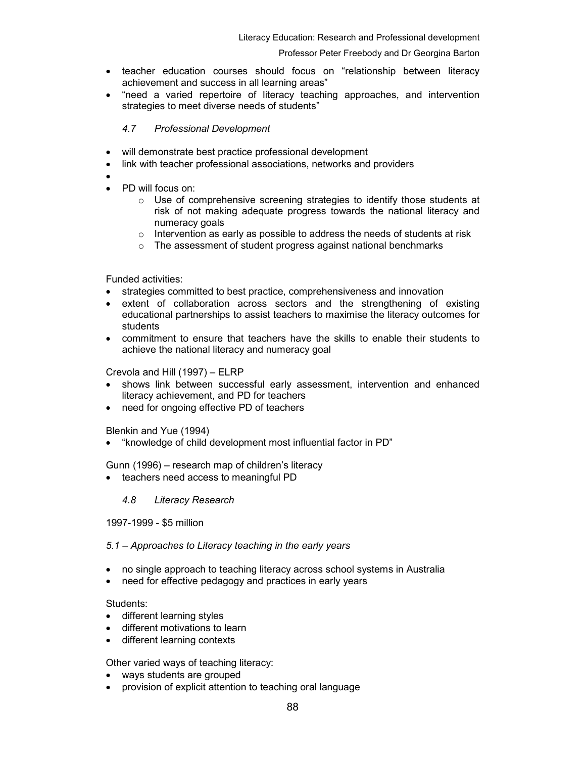- teacher education courses should focus on "relationship between literacy achievement and success in all learning areas"
- "need a varied repertoire of literacy teaching approaches, and intervention strategies to meet diverse needs of students"

### *4.7 Professional Development*

- will demonstrate best practice professional development
- link with teacher professional associations, networks and providers
- 
- PD will focus on:
    - Use of comprehensive screening strategies to identify those students at risk of not making adequate progress towards the national literacy and numeracy goals
    - Intervention as early as possible to address the needs of students at risk
    - The assessment of student progress against national benchmarks

Funded activities:

- strategies committed to best practice, comprehensiveness and innovation
- extent of collaboration across sectors and the strengthening of existing educational partnerships to assist teachers to maximise the literacy outcomes for students
- commitment to ensure that teachers have the skills to enable their students to achieve the national literacy and numeracy goal

Crevola and Hill (1997) – ELRP

- shows link between successful early assessment, intervention and enhanced literacy achievement, and PD for teachers
- need for ongoing effective PD of teachers

Blenkin and Yue (1994)

- "knowledge of child development most influential factor in PD"

Gunn (1996) – research map of children's literacy

- teachers need access to meaningful PD

### *4.8 Literacy Research*

1997-1999 - $5 million

*5.1 – Approaches to Literacy teaching in the early years*

- no single approach to teaching literacy across school systems in Australia
- need for effective pedagogy and practices in early years

Students:

- different learning styles
- different motivations to learn
- different learning contexts

Other varied ways of teaching literacy:

- ways students are grouped
- provision of explicit attention to teaching oral language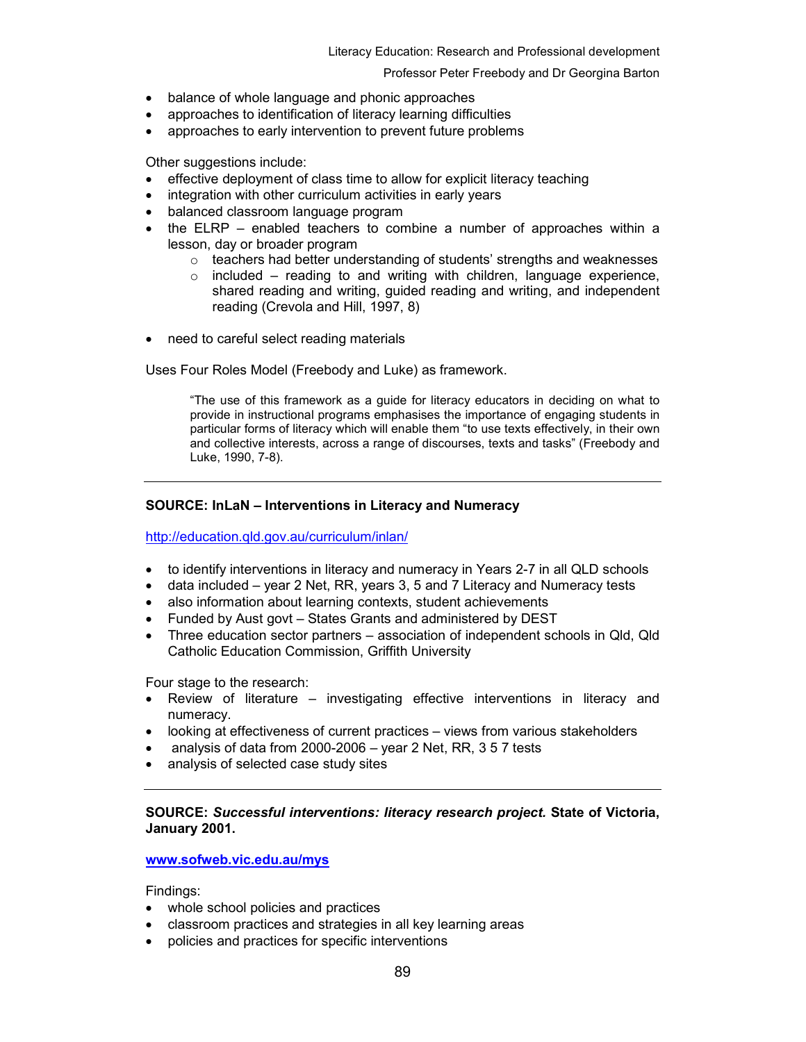- balance of whole language and phonic approaches
- approaches to identification of literacy learning difficulties
- approaches to early intervention to prevent future problems

Other suggestions include:

- effective deployment of class time to allow for explicit literacy teaching
- integration with other curriculum activities in early years
- balanced classroom language program
- the ELRP – enabled teachers to combine a number of approaches within a lesson, day or broader program
    - teachers had better understanding of students' strengths and weaknesses
    - included – reading to and writing with children, language experience, shared reading and writing, guided reading and writing, and independent reading (Crevola and Hill, 1997, 8)

- need to careful select reading materials

Uses Four Roles Model (Freebody and Luke) as framework.

> "The use of this framework as a guide for literacy educators in deciding on what to provide in instructional programs emphasises the importance of engaging students in particular forms of literacy which will enable them "to use texts effectively, in their own and collective interests, across a range of discourses, texts and tasks" (Freebody and Luke, 1990, 7-8).

---

**SOURCE: InLaN – Interventions in Literacy and Numeracy**

http://education.qld.gov.au/curriculum/inlan/

- to identify interventions in literacy and numeracy in Years 2-7 in all QLD schools
- data included – year 2 Net, RR, years 3, 5 and 7 Literacy and Numeracy tests
- also information about learning contexts, student achievements
- Funded by Aust govt – States Grants and administered by DEST
- Three education sector partners – association of independent schools in Qld, Qld Catholic Education Commission, Griffith University

Four stage to the research:

- Review of literature – investigating effective interventions in literacy and numeracy.
- looking at effectiveness of current practices – views from various stakeholders
- analysis of data from 2000-2006 – year 2 Net, RR, 3 5 7 tests
- analysis of selected case study sites

---

**SOURCE: *Successful interventions: literacy research project.* State of Victoria, January 2001.**

**www.sofweb.vic.edu.au/mys**

Findings:

- whole school policies and practices
- classroom practices and strategies in all key learning areas
- policies and practices for specific interventions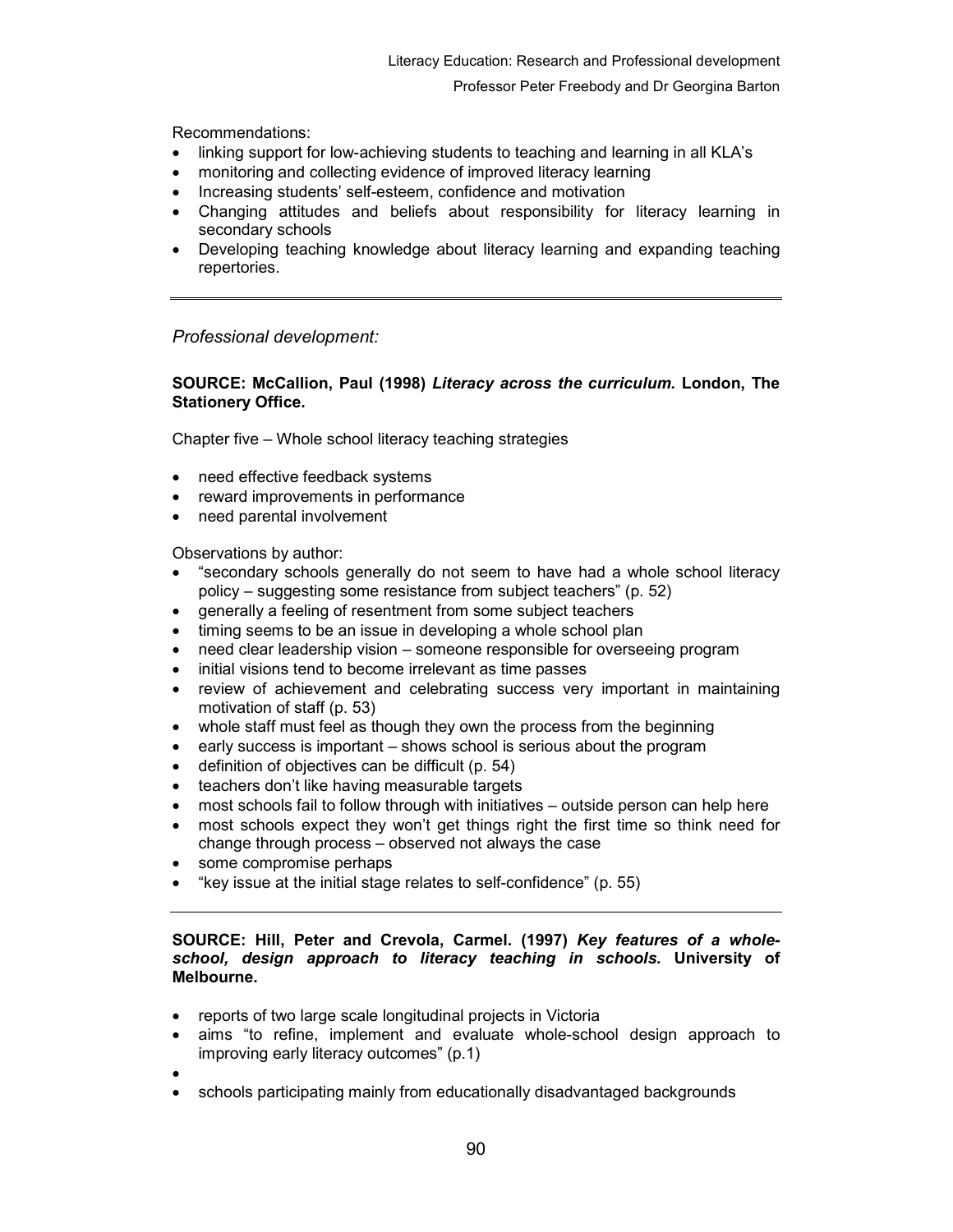Recommendations:

- linking support for low-achieving students to teaching and learning in all KLA's
- monitoring and collecting evidence of improved literacy learning
- Increasing students' self-esteem, confidence and motivation
- Changing attitudes and beliefs about responsibility for literacy learning in secondary schools
- Developing teaching knowledge about literacy learning and expanding teaching repertories.

---

*Professional development:*

**SOURCE: McCallion, Paul (1998) *Literacy across the curriculum.* London, The Stationery Office.**

Chapter five – Whole school literacy teaching strategies

- need effective feedback systems
- reward improvements in performance
- need parental involvement

Observations by author:

- "secondary schools generally do not seem to have had a whole school literacy policy – suggesting some resistance from subject teachers" (p. 52)
- generally a feeling of resentment from some subject teachers
- timing seems to be an issue in developing a whole school plan
- need clear leadership vision – someone responsible for overseeing program
- initial visions tend to become irrelevant as time passes
- review of achievement and celebrating success very important in maintaining motivation of staff (p. 53)
- whole staff must feel as though they own the process from the beginning
- early success is important – shows school is serious about the program
- definition of objectives can be difficult (p. 54)
- teachers don't like having measurable targets
- most schools fail to follow through with initiatives – outside person can help here
- most schools expect they won't get things right the first time so think need for change through process – observed not always the case
- some compromise perhaps
- "key issue at the initial stage relates to self-confidence" (p. 55)

---

**SOURCE: Hill, Peter and Crevola, Carmel. (1997) *Key features of a whole-school, design approach to literacy teaching in schools.* University of Melbourne.**

- reports of two large scale longitudinal projects in Victoria
- aims "to refine, implement and evaluate whole-school design approach to improving early literacy outcomes" (p.1)
- 
- schools participating mainly from educationally disadvantaged backgrounds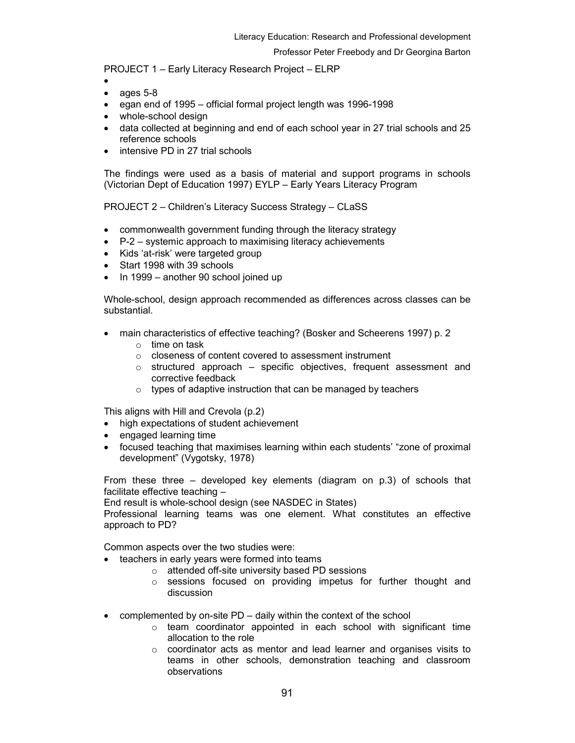PROJECT 1 – Early Literacy Research Project – ELRP

- 
- ages 5-8
- egan end of 1995 – official formal project length was 1996-1998
- whole-school design
- data collected at beginning and end of each school year in 27 trial schools and 25 reference schools
- intensive PD in 27 trial schools

The findings were used as a basis of material and support programs in schools (Victorian Dept of Education 1997) EYLP – Early Years Literacy Program

PROJECT 2 – Children's Literacy Success Strategy – CLaSS

- commonwealth government funding through the literacy strategy
- P-2 – systemic approach to maximising literacy achievements
- Kids 'at-risk' were targeted group
- Start 1998 with 39 schools
- In 1999 – another 90 school joined up

Whole-school, design approach recommended as differences across classes can be substantial.

- main characteristics of effective teaching? (Bosker and Scheerens 1997) p. 2
    - time on task
    - closeness of content covered to assessment instrument
    - structured approach – specific objectives, frequent assessment and corrective feedback
    - types of adaptive instruction that can be managed by teachers

This aligns with Hill and Crevola (p.2)

- high expectations of student achievement
- engaged learning time
- focused teaching that maximises learning within each students' "zone of proximal development" (Vygotsky, 1978)

From these three – developed key elements (diagram on p.3) of schools that facilitate effective teaching –
End result is whole-school design (see NASDEC in States)
Professional learning teams was one element. What constitutes an effective approach to PD?

Common aspects over the two studies were:

- teachers in early years were formed into teams
    - attended off-site university based PD sessions
    - sessions focused on providing impetus for further thought and discussion

- complemented by on-site PD – daily within the context of the school
    - team coordinator appointed in each school with significant time allocation to the role
    - coordinator acts as mentor and lead learner and organises visits to teams in other schools, demonstration teaching and classroom observations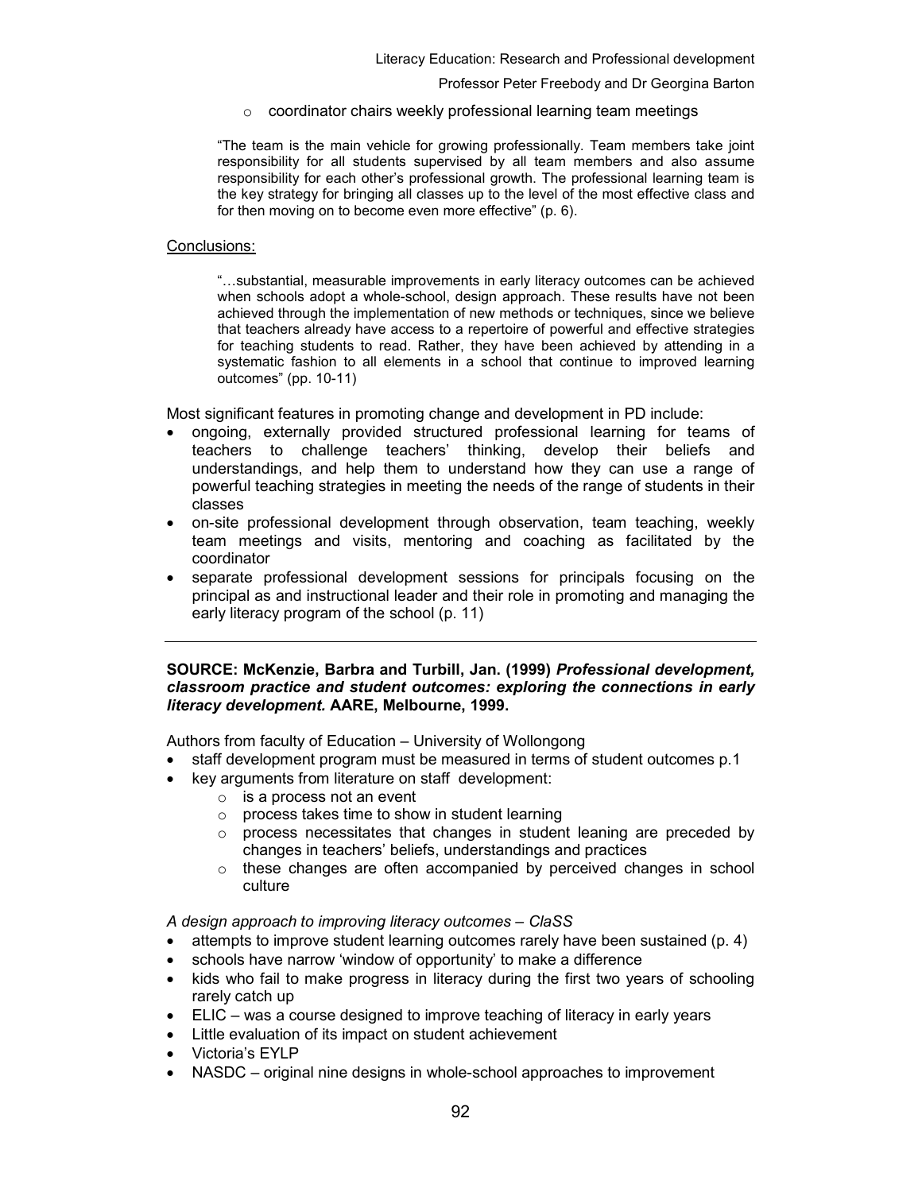- coordinator chairs weekly professional learning team meetings

> "The team is the main vehicle for growing professionally. Team members take joint responsibility for all students supervised by all team members and also assume responsibility for each other's professional growth. The professional learning team is the key strategy for bringing all classes up to the level of the most effective class and for then moving on to become even more effective" (p. 6).

Conclusions:

> "…substantial, measurable improvements in early literacy outcomes can be achieved when schools adopt a whole-school, design approach. These results have not been achieved through the implementation of new methods or techniques, since we believe that teachers already have access to a repertoire of powerful and effective strategies for teaching students to read. Rather, they have been achieved by attending in a systematic fashion to all elements in a school that continue to improved learning outcomes" (pp. 10-11)

Most significant features in promoting change and development in PD include:

- ongoing, externally provided structured professional learning for teams of teachers to challenge teachers' thinking, develop their beliefs and understandings, and help them to understand how they can use a range of powerful teaching strategies in meeting the needs of the range of students in their classes
- on-site professional development through observation, team teaching, weekly team meetings and visits, mentoring and coaching as facilitated by the coordinator
- separate professional development sessions for principals focusing on the principal as and instructional leader and their role in promoting and managing the early literacy program of the school (p. 11)

---

**SOURCE: McKenzie, Barbra and Turbill, Jan. (1999) *Professional development, classroom practice and student outcomes: exploring the connections in early literacy development.* AARE, Melbourne, 1999.**

Authors from faculty of Education – University of Wollongong

- staff development program must be measured in terms of student outcomes p.1
- key arguments from literature on staff development:
  - is a process not an event
  - process takes time to show in student learning
  - process necessitates that changes in student leaning are preceded by changes in teachers' beliefs, understandings and practices
  - these changes are often accompanied by perceived changes in school culture

*A design approach to improving literacy outcomes – ClaSS*

- attempts to improve student learning outcomes rarely have been sustained (p. 4)
- schools have narrow 'window of opportunity' to make a difference
- kids who fail to make progress in literacy during the first two years of schooling rarely catch up
- ELIC – was a course designed to improve teaching of literacy in early years
- Little evaluation of its impact on student achievement
- Victoria's EYLP
- NASDC – original nine designs in whole-school approaches to improvement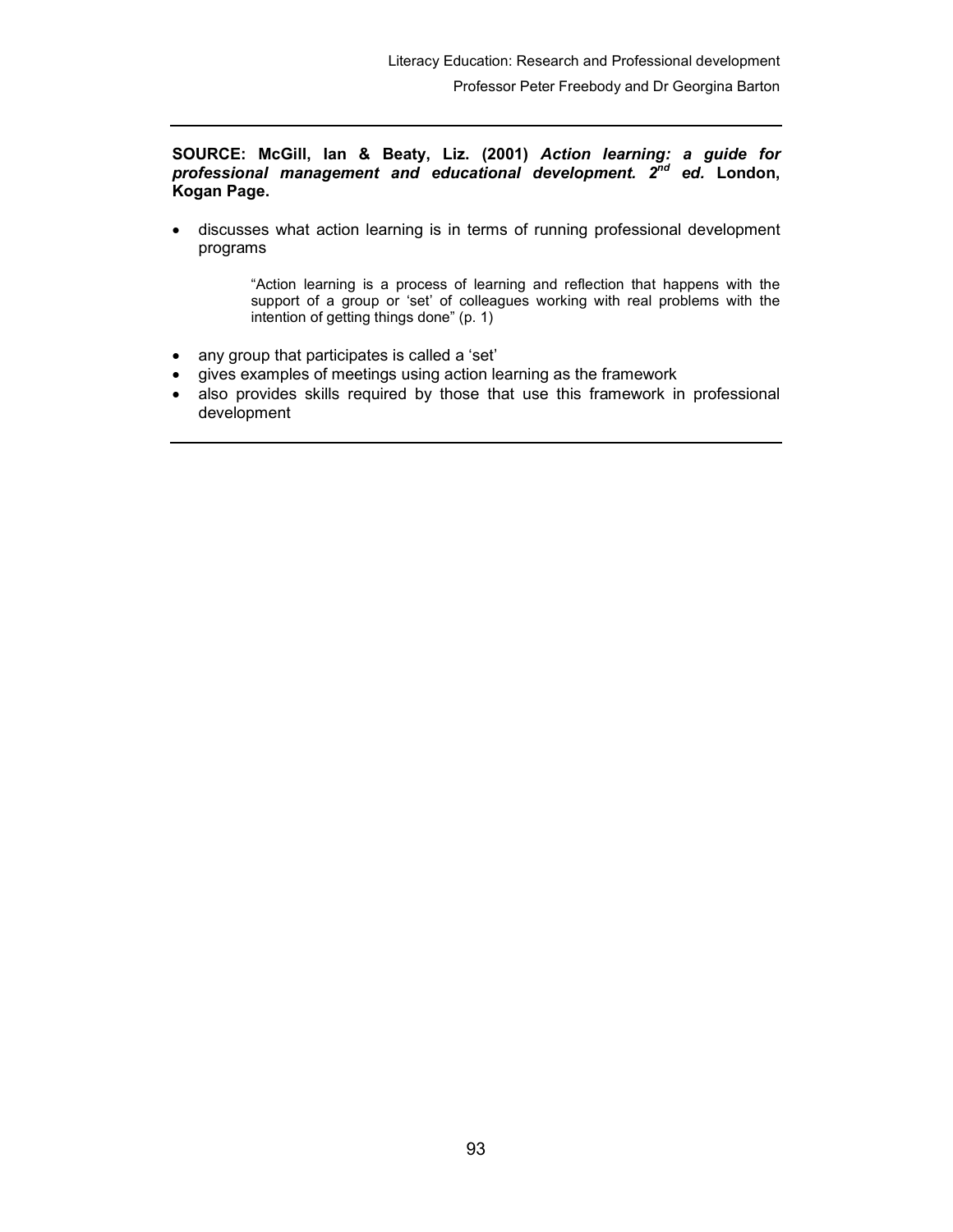**SOURCE: McGill, Ian & Beaty, Liz. (2001)** ***Action learning: a guide for professional management and educational development. 2nd ed.*** **London, Kogan Page.**

- discusses what action learning is in terms of running professional development programs

> "Action learning is a process of learning and reflection that happens with the support of a group or 'set' of colleagues working with real problems with the intention of getting things done" (p. 1)

- any group that participates is called a 'set'
- gives examples of meetings using action learning as the framework
- also provides skills required by those that use this framework in professional development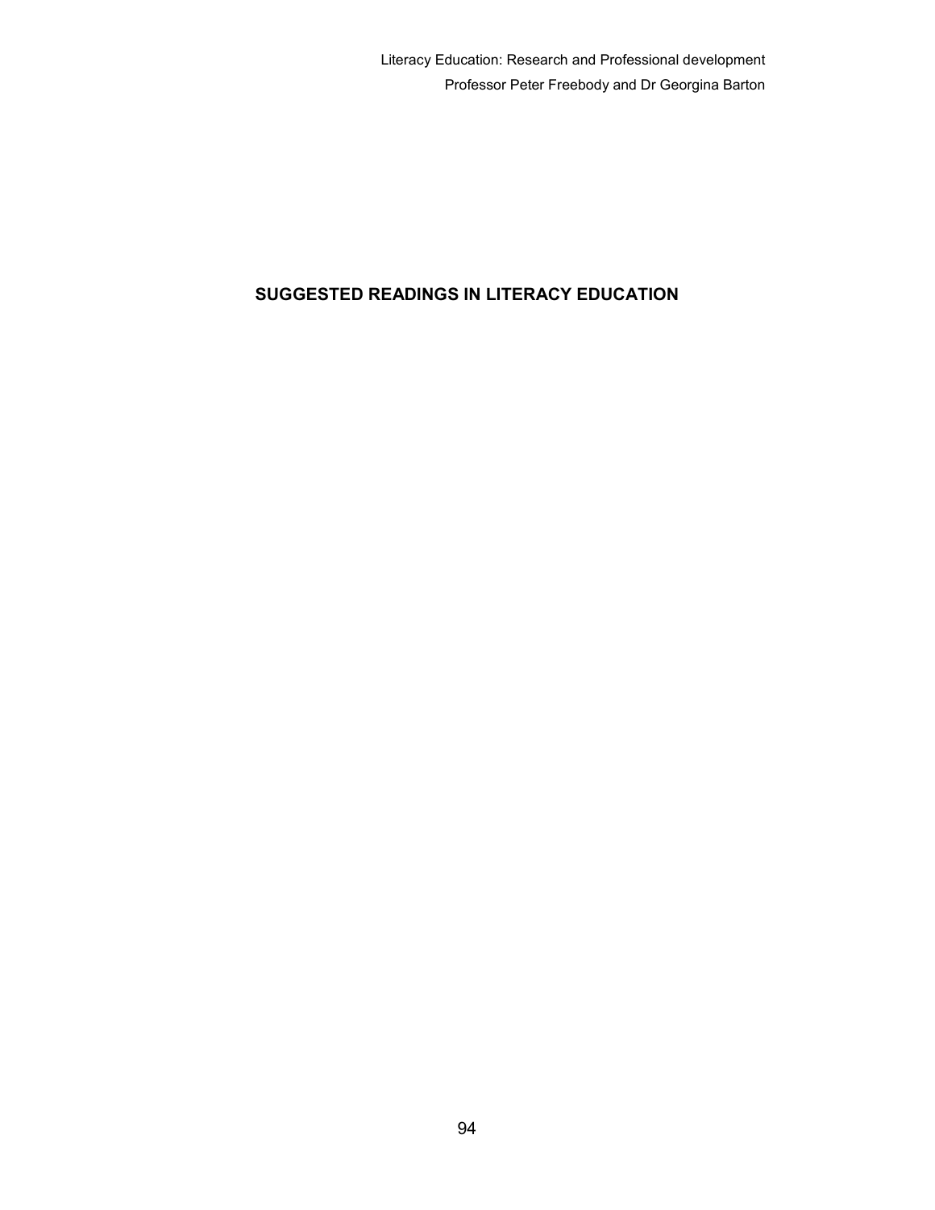# SUGGESTED READINGS IN LITERACY EDUCATION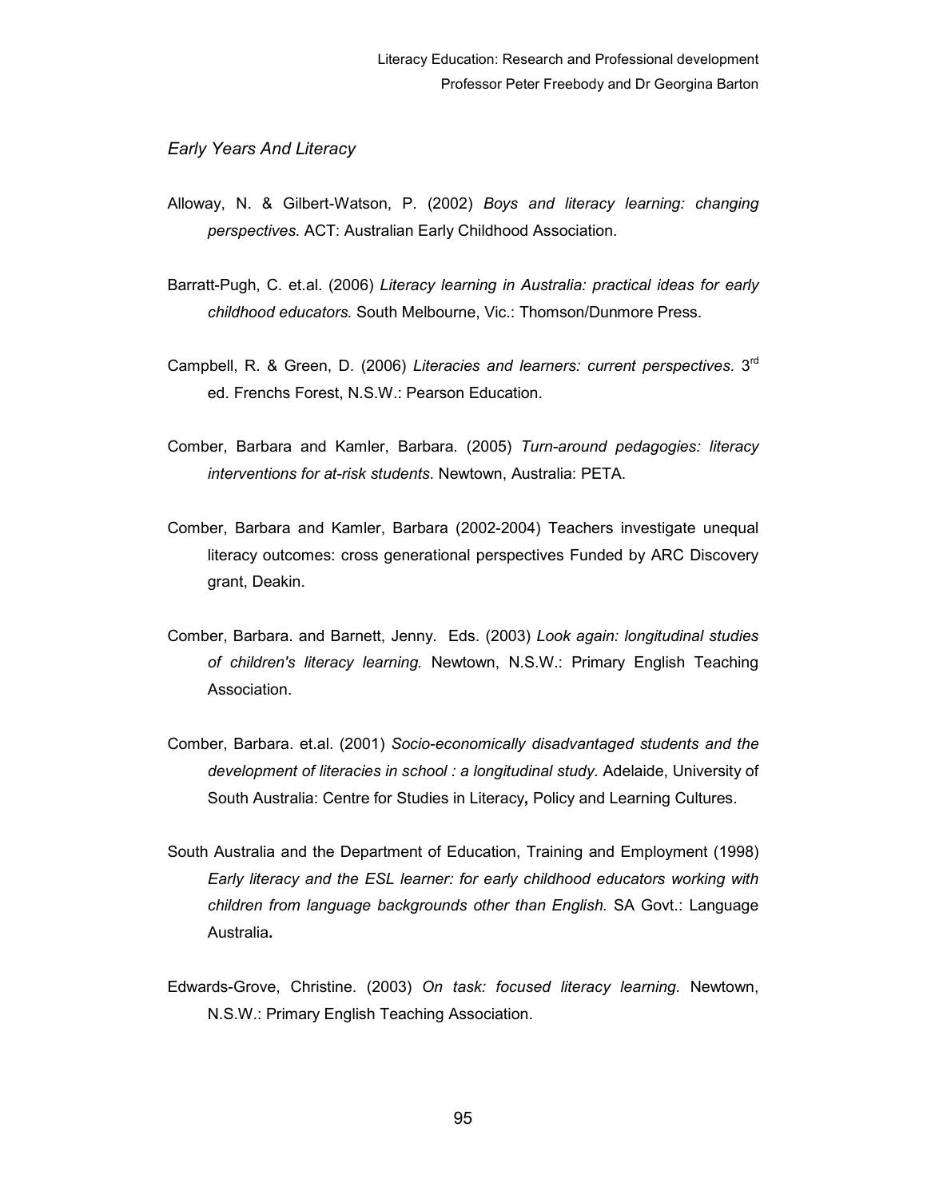*Early Years And Literacy*

Alloway, N. & Gilbert-Watson, P. (2002) *Boys and literacy learning: changing perspectives.* ACT: Australian Early Childhood Association.

Barratt-Pugh, C. et.al. (2006) *Literacy learning in Australia: practical ideas for early childhood educators.* South Melbourne, Vic.: Thomson/Dunmore Press.

Campbell, R. & Green, D. (2006) *Literacies and learners: current perspectives.* 3rd ed. Frenchs Forest, N.S.W.: Pearson Education.

Comber, Barbara and Kamler, Barbara. (2005) *Turn-around pedagogies: literacy interventions for at-risk students*. Newtown, Australia: PETA.

Comber, Barbara and Kamler, Barbara (2002-2004) Teachers investigate unequal literacy outcomes: cross generational perspectives Funded by ARC Discovery grant, Deakin.

Comber, Barbara. and Barnett, Jenny. Eds. (2003) *Look again: longitudinal studies of children's literacy learning.* Newtown, N.S.W.: Primary English Teaching Association.

Comber, Barbara. et.al. (2001) *Socio-economically disadvantaged students and the development of literacies in school : a longitudinal study.* Adelaide, University of South Australia: Centre for Studies in Literacy**,** Policy and Learning Cultures.

South Australia and the Department of Education, Training and Employment (1998) *Early literacy and the ESL learner: for early childhood educators working with children from language backgrounds other than English.* SA Govt.: Language Australia**.**

Edwards-Grove, Christine. (2003) *On task: focused literacy learning.* Newtown, N.S.W.: Primary English Teaching Association.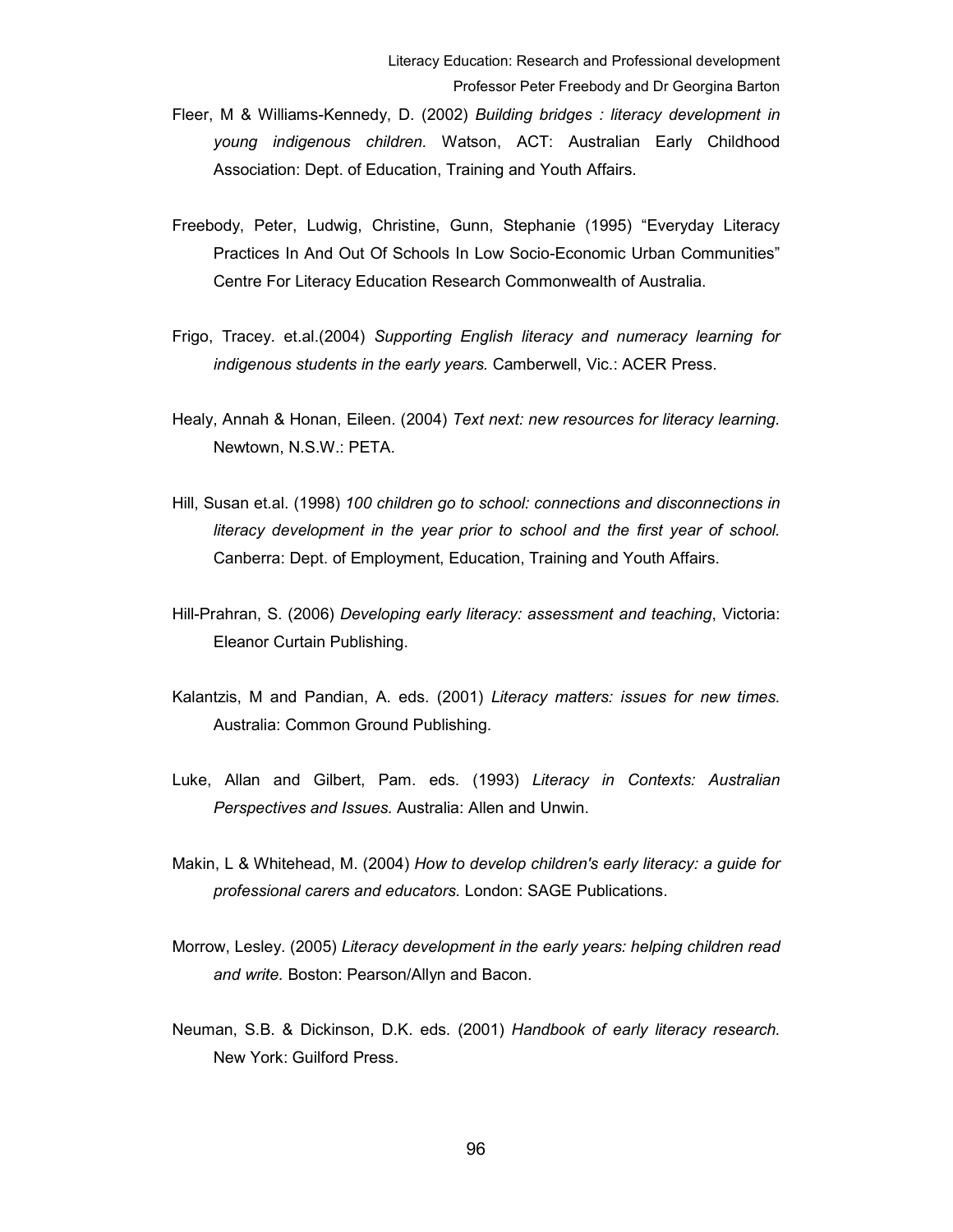Fleer, M & Williams-Kennedy, D. (2002) *Building bridges : literacy development in young indigenous children.* Watson, ACT: Australian Early Childhood Association: Dept. of Education, Training and Youth Affairs.

Freebody, Peter, Ludwig, Christine, Gunn, Stephanie (1995) "Everyday Literacy Practices In And Out Of Schools In Low Socio-Economic Urban Communities" Centre For Literacy Education Research Commonwealth of Australia.

Frigo, Tracey. et.al.(2004) *Supporting English literacy and numeracy learning for indigenous students in the early years.* Camberwell, Vic.: ACER Press.

Healy, Annah & Honan, Eileen. (2004) *Text next: new resources for literacy learning.* Newtown, N.S.W.: PETA.

Hill, Susan et.al. (1998) *100 children go to school: connections and disconnections in literacy development in the year prior to school and the first year of school.* Canberra: Dept. of Employment, Education, Training and Youth Affairs.

Hill-Prahran, S. (2006) *Developing early literacy: assessment and teaching*, Victoria: Eleanor Curtain Publishing.

Kalantzis, M and Pandian, A. eds. (2001) *Literacy matters: issues for new times.* Australia: Common Ground Publishing.

Luke, Allan and Gilbert, Pam. eds. (1993) *Literacy in Contexts: Australian Perspectives and Issues.* Australia: Allen and Unwin.

Makin, L & Whitehead, M. (2004) *How to develop children's early literacy: a guide for professional carers and educators.* London: SAGE Publications.

Morrow, Lesley. (2005) *Literacy development in the early years: helping children read and write.* Boston: Pearson/Allyn and Bacon.

Neuman, S.B. & Dickinson, D.K. eds. (2001) *Handbook of early literacy research.* New York: Guilford Press.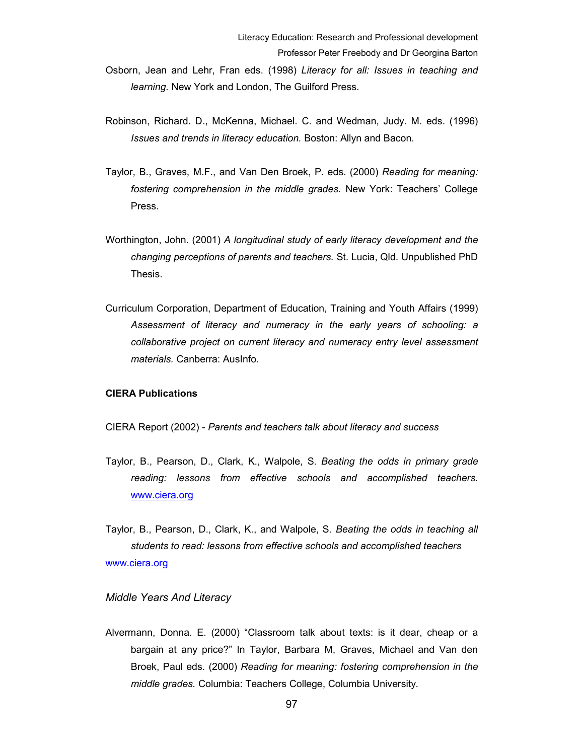Osborn, Jean and Lehr, Fran eds. (1998) *Literacy for all: Issues in teaching and learning*. New York and London, The Guilford Press.

Robinson, Richard. D., McKenna, Michael. C. and Wedman, Judy. M. eds. (1996) *Issues and trends in literacy education.* Boston: Allyn and Bacon.

Taylor, B., Graves, M.F., and Van Den Broek, P. eds. (2000) *Reading for meaning: fostering comprehension in the middle grades.* New York: Teachers' College Press.

Worthington, John. (2001) *A longitudinal study of early literacy development and the changing perceptions of parents and teachers.* St. Lucia, Qld. Unpublished PhD Thesis.

Curriculum Corporation, Department of Education, Training and Youth Affairs (1999) *Assessment of literacy and numeracy in the early years of schooling: a collaborative project on current literacy and numeracy entry level assessment materials.* Canberra: AusInfo.

**CIERA Publications**

CIERA Report (2002) - *Parents and teachers talk about literacy and success*

Taylor, B., Pearson, D., Clark, K., Walpole, S. *Beating the odds in primary grade reading: lessons from effective schools and accomplished teachers.* www.ciera.org

Taylor, B., Pearson, D., Clark, K., and Walpole, S. *Beating the odds in teaching all students to read: lessons from effective schools and accomplished teachers* www.ciera.org

*Middle Years And Literacy*

Alvermann, Donna. E. (2000) "Classroom talk about texts: is it dear, cheap or a bargain at any price?" In Taylor, Barbara M, Graves, Michael and Van den Broek, Paul eds. (2000) *Reading for meaning: fostering comprehension in the middle grades.* Columbia: Teachers College, Columbia University.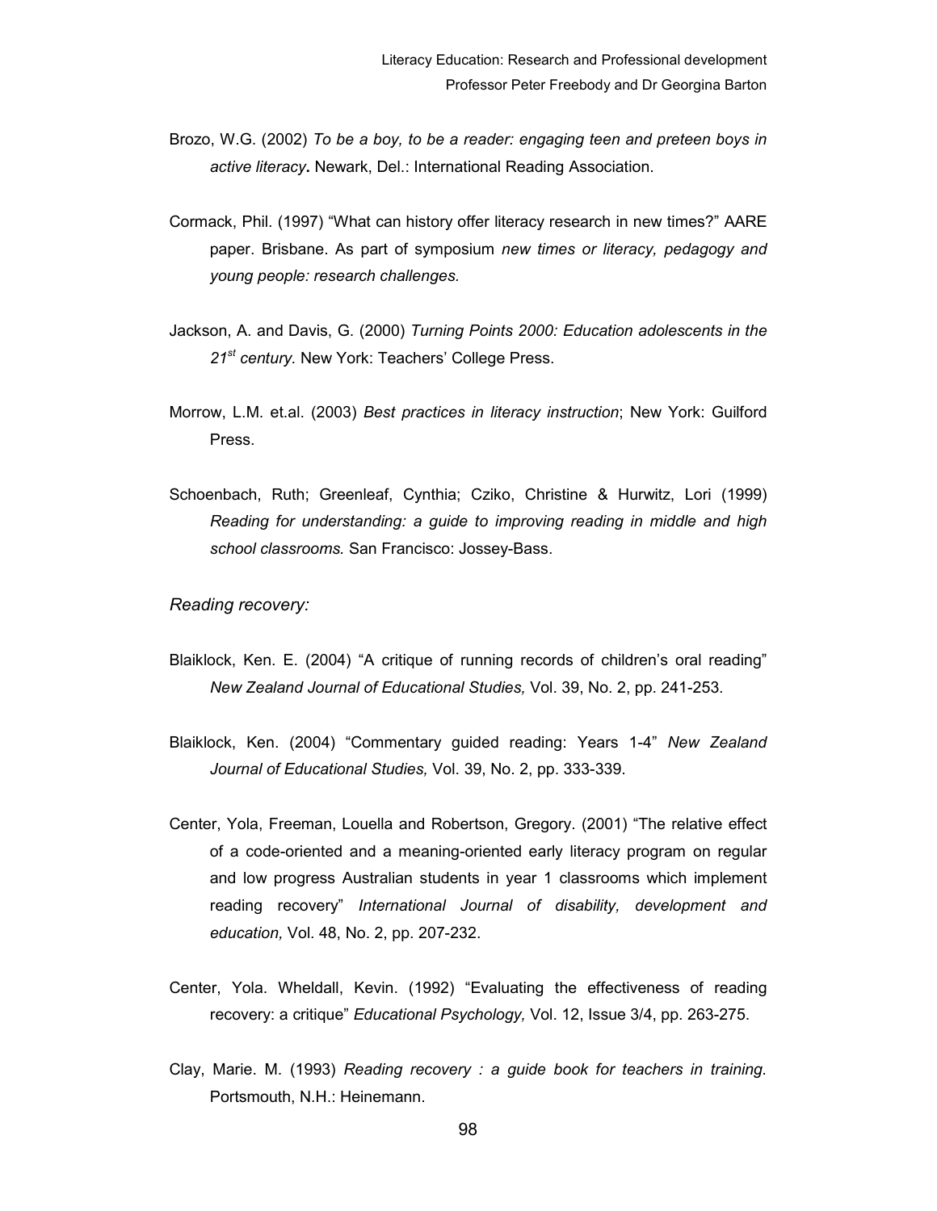Brozo, W.G. (2002) *To be a boy, to be a reader: engaging teen and preteen boys in active literacy***.** Newark, Del.: International Reading Association.

Cormack, Phil. (1997) "What can history offer literacy research in new times?" AARE paper. Brisbane. As part of symposium *new times or literacy, pedagogy and young people: research challenges.*

Jackson, A. and Davis, G. (2000) *Turning Points 2000: Education adolescents in the 21st century.* New York: Teachers' College Press.

Morrow, L.M. et.al. (2003) *Best practices in literacy instruction*; New York: Guilford Press.

Schoenbach, Ruth; Greenleaf, Cynthia; Cziko, Christine & Hurwitz, Lori (1999) *Reading for understanding: a guide to improving reading in middle and high school classrooms.* San Francisco: Jossey-Bass.

*Reading recovery:*

Blaiklock, Ken. E. (2004) "A critique of running records of children's oral reading" *New Zealand Journal of Educational Studies,* Vol. 39, No. 2, pp. 241-253.

Blaiklock, Ken. (2004) "Commentary guided reading: Years 1-4" *New Zealand Journal of Educational Studies,* Vol. 39, No. 2, pp. 333-339.

Center, Yola, Freeman, Louella and Robertson, Gregory. (2001) "The relative effect of a code-oriented and a meaning-oriented early literacy program on regular and low progress Australian students in year 1 classrooms which implement reading recovery" *International Journal of disability, development and education,* Vol. 48, No. 2, pp. 207-232.

Center, Yola. Wheldall, Kevin. (1992) "Evaluating the effectiveness of reading recovery: a critique" *Educational Psychology,* Vol. 12, Issue 3/4, pp. 263-275.

Clay, Marie. M. (1993) *Reading recovery : a guide book for teachers in training.* Portsmouth, N.H.: Heinemann.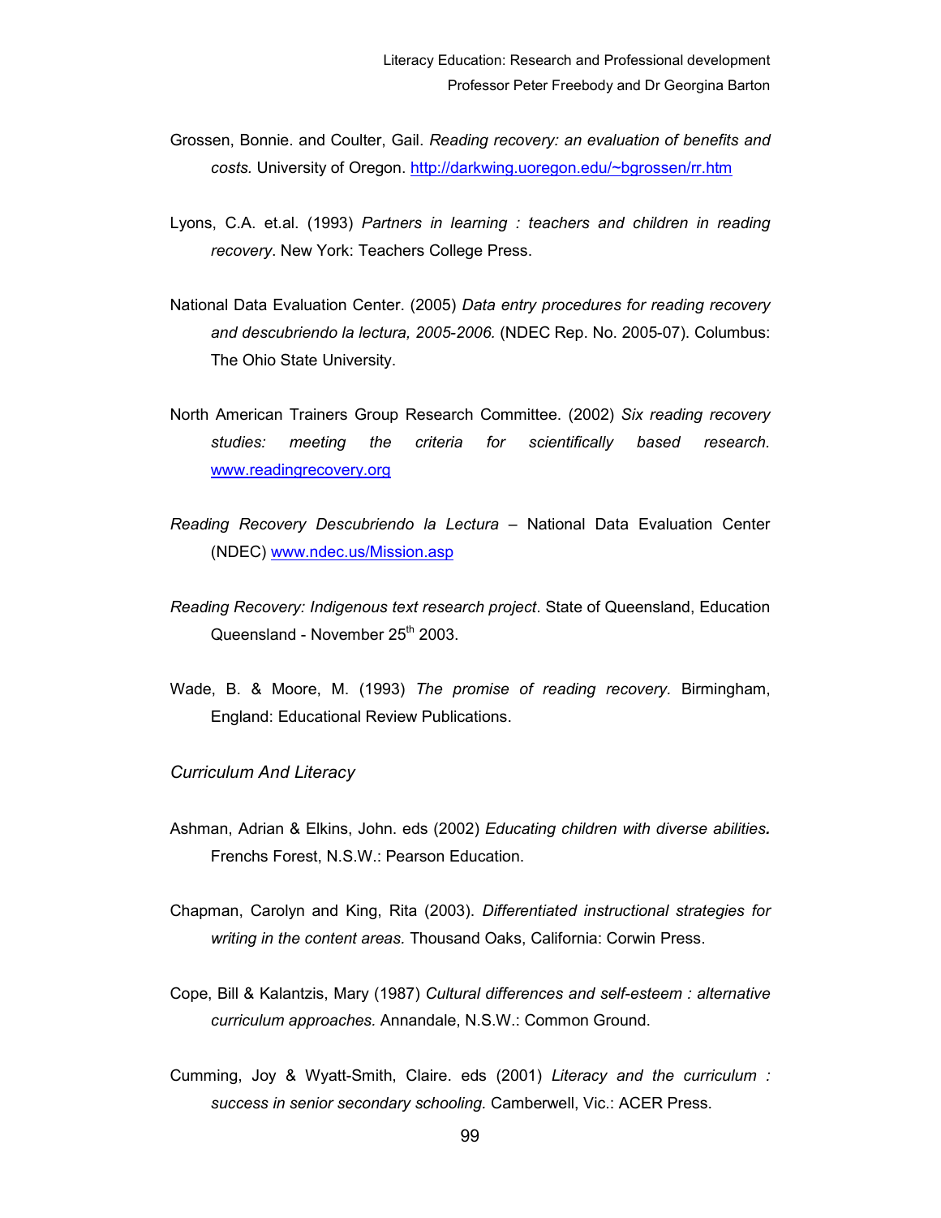Grossen, Bonnie. and Coulter, Gail. *Reading recovery: an evaluation of benefits and costs.* University of Oregon. http://darkwing.uoregon.edu/~bgrossen/rr.htm

Lyons, C.A. et.al. (1993) *Partners in learning : teachers and children in reading recovery*. New York: Teachers College Press.

National Data Evaluation Center. (2005) *Data entry procedures for reading recovery and descubriendo la lectura, 2005-2006.* (NDEC Rep. No. 2005-07). Columbus: The Ohio State University.

North American Trainers Group Research Committee. (2002) *Six reading recovery studies: meeting the criteria for scientifically based research.* www.readingrecovery.org

*Reading Recovery Descubriendo la Lectura* – National Data Evaluation Center (NDEC) www.ndec.us/Mission.asp

*Reading Recovery: Indigenous text research project*. State of Queensland, Education Queensland - November 25th 2003.

Wade, B. & Moore, M. (1993) *The promise of reading recovery.* Birmingham, England: Educational Review Publications.

### *Curriculum And Literacy*

Ashman, Adrian & Elkins, John. eds (2002) *Educating children with diverse abilities.* Frenchs Forest, N.S.W.: Pearson Education.

Chapman, Carolyn and King, Rita (2003). *Differentiated instructional strategies for writing in the content areas.* Thousand Oaks, California: Corwin Press.

Cope, Bill & Kalantzis, Mary (1987) *Cultural differences and self-esteem : alternative curriculum approaches.* Annandale, N.S.W.: Common Ground.

Cumming, Joy & Wyatt-Smith, Claire. eds (2001) *Literacy and the curriculum : success in senior secondary schooling.* Camberwell, Vic.: ACER Press.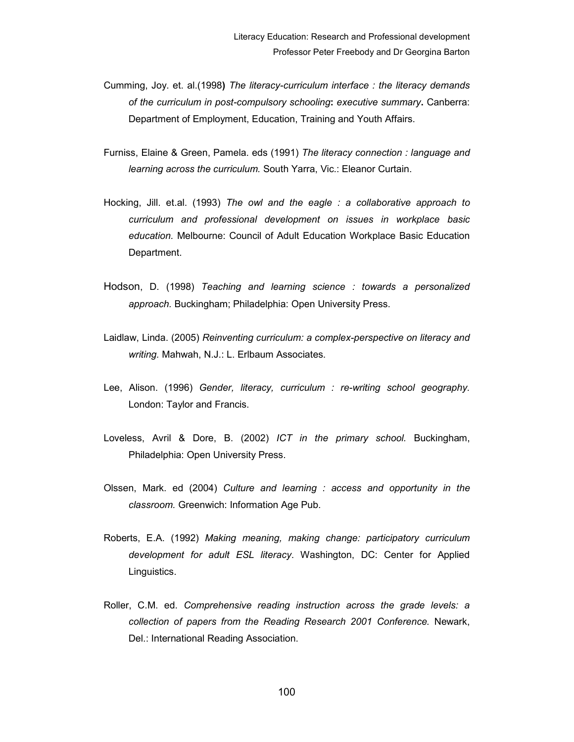Cumming, Joy. et. al.(1998**)** *The literacy-curriculum interface : the literacy demands of the curriculum in post-compulsory schooling***:** *executive summary***.** Canberra: Department of Employment, Education, Training and Youth Affairs.

Furniss, Elaine & Green, Pamela. eds (1991) *The literacy connection : language and learning across the curriculum.* South Yarra, Vic.: Eleanor Curtain.

Hocking, Jill. et.al. (1993) *The owl and the eagle : a collaborative approach to curriculum and professional development on issues in workplace basic education.* Melbourne: Council of Adult Education Workplace Basic Education Department.

Hodson, D. (1998) *Teaching and learning science : towards a personalized approach.* Buckingham; Philadelphia: Open University Press.

Laidlaw, Linda. (2005) *Reinventing curriculum: a complex-perspective on literacy and writing.* Mahwah, N.J.: L. Erlbaum Associates.

Lee, Alison. (1996) *Gender, literacy, curriculum : re-writing school geography.* London: Taylor and Francis.

Loveless, Avril & Dore, B. (2002) *ICT in the primary school.* Buckingham, Philadelphia: Open University Press.

Olssen, Mark. ed (2004) *Culture and learning : access and opportunity in the classroom.* Greenwich: Information Age Pub.

Roberts, E.A. (1992) *Making meaning, making change: participatory curriculum development for adult ESL literacy*. Washington, DC: Center for Applied Linguistics.

Roller, C.M. ed. *Comprehensive reading instruction across the grade levels: a collection of papers from the Reading Research 2001 Conference.* Newark, Del.: International Reading Association.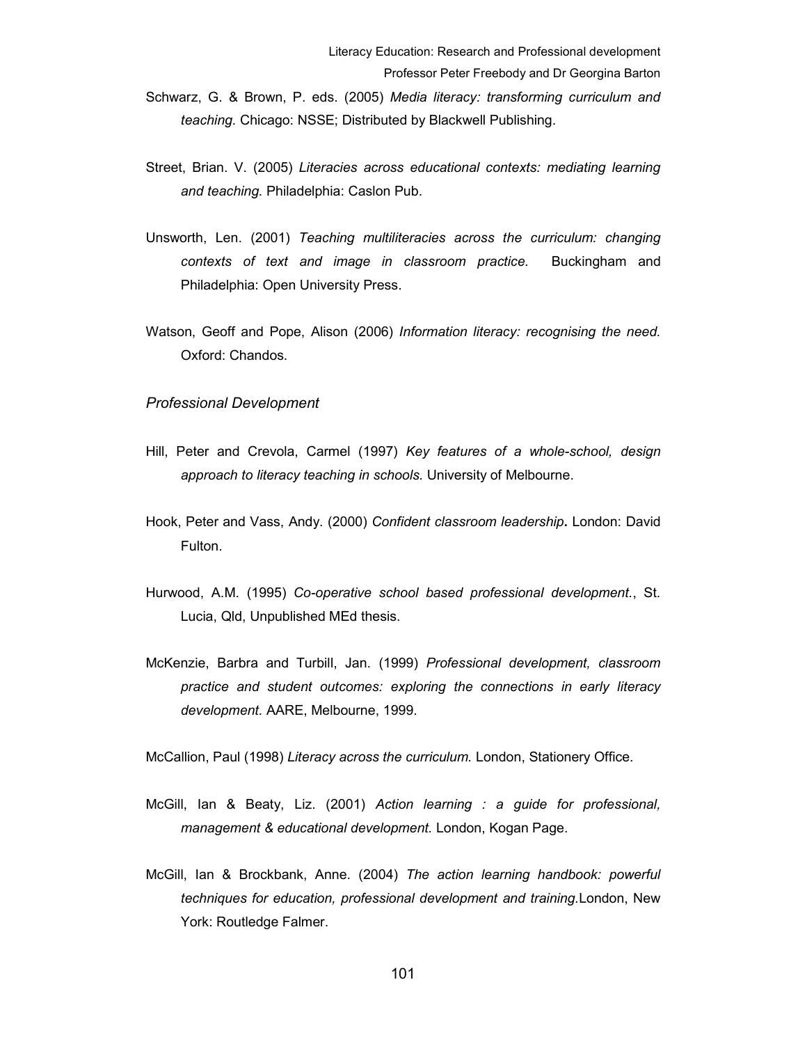Schwarz, G. & Brown, P. eds. (2005) *Media literacy: transforming curriculum and teaching.* Chicago: NSSE; Distributed by Blackwell Publishing.

Street, Brian. V. (2005) *Literacies across educational contexts: mediating learning and teaching.* Philadelphia: Caslon Pub.

Unsworth, Len. (2001) *Teaching multiliteracies across the curriculum: changing contexts of text and image in classroom practice.* Buckingham and Philadelphia: Open University Press.

Watson, Geoff and Pope, Alison (2006) *Information literacy: recognising the need.* Oxford: Chandos.

### *Professional Development*

Hill, Peter and Crevola, Carmel (1997) *Key features of a whole-school, design approach to literacy teaching in schools.* University of Melbourne.

Hook, Peter and Vass, Andy. (2000) *Confident classroom leadership***.** London: David Fulton.

Hurwood, A.M. (1995) *Co-operative school based professional development.*, St. Lucia, Qld, Unpublished MEd thesis.

McKenzie, Barbra and Turbill, Jan. (1999) *Professional development, classroom practice and student outcomes: exploring the connections in early literacy development.* AARE, Melbourne, 1999.

McCallion, Paul (1998) *Literacy across the curriculum.* London, Stationery Office.

McGill, Ian & Beaty, Liz. (2001) *Action learning : a guide for professional, management & educational development.* London, Kogan Page.

McGill, Ian & Brockbank, Anne. (2004) *The action learning handbook: powerful techniques for education, professional development and training.*London, New York: Routledge Falmer.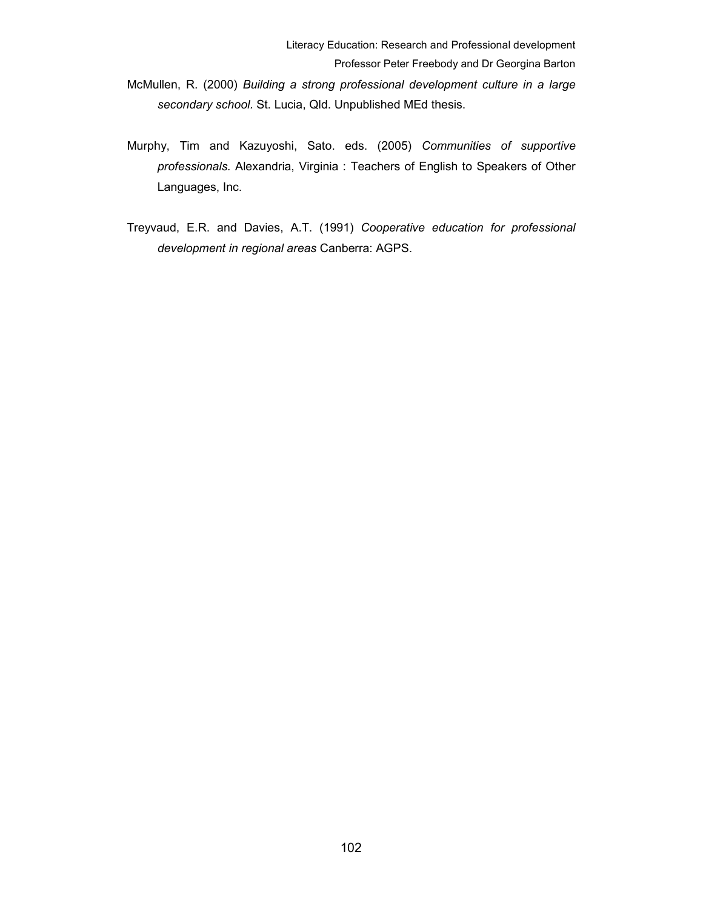McMullen, R. (2000) *Building a strong professional development culture in a large secondary school.* St. Lucia, Qld. Unpublished MEd thesis.

Murphy, Tim and Kazuyoshi, Sato. eds. (2005) *Communities of supportive professionals.* Alexandria, Virginia : Teachers of English to Speakers of Other Languages, Inc.

Treyvaud, E.R. and Davies, A.T. (1991) *Cooperative education for professional development in regional areas* Canberra: AGPS.